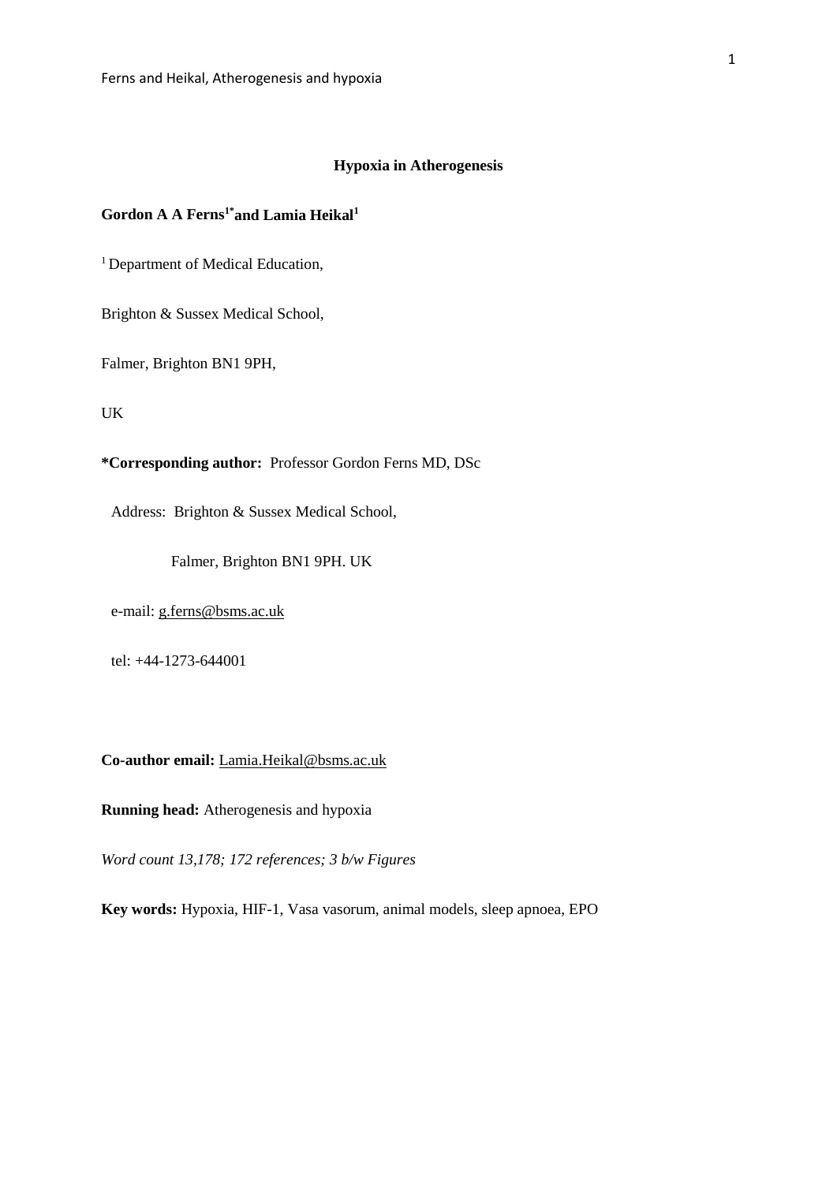# Hypoxia in Atherogenesis

**Gordon A A Ferns[1*] and Lamia Heikal[1]**

[1] Department of Medical Education,

Brighton & Sussex Medical School,

Falmer, Brighton BN1 9PH,

UK

**\*Corresponding author:** Professor Gordon Ferns MD, DSc

Address: Brighton & Sussex Medical School,

Falmer, Brighton BN1 9PH. UK

e-mail: g.ferns@bsms.ac.uk

tel: +44-1273-644001

**Co-author email:** Lamia.Heikal@bsms.ac.uk

**Running head:** Atherogenesis and hypoxia

*Word count 13,178; 172 references; 3 b/w Figures*

**Key words:** Hypoxia, HIF-1, Vasa vasorum, animal models, sleep apnoea, EPO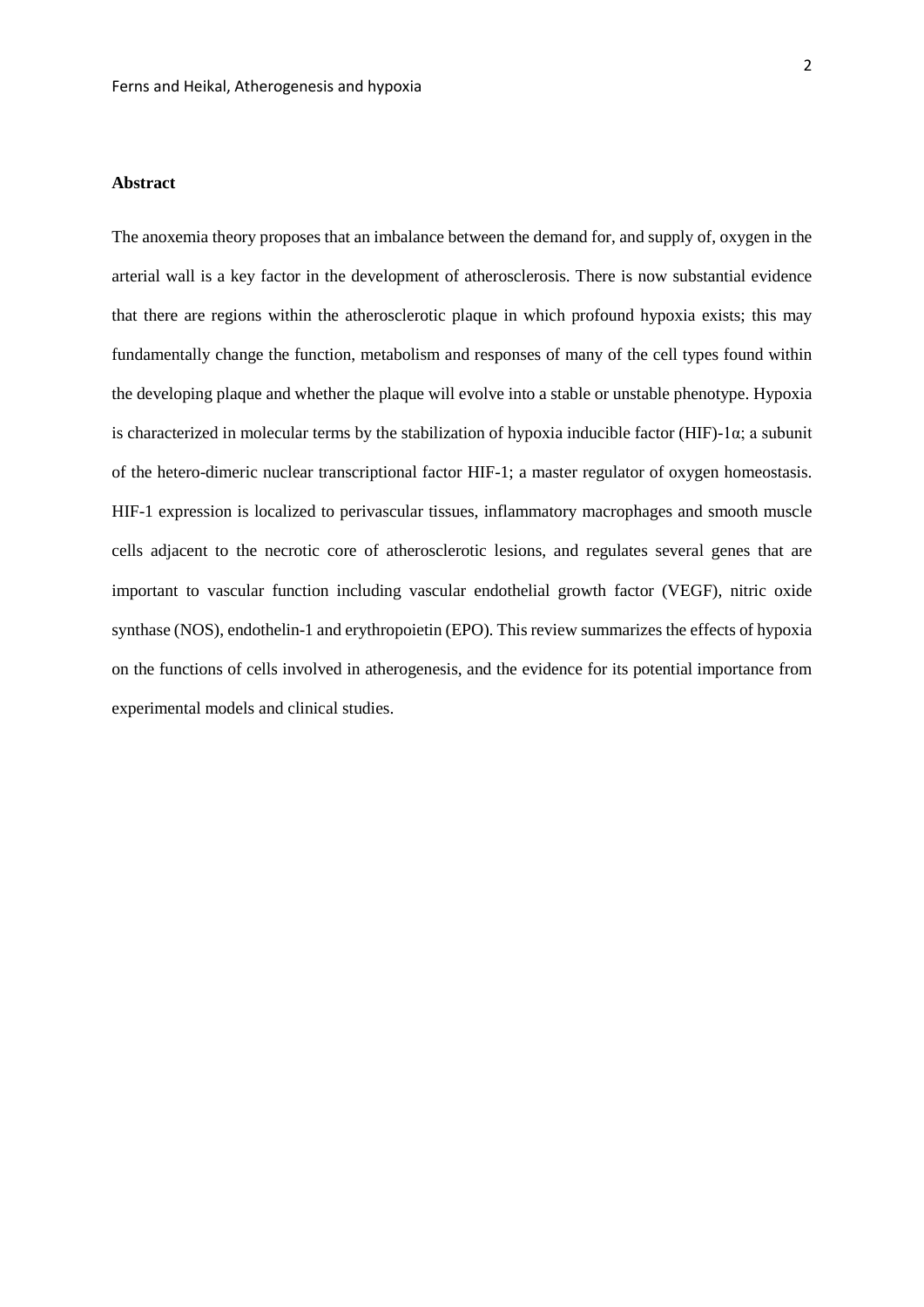**Abstract**

The anoxemia theory proposes that an imbalance between the demand for, and supply of, oxygen in the arterial wall is a key factor in the development of atherosclerosis. There is now substantial evidence that there are regions within the atherosclerotic plaque in which profound hypoxia exists; this may fundamentally change the function, metabolism and responses of many of the cell types found within the developing plaque and whether the plaque will evolve into a stable or unstable phenotype. Hypoxia is characterized in molecular terms by the stabilization of hypoxia inducible factor (HIF)-1α; a subunit of the hetero-dimeric nuclear transcriptional factor HIF-1; a master regulator of oxygen homeostasis. HIF-1 expression is localized to perivascular tissues, inflammatory macrophages and smooth muscle cells adjacent to the necrotic core of atherosclerotic lesions, and regulates several genes that are important to vascular function including vascular endothelial growth factor (VEGF), nitric oxide synthase (NOS), endothelin-1 and erythropoietin (EPO). This review summarizes the effects of hypoxia on the functions of cells involved in atherogenesis, and the evidence for its potential importance from experimental models and clinical studies.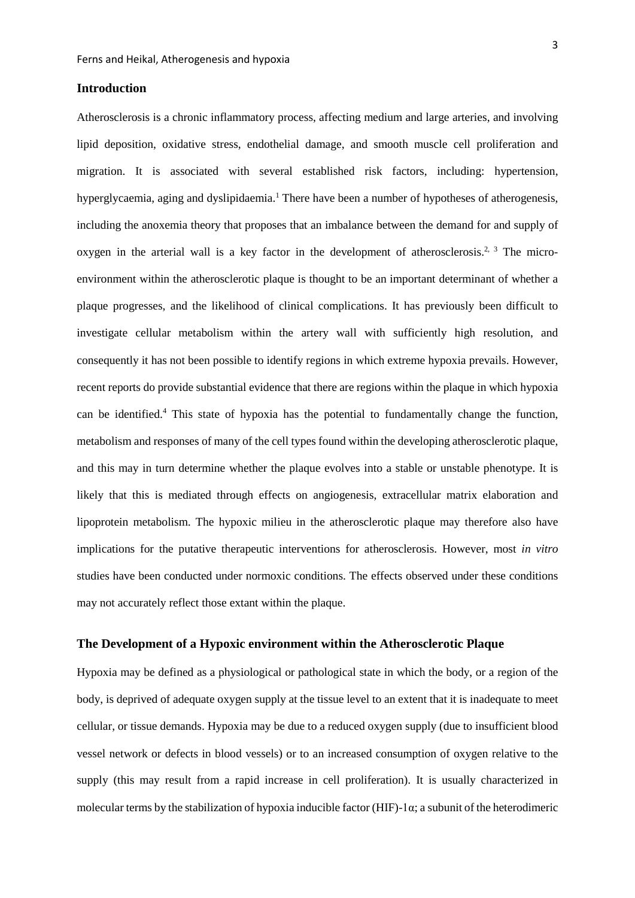## Introduction

Atherosclerosis is a chronic inflammatory process, affecting medium and large arteries, and involving lipid deposition, oxidative stress, endothelial damage, and smooth muscle cell proliferation and migration. It is associated with several established risk factors, including: hypertension, hyperglycaemia, aging and dyslipidaemia.[1] There have been a number of hypotheses of atherogenesis, including the anoxemia theory that proposes that an imbalance between the demand for and supply of oxygen in the arterial wall is a key factor in the development of atherosclerosis.[2, 3] The micro-environment within the atherosclerotic plaque is thought to be an important determinant of whether a plaque progresses, and the likelihood of clinical complications. It has previously been difficult to investigate cellular metabolism within the artery wall with sufficiently high resolution, and consequently it has not been possible to identify regions in which extreme hypoxia prevails. However, recent reports do provide substantial evidence that there are regions within the plaque in which hypoxia can be identified.[4] This state of hypoxia has the potential to fundamentally change the function, metabolism and responses of many of the cell types found within the developing atherosclerotic plaque, and this may in turn determine whether the plaque evolves into a stable or unstable phenotype. It is likely that this is mediated through effects on angiogenesis, extracellular matrix elaboration and lipoprotein metabolism. The hypoxic milieu in the atherosclerotic plaque may therefore also have implications for the putative therapeutic interventions for atherosclerosis. However, most *in vitro* studies have been conducted under normoxic conditions. The effects observed under these conditions may not accurately reflect those extant within the plaque.

## The Development of a Hypoxic environment within the Atherosclerotic Plaque

Hypoxia may be defined as a physiological or pathological state in which the body, or a region of the body, is deprived of adequate oxygen supply at the tissue level to an extent that it is inadequate to meet cellular, or tissue demands. Hypoxia may be due to a reduced oxygen supply (due to insufficient blood vessel network or defects in blood vessels) or to an increased consumption of oxygen relative to the supply (this may result from a rapid increase in cell proliferation). It is usually characterized in molecular terms by the stabilization of hypoxia inducible factor (HIF)-1$\alpha$; a subunit of the heterodimeric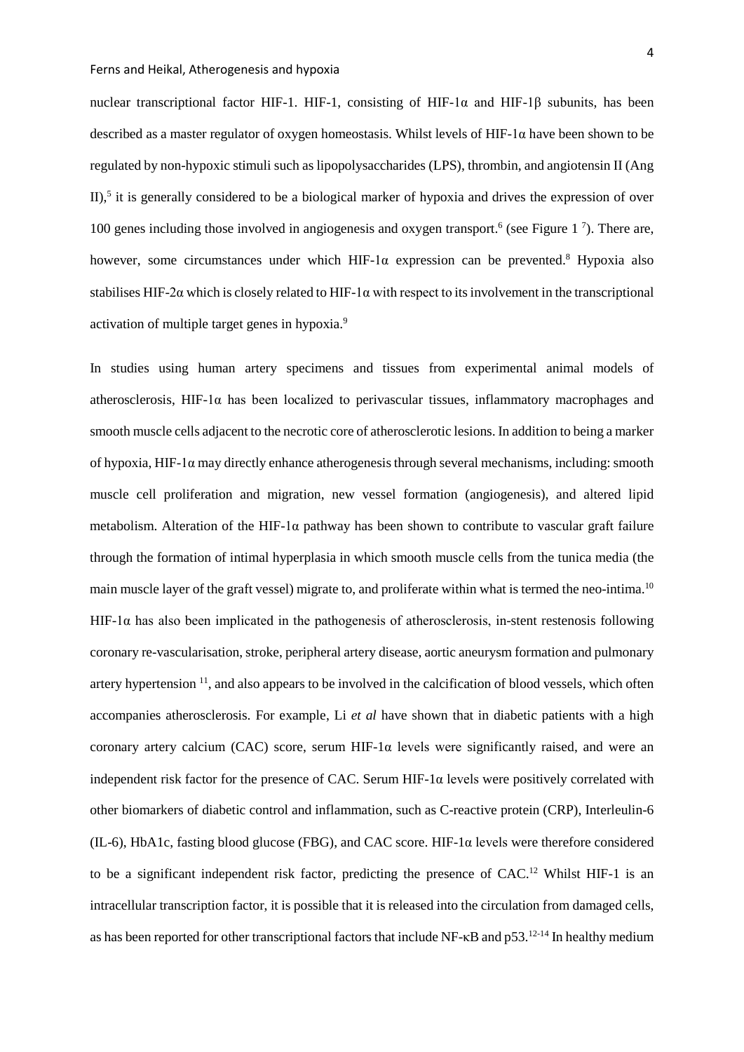nuclear transcriptional factor HIF-1. HIF-1, consisting of HIF-1α and HIF-1β subunits, has been described as a master regulator of oxygen homeostasis. Whilst levels of HIF-1α have been shown to be regulated by non-hypoxic stimuli such as lipopolysaccharides (LPS), thrombin, and angiotensin II (Ang II),[5] it is generally considered to be a biological marker of hypoxia and drives the expression of over 100 genes including those involved in angiogenesis and oxygen transport.[6] (see Figure 1 [7]). There are, however, some circumstances under which HIF-1α expression can be prevented.[8] Hypoxia also stabilises HIF-2α which is closely related to HIF-1α with respect to its involvement in the transcriptional activation of multiple target genes in hypoxia.[9]

In studies using human artery specimens and tissues from experimental animal models of atherosclerosis, HIF-1α has been localized to perivascular tissues, inflammatory macrophages and smooth muscle cells adjacent to the necrotic core of atherosclerotic lesions. In addition to being a marker of hypoxia, HIF-1α may directly enhance atherogenesis through several mechanisms, including: smooth muscle cell proliferation and migration, new vessel formation (angiogenesis), and altered lipid metabolism. Alteration of the HIF-1α pathway has been shown to contribute to vascular graft failure through the formation of intimal hyperplasia in which smooth muscle cells from the tunica media (the main muscle layer of the graft vessel) migrate to, and proliferate within what is termed the neo-intima.[10] HIF-1α has also been implicated in the pathogenesis of atherosclerosis, in-stent restenosis following coronary re-vascularisation, stroke, peripheral artery disease, aortic aneurysm formation and pulmonary artery hypertension [11], and also appears to be involved in the calcification of blood vessels, which often accompanies atherosclerosis. For example, Li *et al* have shown that in diabetic patients with a high coronary artery calcium (CAC) score, serum HIF-1α levels were significantly raised, and were an independent risk factor for the presence of CAC. Serum HIF-1α levels were positively correlated with other biomarkers of diabetic control and inflammation, such as C-reactive protein (CRP), Interleulin-6 (IL-6), HbA1c, fasting blood glucose (FBG), and CAC score. HIF-1α levels were therefore considered to be a significant independent risk factor, predicting the presence of CAC.[12] Whilst HIF-1 is an intracellular transcription factor, it is possible that it is released into the circulation from damaged cells, as has been reported for other transcriptional factors that include NF-κB and p53.[12-14] In healthy medium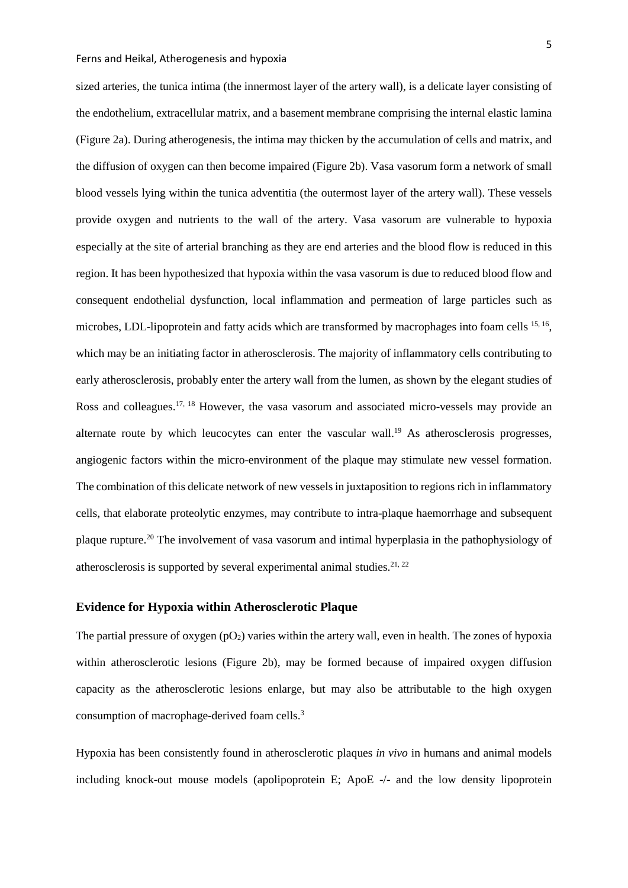sized arteries, the tunica intima (the innermost layer of the artery wall), is a delicate layer consisting of the endothelium, extracellular matrix, and a basement membrane comprising the internal elastic lamina (Figure 2a). During atherogenesis, the intima may thicken by the accumulation of cells and matrix, and the diffusion of oxygen can then become impaired (Figure 2b). Vasa vasorum form a network of small blood vessels lying within the tunica adventitia (the outermost layer of the artery wall). These vessels provide oxygen and nutrients to the wall of the artery. Vasa vasorum are vulnerable to hypoxia especially at the site of arterial branching as they are end arteries and the blood flow is reduced in this region. It has been hypothesized that hypoxia within the vasa vasorum is due to reduced blood flow and consequent endothelial dysfunction, local inflammation and permeation of large particles such as microbes, LDL-lipoprotein and fatty acids which are transformed by macrophages into foam cells [15, 16], which may be an initiating factor in atherosclerosis. The majority of inflammatory cells contributing to early atherosclerosis, probably enter the artery wall from the lumen, as shown by the elegant studies of Ross and colleagues.[17, 18] However, the vasa vasorum and associated micro-vessels may provide an alternate route by which leucocytes can enter the vascular wall.[19] As atherosclerosis progresses, angiogenic factors within the micro-environment of the plaque may stimulate new vessel formation. The combination of this delicate network of new vessels in juxtaposition to regions rich in inflammatory cells, that elaborate proteolytic enzymes, may contribute to intra-plaque haemorrhage and subsequent plaque rupture.[20] The involvement of vasa vasorum and intimal hyperplasia in the pathophysiology of atherosclerosis is supported by several experimental animal studies.[21, 22]

### Evidence for Hypoxia within Atherosclerotic Plaque

The partial pressure of oxygen ($pO_2$) varies within the artery wall, even in health. The zones of hypoxia within atherosclerotic lesions (Figure 2b), may be formed because of impaired oxygen diffusion capacity as the atherosclerotic lesions enlarge, but may also be attributable to the high oxygen consumption of macrophage-derived foam cells.[3]

Hypoxia has been consistently found in atherosclerotic plaques *in vivo* in humans and animal models including knock-out mouse models (apolipoprotein E; ApoE -/- and the low density lipoprotein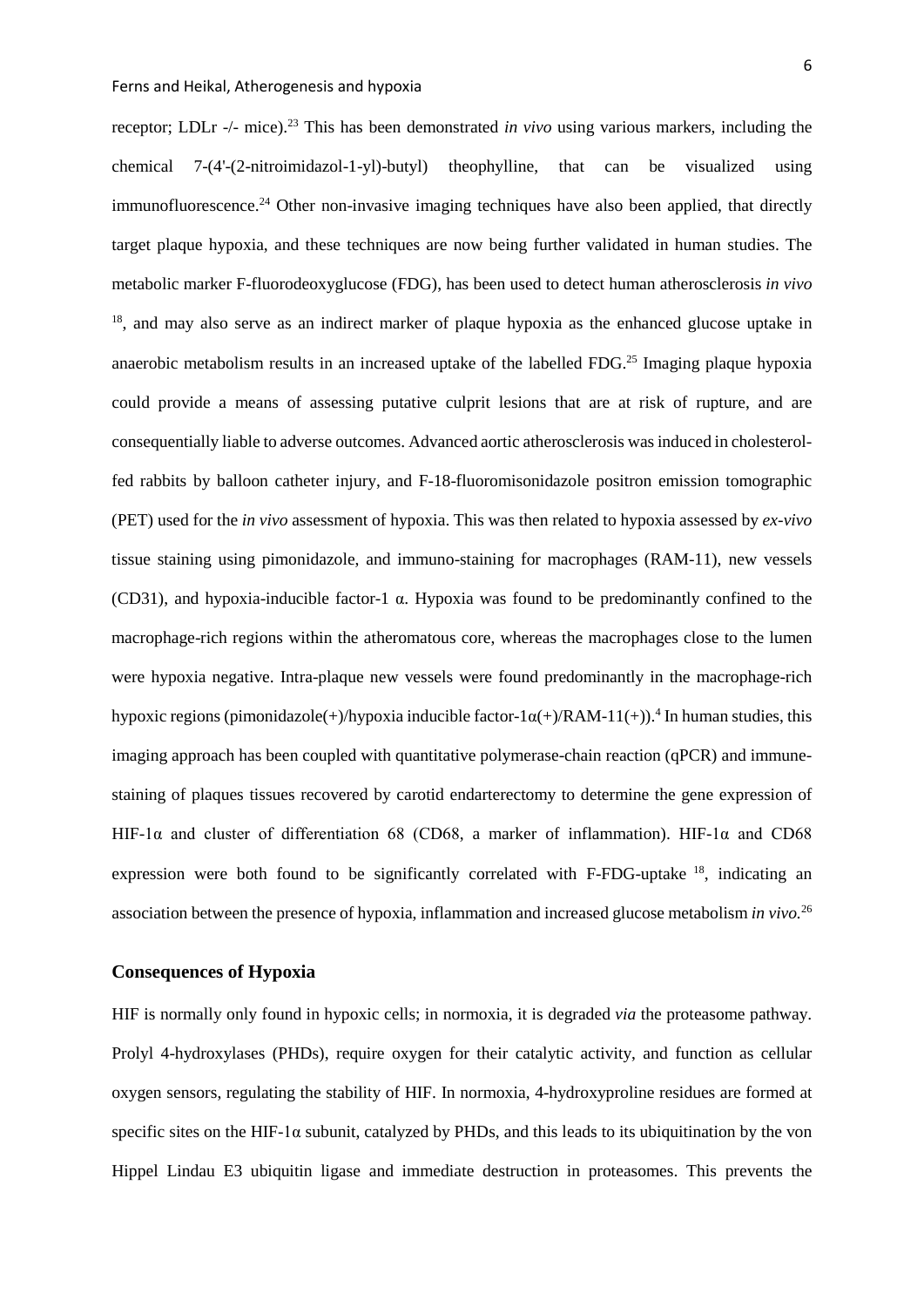receptor; LDLr -/- mice).[23] This has been demonstrated *in vivo* using various markers, including the chemical 7-(4'-(2-nitroimidazol-1-yl)-butyl) theophylline, that can be visualized using immunofluorescence.[24] Other non-invasive imaging techniques have also been applied, that directly target plaque hypoxia, and these techniques are now being further validated in human studies. The metabolic marker F-fluorodeoxyglucose (FDG), has been used to detect human atherosclerosis *in vivo* [18], and may also serve as an indirect marker of plaque hypoxia as the enhanced glucose uptake in anaerobic metabolism results in an increased uptake of the labelled FDG.[25] Imaging plaque hypoxia could provide a means of assessing putative culprit lesions that are at risk of rupture, and are consequentially liable to adverse outcomes. Advanced aortic atherosclerosis was induced in cholesterol-fed rabbits by balloon catheter injury, and F-18-fluoromisonidazole positron emission tomographic (PET) used for the *in vivo* assessment of hypoxia. This was then related to hypoxia assessed by *ex-vivo* tissue staining using pimonidazole, and immuno-staining for macrophages (RAM-11), new vessels (CD31), and hypoxia-inducible factor-1 α. Hypoxia was found to be predominantly confined to the macrophage-rich regions within the atheromatous core, whereas the macrophages close to the lumen were hypoxia negative. Intra-plaque new vessels were found predominantly in the macrophage-rich hypoxic regions (pimonidazole(+)/hypoxia inducible factor-1α(+)/RAM-11(+)).[4] In human studies, this imaging approach has been coupled with quantitative polymerase-chain reaction (qPCR) and immune-staining of plaques tissues recovered by carotid endarterectomy to determine the gene expression of HIF-1α and cluster of differentiation 68 (CD68, a marker of inflammation). HIF-1α and CD68 expression were both found to be significantly correlated with F-FDG-uptake [18], indicating an association between the presence of hypoxia, inflammation and increased glucose metabolism *in vivo.*[26]

## Consequences of Hypoxia

HIF is normally only found in hypoxic cells; in normoxia, it is degraded *via* the proteasome pathway. Prolyl 4-hydroxylases (PHDs), require oxygen for their catalytic activity, and function as cellular oxygen sensors, regulating the stability of HIF. In normoxia, 4-hydroxyproline residues are formed at specific sites on the HIF-1α subunit, catalyzed by PHDs, and this leads to its ubiquitination by the von Hippel Lindau E3 ubiquitin ligase and immediate destruction in proteasomes. This prevents the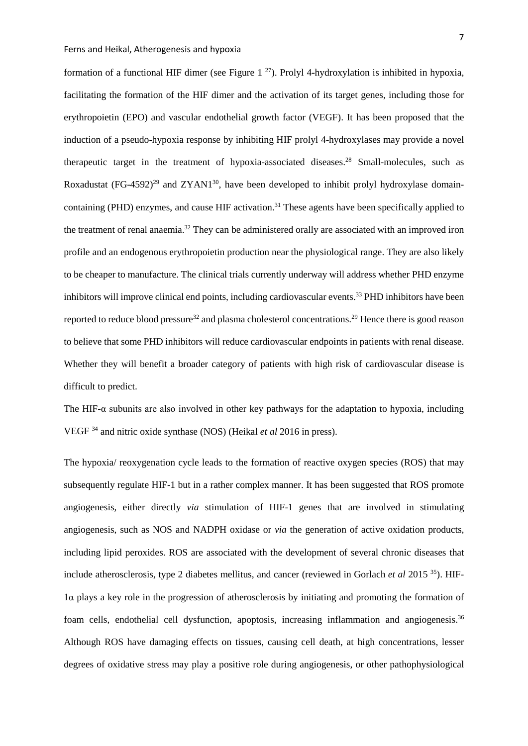formation of a functional HIF dimer (see Figure 1 [27]). Prolyl 4-hydroxylation is inhibited in hypoxia, facilitating the formation of the HIF dimer and the activation of its target genes, including those for erythropoietin (EPO) and vascular endothelial growth factor (VEGF). It has been proposed that the induction of a pseudo-hypoxia response by inhibiting HIF prolyl 4-hydroxylases may provide a novel therapeutic target in the treatment of hypoxia-associated diseases.[28] Small-molecules, such as Roxadustat (FG-4592)[29] and ZYAN1[30], have been developed to inhibit prolyl hydroxylase domain-containing (PHD) enzymes, and cause HIF activation.[31] These agents have been specifically applied to the treatment of renal anaemia.[32] They can be administered orally are associated with an improved iron profile and an endogenous erythropoietin production near the physiological range. They are also likely to be cheaper to manufacture. The clinical trials currently underway will address whether PHD enzyme inhibitors will improve clinical end points, including cardiovascular events.[33] PHD inhibitors have been reported to reduce blood pressure[32] and plasma cholesterol concentrations.[29] Hence there is good reason to believe that some PHD inhibitors will reduce cardiovascular endpoints in patients with renal disease. Whether they will benefit a broader category of patients with high risk of cardiovascular disease is difficult to predict.

The HIF-α subunits are also involved in other key pathways for the adaptation to hypoxia, including VEGF [34] and nitric oxide synthase (NOS) (Heikal *et al* 2016 in press).

The hypoxia/ reoxygenation cycle leads to the formation of reactive oxygen species (ROS) that may subsequently regulate HIF-1 but in a rather complex manner. It has been suggested that ROS promote angiogenesis, either directly *via* stimulation of HIF-1 genes that are involved in stimulating angiogenesis, such as NOS and NADPH oxidase or *via* the generation of active oxidation products, including lipid peroxides. ROS are associated with the development of several chronic diseases that include atherosclerosis, type 2 diabetes mellitus, and cancer (reviewed in Gorlach *et al* 2015 [35]). HIF-1α plays a key role in the progression of atherosclerosis by initiating and promoting the formation of foam cells, endothelial cell dysfunction, apoptosis, increasing inflammation and angiogenesis.[36] Although ROS have damaging effects on tissues, causing cell death, at high concentrations, lesser degrees of oxidative stress may play a positive role during angiogenesis, or other pathophysiological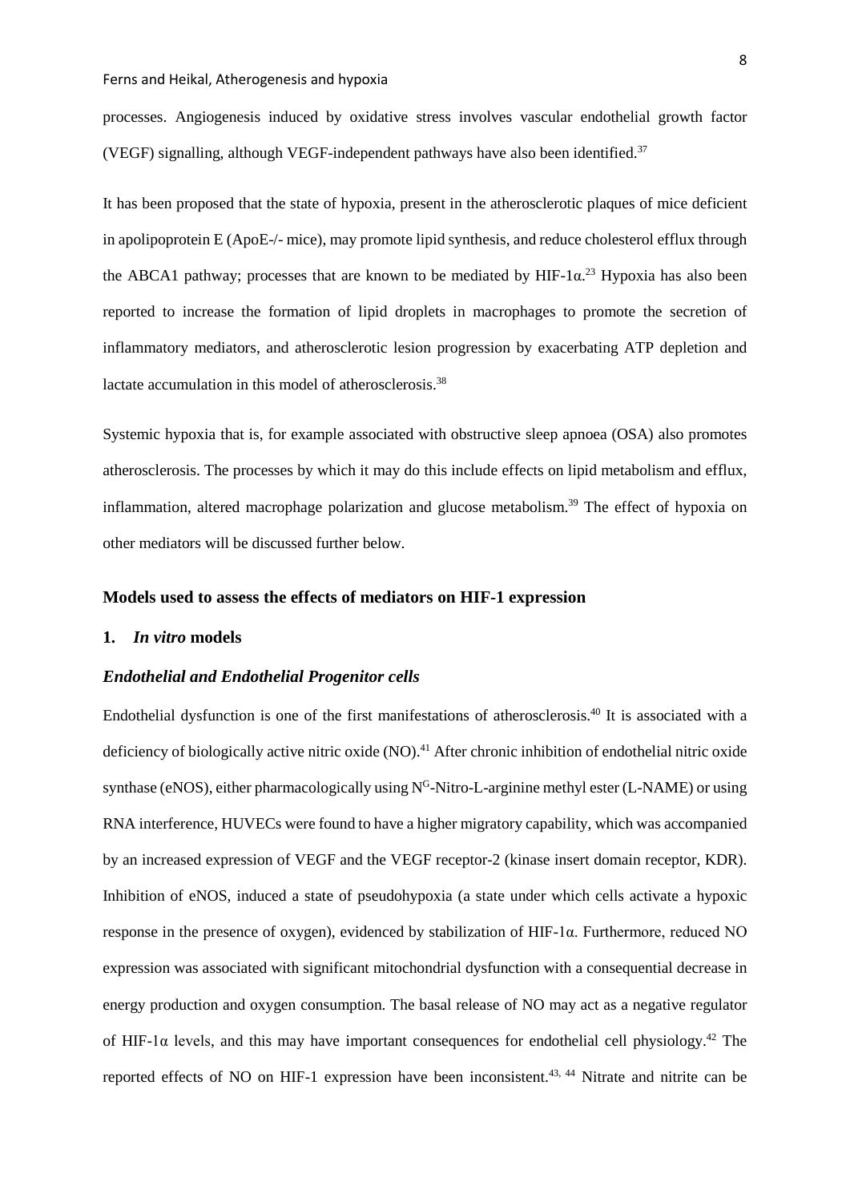processes. Angiogenesis induced by oxidative stress involves vascular endothelial growth factor (VEGF) signalling, although VEGF-independent pathways have also been identified.[37]

It has been proposed that the state of hypoxia, present in the atherosclerotic plaques of mice deficient in apolipoprotein E (ApoE-/- mice), may promote lipid synthesis, and reduce cholesterol efflux through the ABCA1 pathway; processes that are known to be mediated by HIF-1α.[23] Hypoxia has also been reported to increase the formation of lipid droplets in macrophages to promote the secretion of inflammatory mediators, and atherosclerotic lesion progression by exacerbating ATP depletion and lactate accumulation in this model of atherosclerosis.[38]

Systemic hypoxia that is, for example associated with obstructive sleep apnoea (OSA) also promotes atherosclerosis. The processes by which it may do this include effects on lipid metabolism and efflux, inflammation, altered macrophage polarization and glucose metabolism.[39] The effect of hypoxia on other mediators will be discussed further below.

## Models used to assess the effects of mediators on HIF-1 expression

### 1. *In vitro* models

#### *Endothelial and Endothelial Progenitor cells*

Endothelial dysfunction is one of the first manifestations of atherosclerosis.[40] It is associated with a deficiency of biologically active nitric oxide (NO).[41] After chronic inhibition of endothelial nitric oxide synthase (eNOS), either pharmacologically using $N^G$-Nitro-L-arginine methyl ester (L-NAME) or using RNA interference, HUVECs were found to have a higher migratory capability, which was accompanied by an increased expression of VEGF and the VEGF receptor-2 (kinase insert domain receptor, KDR). Inhibition of eNOS, induced a state of pseudohypoxia (a state under which cells activate a hypoxic response in the presence of oxygen), evidenced by stabilization of HIF-1α. Furthermore, reduced NO expression was associated with significant mitochondrial dysfunction with a consequential decrease in energy production and oxygen consumption. The basal release of NO may act as a negative regulator of HIF-1α levels, and this may have important consequences for endothelial cell physiology.[42] The reported effects of NO on HIF-1 expression have been inconsistent.[43, 44] Nitrate and nitrite can be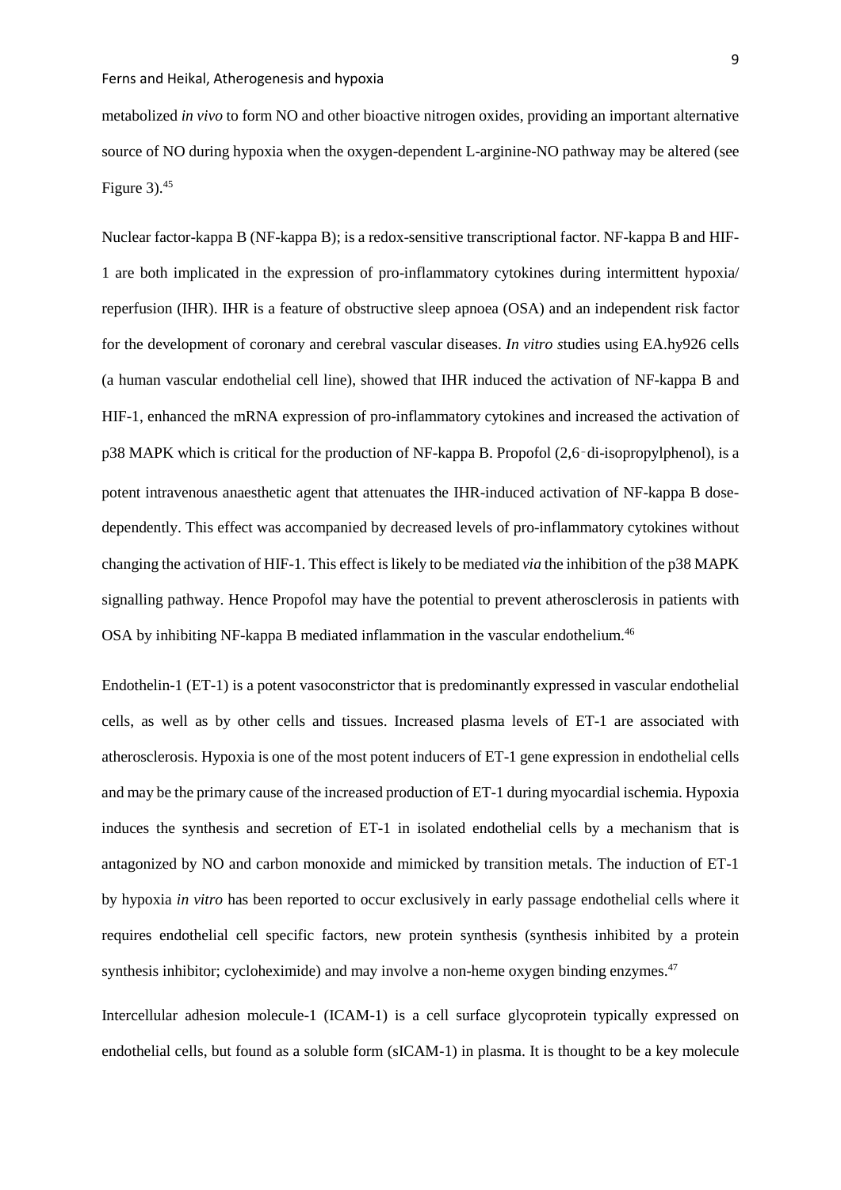metabolized *in vivo* to form NO and other bioactive nitrogen oxides, providing an important alternative source of NO during hypoxia when the oxygen-dependent L-arginine-NO pathway may be altered (see Figure 3).[45]

Nuclear factor-kappa B (NF-kappa B); is a redox-sensitive transcriptional factor. NF-kappa B and HIF-1 are both implicated in the expression of pro-inflammatory cytokines during intermittent hypoxia/ reperfusion (IHR). IHR is a feature of obstructive sleep apnoea (OSA) and an independent risk factor for the development of coronary and cerebral vascular diseases. *In vitro s*tudies using EA.hy926 cells (a human vascular endothelial cell line), showed that IHR induced the activation of NF-kappa B and HIF-1, enhanced the mRNA expression of pro-inflammatory cytokines and increased the activation of p38 MAPK which is critical for the production of NF-kappa B. Propofol (2,6‑di-isopropylphenol), is a potent intravenous anaesthetic agent that attenuates the IHR-induced activation of NF-kappa B dose-dependently. This effect was accompanied by decreased levels of pro-inflammatory cytokines without changing the activation of HIF-1. This effect is likely to be mediated *via* the inhibition of the p38 MAPK signalling pathway. Hence Propofol may have the potential to prevent atherosclerosis in patients with OSA by inhibiting NF-kappa B mediated inflammation in the vascular endothelium.[46]

Endothelin-1 (ET-1) is a potent vasoconstrictor that is predominantly expressed in vascular endothelial cells, as well as by other cells and tissues. Increased plasma levels of ET-1 are associated with atherosclerosis. Hypoxia is one of the most potent inducers of ET-1 gene expression in endothelial cells and may be the primary cause of the increased production of ET-1 during myocardial ischemia. Hypoxia induces the synthesis and secretion of ET-1 in isolated endothelial cells by a mechanism that is antagonized by NO and carbon monoxide and mimicked by transition metals. The induction of ET-1 by hypoxia *in vitro* has been reported to occur exclusively in early passage endothelial cells where it requires endothelial cell specific factors, new protein synthesis (synthesis inhibited by a protein synthesis inhibitor; cycloheximide) and may involve a non-heme oxygen binding enzymes.[47]

Intercellular adhesion molecule-1 (ICAM-1) is a cell surface glycoprotein typically expressed on endothelial cells, but found as a soluble form (sICAM-1) in plasma. It is thought to be a key molecule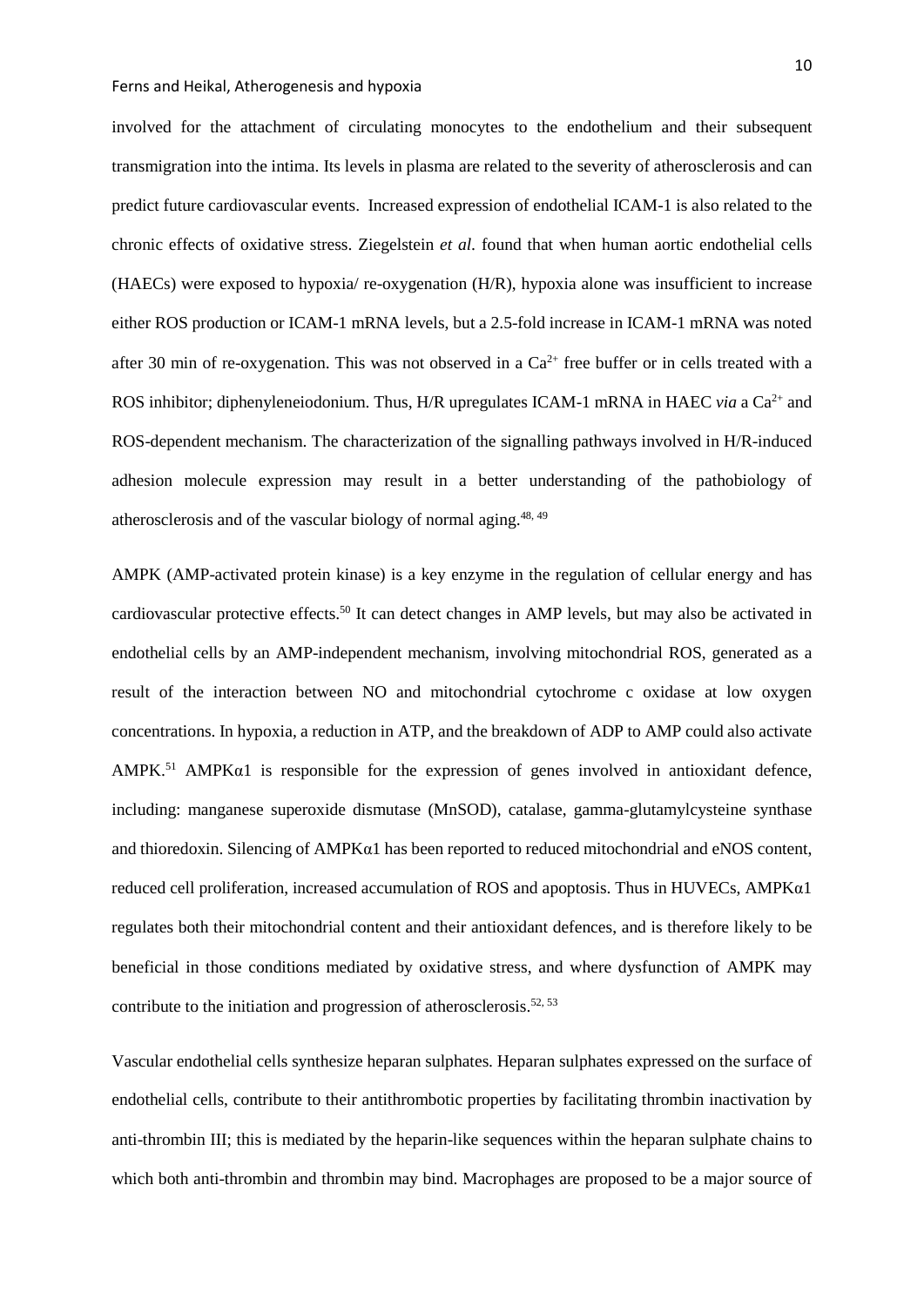involved for the attachment of circulating monocytes to the endothelium and their subsequent transmigration into the intima. Its levels in plasma are related to the severity of atherosclerosis and can predict future cardiovascular events. Increased expression of endothelial ICAM-1 is also related to the chronic effects of oxidative stress. Ziegelstein *et al*. found that when human aortic endothelial cells (HAECs) were exposed to hypoxia/ re-oxygenation (H/R), hypoxia alone was insufficient to increase either ROS production or ICAM-1 mRNA levels, but a 2.5-fold increase in ICAM-1 mRNA was noted after 30 min of re-oxygenation. This was not observed in a $Ca^{2+}$ free buffer or in cells treated with a ROS inhibitor; diphenyleneiodonium. Thus, H/R upregulates ICAM-1 mRNA in HAEC *via* a $Ca^{2+}$ and ROS-dependent mechanism. The characterization of the signalling pathways involved in H/R-induced adhesion molecule expression may result in a better understanding of the pathobiology of atherosclerosis and of the vascular biology of normal aging.[48, 49]

AMPK (AMP-activated protein kinase) is a key enzyme in the regulation of cellular energy and has cardiovascular protective effects.[50] It can detect changes in AMP levels, but may also be activated in endothelial cells by an AMP-independent mechanism, involving mitochondrial ROS, generated as a result of the interaction between NO and mitochondrial cytochrome c oxidase at low oxygen concentrations. In hypoxia, a reduction in ATP, and the breakdown of ADP to AMP could also activate AMPK.[51] AMPKα1 is responsible for the expression of genes involved in antioxidant defence, including: manganese superoxide dismutase (MnSOD), catalase, gamma-glutamylcysteine synthase and thioredoxin. Silencing of AMPKα1 has been reported to reduced mitochondrial and eNOS content, reduced cell proliferation, increased accumulation of ROS and apoptosis. Thus in HUVECs, AMPKα1 regulates both their mitochondrial content and their antioxidant defences, and is therefore likely to be beneficial in those conditions mediated by oxidative stress, and where dysfunction of AMPK may contribute to the initiation and progression of atherosclerosis.[52, 53]

Vascular endothelial cells synthesize heparan sulphates. Heparan sulphates expressed on the surface of endothelial cells, contribute to their antithrombotic properties by facilitating thrombin inactivation by anti-thrombin III; this is mediated by the heparin-like sequences within the heparan sulphate chains to which both anti-thrombin and thrombin may bind. Macrophages are proposed to be a major source of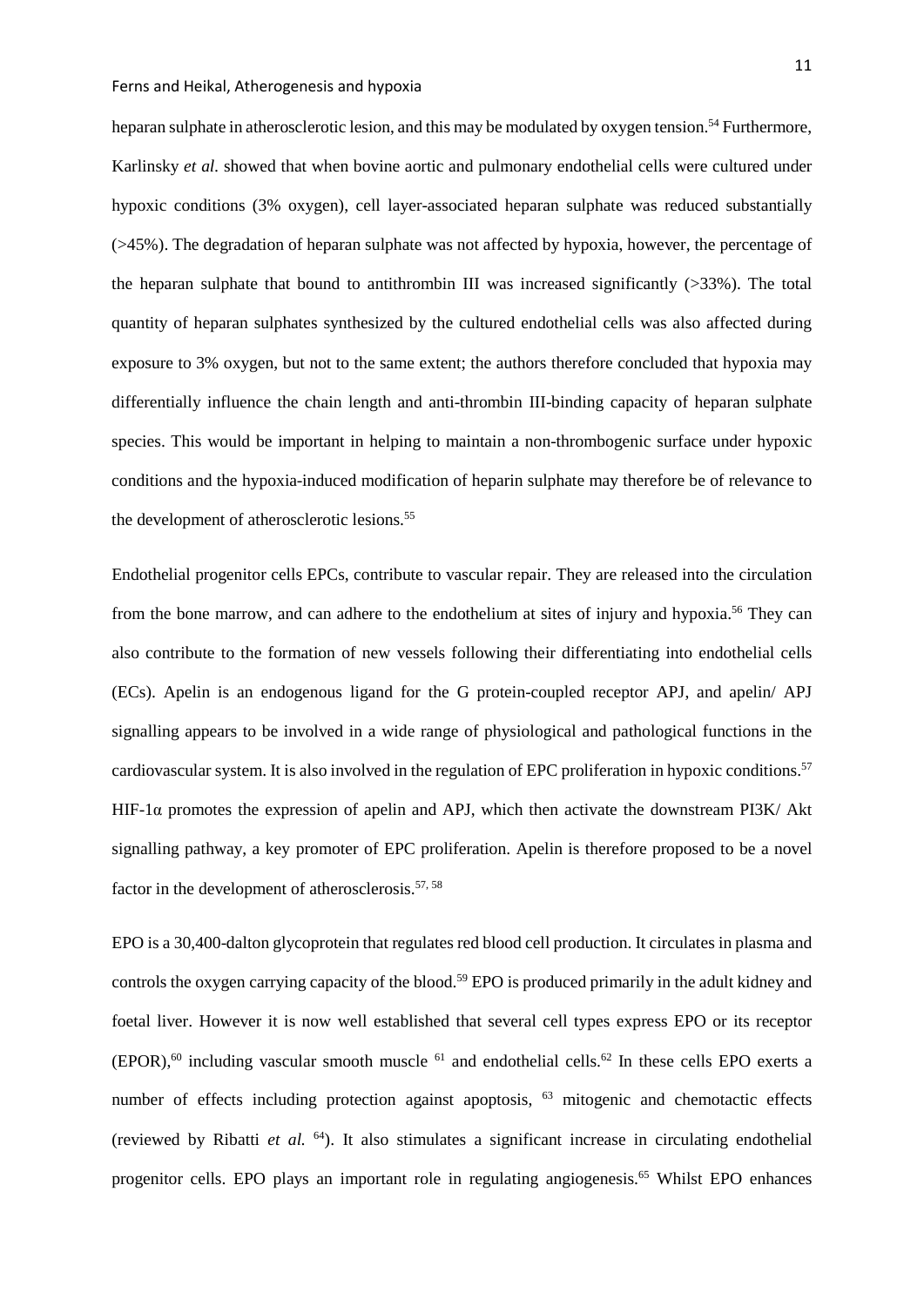heparan sulphate in atherosclerotic lesion, and this may be modulated by oxygen tension.[54] Furthermore, Karlinsky *et al.* showed that when bovine aortic and pulmonary endothelial cells were cultured under hypoxic conditions (3% oxygen), cell layer-associated heparan sulphate was reduced substantially (>45%). The degradation of heparan sulphate was not affected by hypoxia, however, the percentage of the heparan sulphate that bound to antithrombin III was increased significantly (>33%). The total quantity of heparan sulphates synthesized by the cultured endothelial cells was also affected during exposure to 3% oxygen, but not to the same extent; the authors therefore concluded that hypoxia may differentially influence the chain length and anti-thrombin III-binding capacity of heparan sulphate species. This would be important in helping to maintain a non-thrombogenic surface under hypoxic conditions and the hypoxia-induced modification of heparin sulphate may therefore be of relevance to the development of atherosclerotic lesions.[55]

Endothelial progenitor cells EPCs, contribute to vascular repair. They are released into the circulation from the bone marrow, and can adhere to the endothelium at sites of injury and hypoxia.[56] They can also contribute to the formation of new vessels following their differentiating into endothelial cells (ECs). Apelin is an endogenous ligand for the G protein-coupled receptor APJ, and apelin/ APJ signalling appears to be involved in a wide range of physiological and pathological functions in the cardiovascular system. It is also involved in the regulation of EPC proliferation in hypoxic conditions.[57] HIF-1α promotes the expression of apelin and APJ, which then activate the downstream PI3K/ Akt signalling pathway, a key promoter of EPC proliferation. Apelin is therefore proposed to be a novel factor in the development of atherosclerosis.[57, 58]

EPO is a 30,400-dalton glycoprotein that regulates red blood cell production. It circulates in plasma and controls the oxygen carrying capacity of the blood.[59] EPO is produced primarily in the adult kidney and foetal liver. However it is now well established that several cell types express EPO or its receptor (EPOR),[60] including vascular smooth muscle [61] and endothelial cells.[62] In these cells EPO exerts a number of effects including protection against apoptosis, [63] mitogenic and chemotactic effects (reviewed by Ribatti *et al.* [64]). It also stimulates a significant increase in circulating endothelial progenitor cells. EPO plays an important role in regulating angiogenesis.[65] Whilst EPO enhances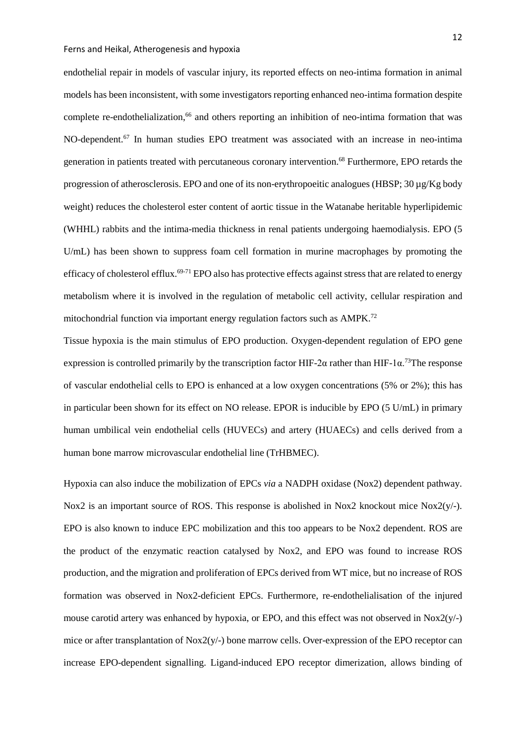endothelial repair in models of vascular injury, its reported effects on neo-intima formation in animal models has been inconsistent, with some investigators reporting enhanced neo-intima formation despite complete re-endothelialization,[66] and others reporting an inhibition of neo-intima formation that was NO-dependent.[67] In human studies EPO treatment was associated with an increase in neo-intima generation in patients treated with percutaneous coronary intervention.[68] Furthermore, EPO retards the progression of atherosclerosis. EPO and one of its non-erythropoeitic analogues (HBSP; 30 µg/Kg body weight) reduces the cholesterol ester content of aortic tissue in the Watanabe heritable hyperlipidemic (WHHL) rabbits and the intima-media thickness in renal patients undergoing haemodialysis. EPO (5 U/mL) has been shown to suppress foam cell formation in murine macrophages by promoting the efficacy of cholesterol efflux.[69-71] EPO also has protective effects against stress that are related to energy metabolism where it is involved in the regulation of metabolic cell activity, cellular respiration and mitochondrial function via important energy regulation factors such as AMPK.[72]

Tissue hypoxia is the main stimulus of EPO production. Oxygen-dependent regulation of EPO gene expression is controlled primarily by the transcription factor HIF-2α rather than HIF-1α.[73]The response of vascular endothelial cells to EPO is enhanced at a low oxygen concentrations (5% or 2%); this has in particular been shown for its effect on NO release. EPOR is inducible by EPO (5 U/mL) in primary human umbilical vein endothelial cells (HUVECs) and artery (HUAECs) and cells derived from a human bone marrow microvascular endothelial line (TrHBMEC).

Hypoxia can also induce the mobilization of EPCs *via* a NADPH oxidase (Nox2) dependent pathway. Nox2 is an important source of ROS. This response is abolished in Nox2 knockout mice Nox2(y/-). EPO is also known to induce EPC mobilization and this too appears to be Nox2 dependent. ROS are the product of the enzymatic reaction catalysed by Nox2, and EPO was found to increase ROS production, and the migration and proliferation of EPCs derived from WT mice, but no increase of ROS formation was observed in Nox2-deficient EPCs. Furthermore, re-endothelialisation of the injured mouse carotid artery was enhanced by hypoxia, or EPO, and this effect was not observed in Nox2(y/-) mice or after transplantation of Nox2(y/-) bone marrow cells. Over-expression of the EPO receptor can increase EPO-dependent signalling. Ligand-induced EPO receptor dimerization, allows binding of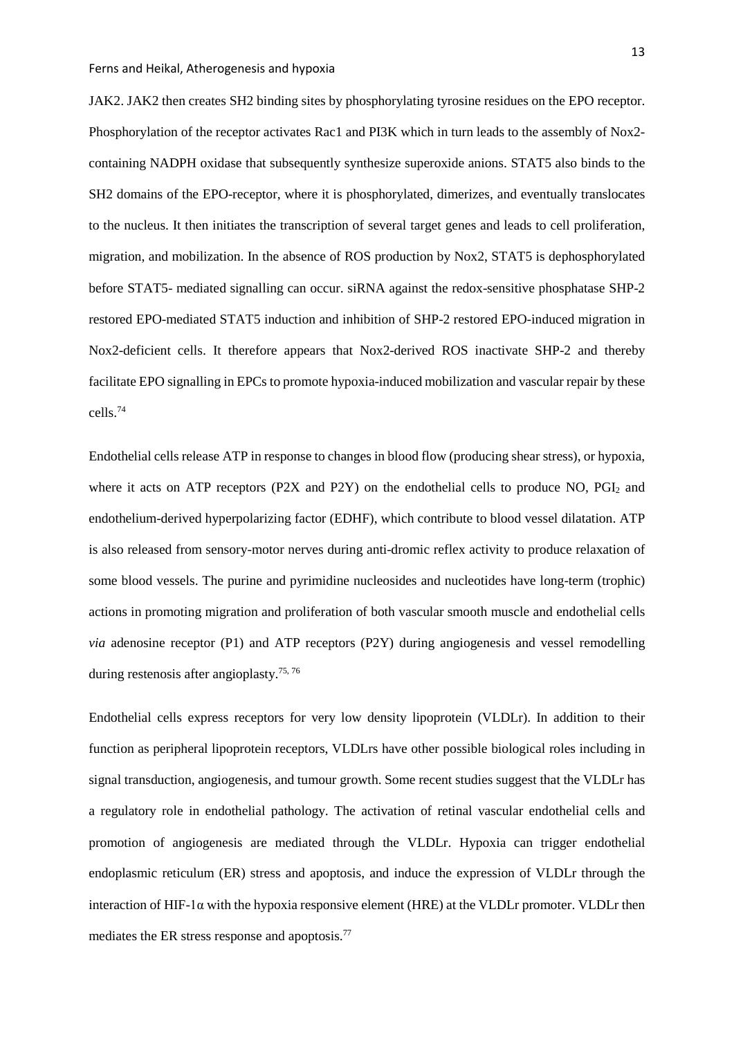JAK2. JAK2 then creates SH2 binding sites by phosphorylating tyrosine residues on the EPO receptor. Phosphorylation of the receptor activates Rac1 and PI3K which in turn leads to the assembly of Nox2-containing NADPH oxidase that subsequently synthesize superoxide anions. STAT5 also binds to the SH2 domains of the EPO-receptor, where it is phosphorylated, dimerizes, and eventually translocates to the nucleus. It then initiates the transcription of several target genes and leads to cell proliferation, migration, and mobilization. In the absence of ROS production by Nox2, STAT5 is dephosphorylated before STAT5- mediated signalling can occur. siRNA against the redox-sensitive phosphatase SHP-2 restored EPO-mediated STAT5 induction and inhibition of SHP-2 restored EPO-induced migration in Nox2-deficient cells. It therefore appears that Nox2-derived ROS inactivate SHP-2 and thereby facilitate EPO signalling in EPCs to promote hypoxia-induced mobilization and vascular repair by these cells.[74]

Endothelial cells release ATP in response to changes in blood flow (producing shear stress), or hypoxia, where it acts on ATP receptors (P2X and P2Y) on the endothelial cells to produce NO, $PGI_2$ and endothelium-derived hyperpolarizing factor (EDHF), which contribute to blood vessel dilatation. ATP is also released from sensory-motor nerves during anti-dromic reflex activity to produce relaxation of some blood vessels. The purine and pyrimidine nucleosides and nucleotides have long-term (trophic) actions in promoting migration and proliferation of both vascular smooth muscle and endothelial cells *via* adenosine receptor (P1) and ATP receptors (P2Y) during angiogenesis and vessel remodelling during restenosis after angioplasty.[75, 76]

Endothelial cells express receptors for very low density lipoprotein (VLDLr). In addition to their function as peripheral lipoprotein receptors, VLDLrs have other possible biological roles including in signal transduction, angiogenesis, and tumour growth. Some recent studies suggest that the VLDLr has a regulatory role in endothelial pathology. The activation of retinal vascular endothelial cells and promotion of angiogenesis are mediated through the VLDLr. Hypoxia can trigger endothelial endoplasmic reticulum (ER) stress and apoptosis, and induce the expression of VLDLr through the interaction of HIF-1α with the hypoxia responsive element (HRE) at the VLDLr promoter. VLDLr then mediates the ER stress response and apoptosis.[77]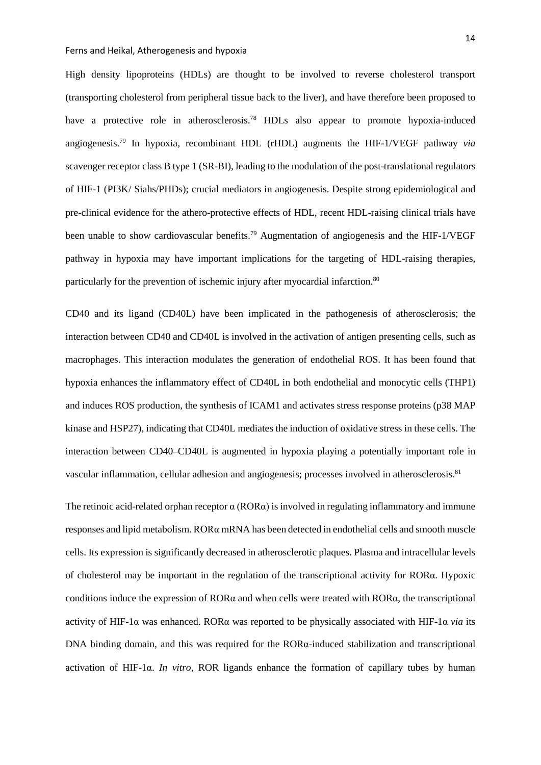High density lipoproteins (HDLs) are thought to be involved to reverse cholesterol transport (transporting cholesterol from peripheral tissue back to the liver), and have therefore been proposed to have a protective role in atherosclerosis.[78] HDLs also appear to promote hypoxia-induced angiogenesis.[79] In hypoxia, recombinant HDL (rHDL) augments the HIF-1/VEGF pathway *via* scavenger receptor class B type 1 (SR-BI), leading to the modulation of the post-translational regulators of HIF-1 (PI3K/ Siahs/PHDs); crucial mediators in angiogenesis. Despite strong epidemiological and pre-clinical evidence for the athero-protective effects of HDL, recent HDL-raising clinical trials have been unable to show cardiovascular benefits.[79] Augmentation of angiogenesis and the HIF-1/VEGF pathway in hypoxia may have important implications for the targeting of HDL-raising therapies, particularly for the prevention of ischemic injury after myocardial infarction.[80]

CD40 and its ligand (CD40L) have been implicated in the pathogenesis of atherosclerosis; the interaction between CD40 and CD40L is involved in the activation of antigen presenting cells, such as macrophages. This interaction modulates the generation of endothelial ROS. It has been found that hypoxia enhances the inflammatory effect of CD40L in both endothelial and monocytic cells (THP1) and induces ROS production, the synthesis of ICAM1 and activates stress response proteins (p38 MAP kinase and HSP27), indicating that CD40L mediates the induction of oxidative stress in these cells. The interaction between CD40–CD40L is augmented in hypoxia playing a potentially important role in vascular inflammation, cellular adhesion and angiogenesis; processes involved in atherosclerosis.[81]

The retinoic acid-related orphan receptor α (RORα) is involved in regulating inflammatory and immune responses and lipid metabolism. RORα mRNA has been detected in endothelial cells and smooth muscle cells. Its expression is significantly decreased in atherosclerotic plaques. Plasma and intracellular levels of cholesterol may be important in the regulation of the transcriptional activity for RORα. Hypoxic conditions induce the expression of RORα and when cells were treated with RORα, the transcriptional activity of HIF-1α was enhanced. RORα was reported to be physically associated with HIF-1α *via* its DNA binding domain, and this was required for the RORα-induced stabilization and transcriptional activation of HIF-1α. *In vitro*, ROR ligands enhance the formation of capillary tubes by human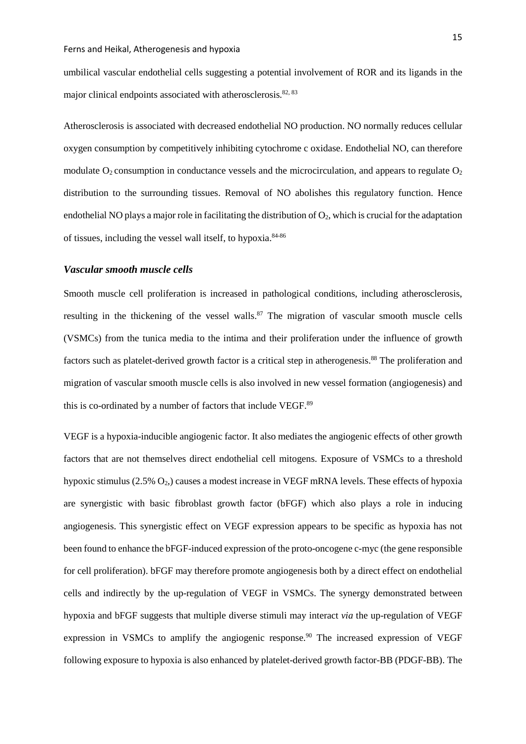umbilical vascular endothelial cells suggesting a potential involvement of ROR and its ligands in the major clinical endpoints associated with atherosclerosis.[82, 83]

Atherosclerosis is associated with decreased endothelial NO production. NO normally reduces cellular oxygen consumption by competitively inhibiting cytochrome c oxidase. Endothelial NO, can therefore modulate $O_2$ consumption in conductance vessels and the microcirculation, and appears to regulate $O_2$ distribution to the surrounding tissues. Removal of NO abolishes this regulatory function. Hence endothelial NO plays a major role in facilitating the distribution of $O_2$, which is crucial for the adaptation of tissues, including the vessel wall itself, to hypoxia.[84-86]

### *Vascular smooth muscle cells*

Smooth muscle cell proliferation is increased in pathological conditions, including atherosclerosis, resulting in the thickening of the vessel walls.[87] The migration of vascular smooth muscle cells (VSMCs) from the tunica media to the intima and their proliferation under the influence of growth factors such as platelet-derived growth factor is a critical step in atherogenesis.[88] The proliferation and migration of vascular smooth muscle cells is also involved in new vessel formation (angiogenesis) and this is co-ordinated by a number of factors that include VEGF.[89]

VEGF is a hypoxia-inducible angiogenic factor. It also mediates the angiogenic effects of other growth factors that are not themselves direct endothelial cell mitogens. Exposure of VSMCs to a threshold hypoxic stimulus (2.5% $O_2$,) causes a modest increase in VEGF mRNA levels. These effects of hypoxia are synergistic with basic fibroblast growth factor (bFGF) which also plays a role in inducing angiogenesis. This synergistic effect on VEGF expression appears to be specific as hypoxia has not been found to enhance the bFGF-induced expression of the proto-oncogene c-myc (the gene responsible for cell proliferation). bFGF may therefore promote angiogenesis both by a direct effect on endothelial cells and indirectly by the up-regulation of VEGF in VSMCs. The synergy demonstrated between hypoxia and bFGF suggests that multiple diverse stimuli may interact *via* the up-regulation of VEGF expression in VSMCs to amplify the angiogenic response.[90] The increased expression of VEGF following exposure to hypoxia is also enhanced by platelet-derived growth factor-BB (PDGF-BB). The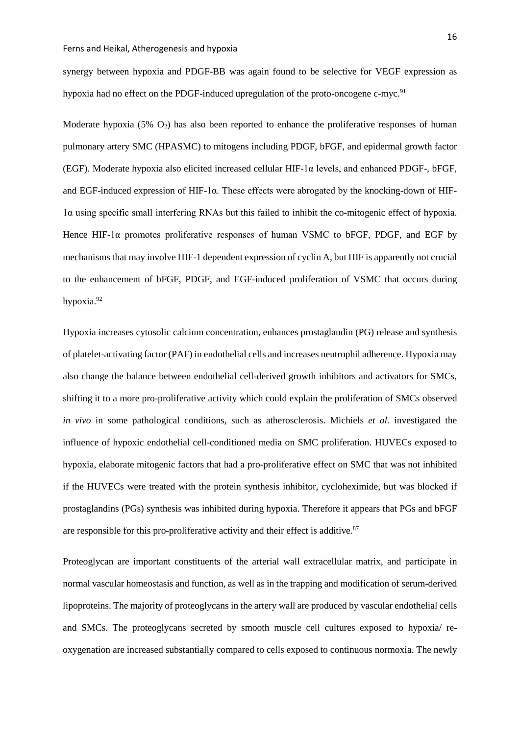synergy between hypoxia and PDGF-BB was again found to be selective for VEGF expression as hypoxia had no effect on the PDGF-induced upregulation of the proto-oncogene c-myc.[91]

Moderate hypoxia (5% $O_2$) has also been reported to enhance the proliferative responses of human pulmonary artery SMC (HPASMC) to mitogens including PDGF, bFGF, and epidermal growth factor (EGF). Moderate hypoxia also elicited increased cellular HIF-1α levels, and enhanced PDGF-, bFGF, and EGF-induced expression of HIF-1α. These effects were abrogated by the knocking-down of HIF-1α using specific small interfering RNAs but this failed to inhibit the co-mitogenic effect of hypoxia. Hence HIF-1α promotes proliferative responses of human VSMC to bFGF, PDGF, and EGF by mechanisms that may involve HIF-1 dependent expression of cyclin A, but HIF is apparently not crucial to the enhancement of bFGF, PDGF, and EGF-induced proliferation of VSMC that occurs during hypoxia.[92]

Hypoxia increases cytosolic calcium concentration, enhances prostaglandin (PG) release and synthesis of platelet-activating factor (PAF) in endothelial cells and increases neutrophil adherence. Hypoxia may also change the balance between endothelial cell-derived growth inhibitors and activators for SMCs, shifting it to a more pro-proliferative activity which could explain the proliferation of SMCs observed *in vivo* in some pathological conditions, such as atherosclerosis. Michiels *et al.* investigated the influence of hypoxic endothelial cell-conditioned media on SMC proliferation. HUVECs exposed to hypoxia, elaborate mitogenic factors that had a pro-proliferative effect on SMC that was not inhibited if the HUVECs were treated with the protein synthesis inhibitor, cycloheximide, but was blocked if prostaglandins (PGs) synthesis was inhibited during hypoxia. Therefore it appears that PGs and bFGF are responsible for this pro-proliferative activity and their effect is additive.[87]

Proteoglycan are important constituents of the arterial wall extracellular matrix, and participate in normal vascular homeostasis and function, as well as in the trapping and modification of serum-derived lipoproteins. The majority of proteoglycans in the artery wall are produced by vascular endothelial cells and SMCs. The proteoglycans secreted by smooth muscle cell cultures exposed to hypoxia/ re-oxygenation are increased substantially compared to cells exposed to continuous normoxia. The newly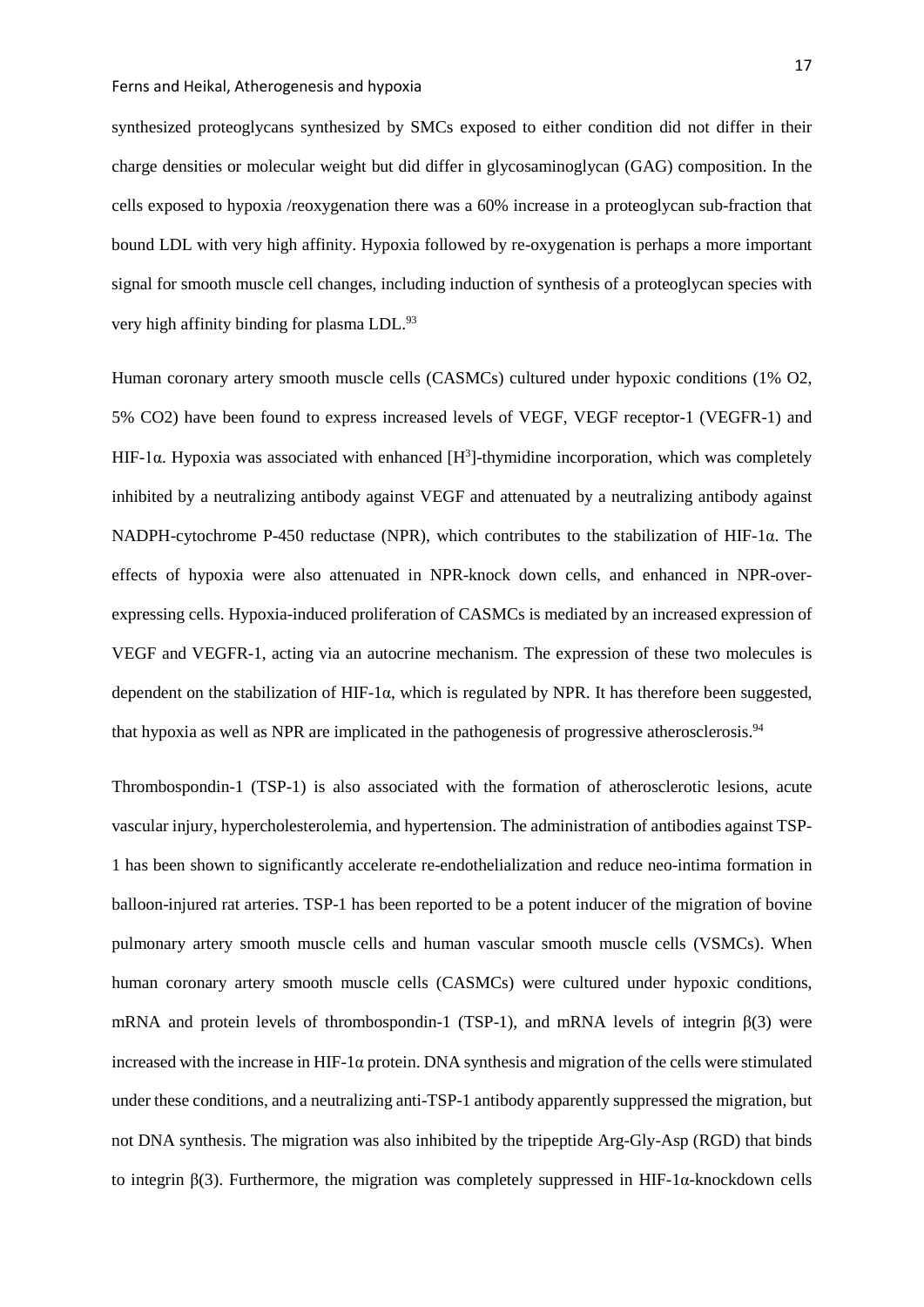synthesized proteoglycans synthesized by SMCs exposed to either condition did not differ in their charge densities or molecular weight but did differ in glycosaminoglycan (GAG) composition. In the cells exposed to hypoxia /reoxygenation there was a 60% increase in a proteoglycan sub-fraction that bound LDL with very high affinity. Hypoxia followed by re-oxygenation is perhaps a more important signal for smooth muscle cell changes, including induction of synthesis of a proteoglycan species with very high affinity binding for plasma LDL.[93]

Human coronary artery smooth muscle cells (CASMCs) cultured under hypoxic conditions (1% O2, 5% CO2) have been found to express increased levels of VEGF, VEGF receptor-1 (VEGFR-1) and HIF-1α. Hypoxia was associated with enhanced [$H^3$]-thymidine incorporation, which was completely inhibited by a neutralizing antibody against VEGF and attenuated by a neutralizing antibody against NADPH-cytochrome P-450 reductase (NPR), which contributes to the stabilization of HIF-1α. The effects of hypoxia were also attenuated in NPR-knock down cells, and enhanced in NPR-over-expressing cells. Hypoxia-induced proliferation of CASMCs is mediated by an increased expression of VEGF and VEGFR-1, acting via an autocrine mechanism. The expression of these two molecules is dependent on the stabilization of HIF-1α, which is regulated by NPR. It has therefore been suggested, that hypoxia as well as NPR are implicated in the pathogenesis of progressive atherosclerosis.[94]

Thrombospondin-1 (TSP-1) is also associated with the formation of atherosclerotic lesions, acute vascular injury, hypercholesterolemia, and hypertension. The administration of antibodies against TSP-1 has been shown to significantly accelerate re-endothelialization and reduce neo-intima formation in balloon-injured rat arteries. TSP-1 has been reported to be a potent inducer of the migration of bovine pulmonary artery smooth muscle cells and human vascular smooth muscle cells (VSMCs). When human coronary artery smooth muscle cells (CASMCs) were cultured under hypoxic conditions, mRNA and protein levels of thrombospondin-1 (TSP-1), and mRNA levels of integrin β(3) were increased with the increase in HIF-1α protein. DNA synthesis and migration of the cells were stimulated under these conditions, and a neutralizing anti-TSP-1 antibody apparently suppressed the migration, but not DNA synthesis. The migration was also inhibited by the tripeptide Arg-Gly-Asp (RGD) that binds to integrin β(3). Furthermore, the migration was completely suppressed in HIF-1α-knockdown cells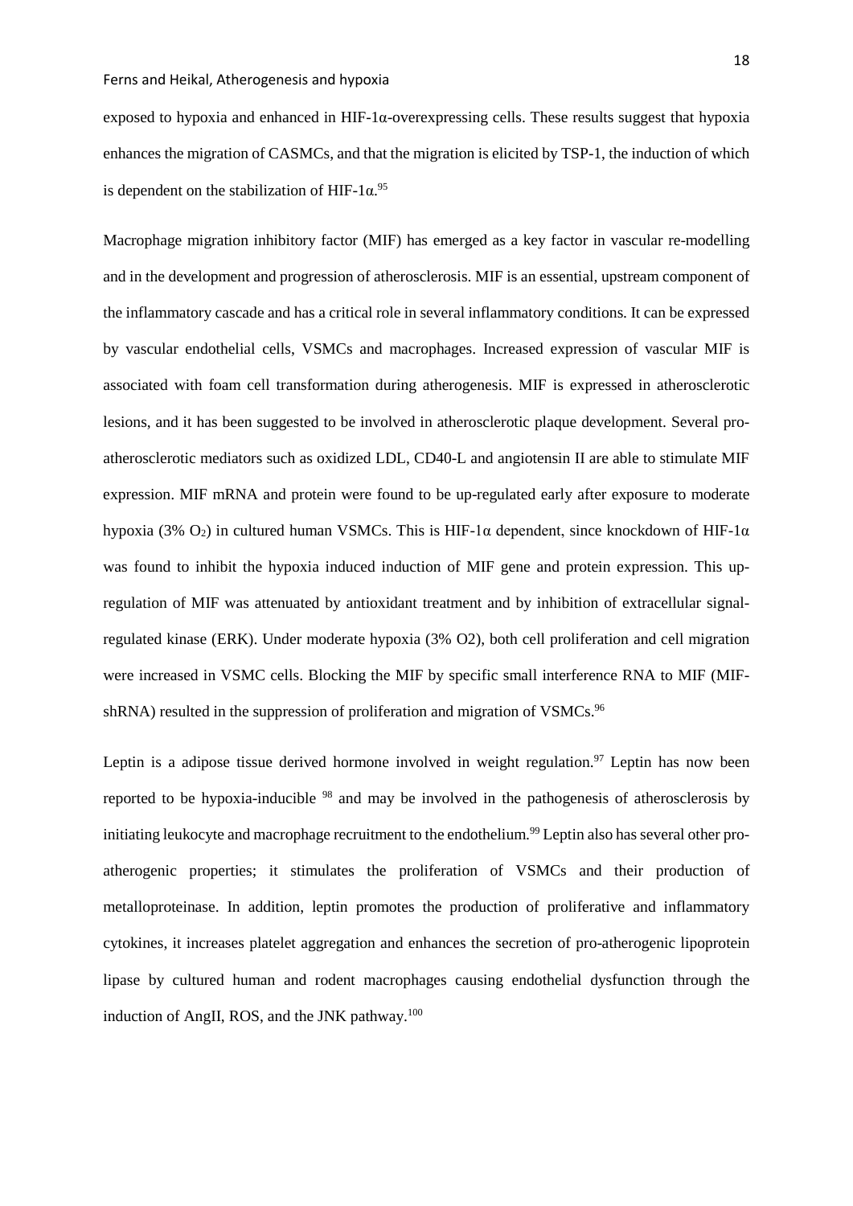exposed to hypoxia and enhanced in HIF-1α-overexpressing cells. These results suggest that hypoxia enhances the migration of CASMCs, and that the migration is elicited by TSP-1, the induction of which is dependent on the stabilization of HIF-1α.[95]

Macrophage migration inhibitory factor (MIF) has emerged as a key factor in vascular re-modelling and in the development and progression of atherosclerosis. MIF is an essential, upstream component of the inflammatory cascade and has a critical role in several inflammatory conditions. It can be expressed by vascular endothelial cells, VSMCs and macrophages. Increased expression of vascular MIF is associated with foam cell transformation during atherogenesis. MIF is expressed in atherosclerotic lesions, and it has been suggested to be involved in atherosclerotic plaque development. Several pro-atherosclerotic mediators such as oxidized LDL, CD40-L and angiotensin II are able to stimulate MIF expression. MIF mRNA and protein were found to be up-regulated early after exposure to moderate hypoxia (3% $O_2$) in cultured human VSMCs. This is HIF-1α dependent, since knockdown of HIF-1α was found to inhibit the hypoxia induced induction of MIF gene and protein expression. This up-regulation of MIF was attenuated by antioxidant treatment and by inhibition of extracellular signal-regulated kinase (ERK). Under moderate hypoxia (3% O2), both cell proliferation and cell migration were increased in VSMC cells. Blocking the MIF by specific small interference RNA to MIF (MIF-shRNA) resulted in the suppression of proliferation and migration of VSMCs.[96]

Leptin is a adipose tissue derived hormone involved in weight regulation.[97] Leptin has now been reported to be hypoxia-inducible [98] and may be involved in the pathogenesis of atherosclerosis by initiating leukocyte and macrophage recruitment to the endothelium.[99] Leptin also has several other pro-atherogenic properties; it stimulates the proliferation of VSMCs and their production of metalloproteinase. In addition, leptin promotes the production of proliferative and inflammatory cytokines, it increases platelet aggregation and enhances the secretion of pro-atherogenic lipoprotein lipase by cultured human and rodent macrophages causing endothelial dysfunction through the induction of AngII, ROS, and the JNK pathway.[100]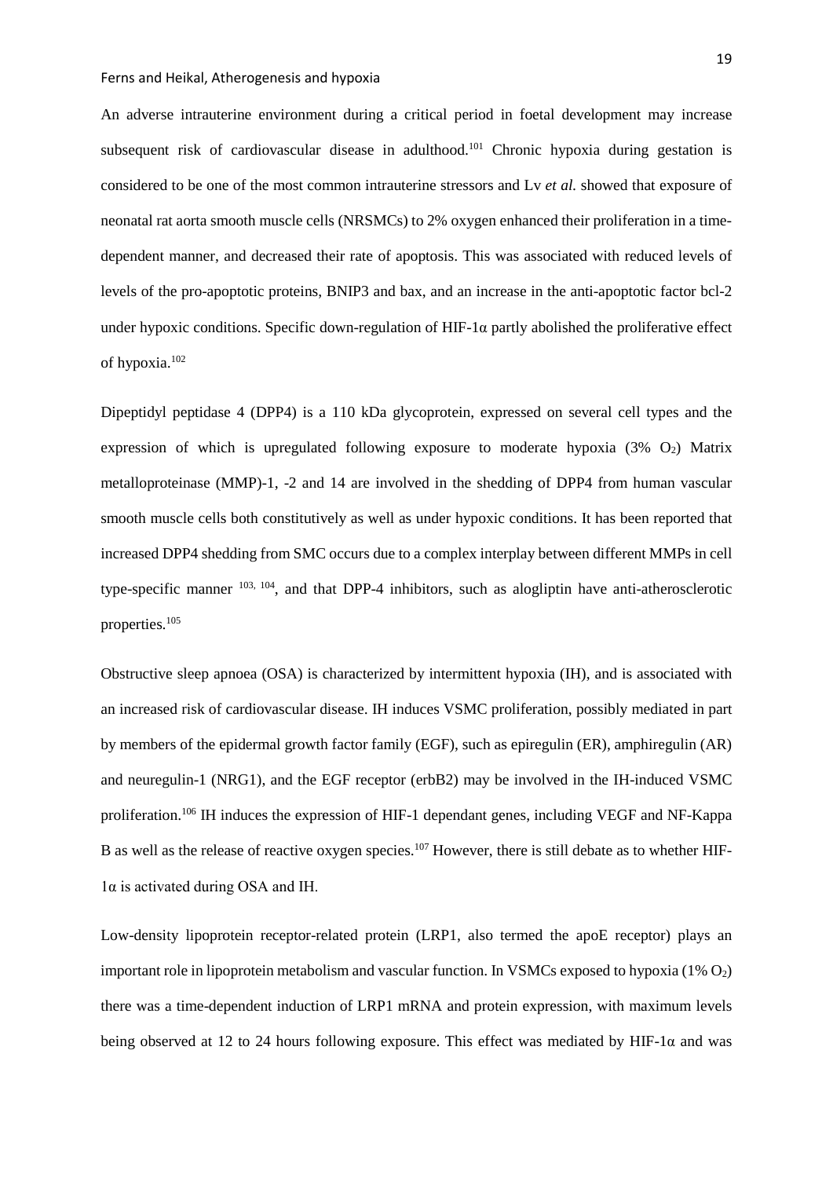An adverse intrauterine environment during a critical period in foetal development may increase subsequent risk of cardiovascular disease in adulthood.[101] Chronic hypoxia during gestation is considered to be one of the most common intrauterine stressors and Lv *et al.* showed that exposure of neonatal rat aorta smooth muscle cells (NRSMCs) to 2% oxygen enhanced their proliferation in a time-dependent manner, and decreased their rate of apoptosis. This was associated with reduced levels of levels of the pro-apoptotic proteins, BNIP3 and bax, and an increase in the anti-apoptotic factor bcl-2 under hypoxic conditions. Specific down-regulation of HIF-1α partly abolished the proliferative effect of hypoxia.[102]

Dipeptidyl peptidase 4 (DPP4) is a 110 kDa glycoprotein, expressed on several cell types and the expression of which is upregulated following exposure to moderate hypoxia (3% $O_2$) Matrix metalloproteinase (MMP)-1, -2 and 14 are involved in the shedding of DPP4 from human vascular smooth muscle cells both constitutively as well as under hypoxic conditions. It has been reported that increased DPP4 shedding from SMC occurs due to a complex interplay between different MMPs in cell type-specific manner [103, 104], and that DPP-4 inhibitors, such as alogliptin have anti-atherosclerotic properties.[105]

Obstructive sleep apnoea (OSA) is characterized by intermittent hypoxia (IH), and is associated with an increased risk of cardiovascular disease. IH induces VSMC proliferation, possibly mediated in part by members of the epidermal growth factor family (EGF), such as epiregulin (ER), amphiregulin (AR) and neuregulin-1 (NRG1), and the EGF receptor (erbB2) may be involved in the IH-induced VSMC proliferation.[106] IH induces the expression of HIF-1 dependant genes, including VEGF and NF-Kappa B as well as the release of reactive oxygen species.[107] However, there is still debate as to whether HIF-1α is activated during OSA and IH.

Low-density lipoprotein receptor-related protein (LRP1, also termed the apoE receptor) plays an important role in lipoprotein metabolism and vascular function. In VSMCs exposed to hypoxia (1% $O_2$) there was a time-dependent induction of LRP1 mRNA and protein expression, with maximum levels being observed at 12 to 24 hours following exposure. This effect was mediated by HIF-1α and was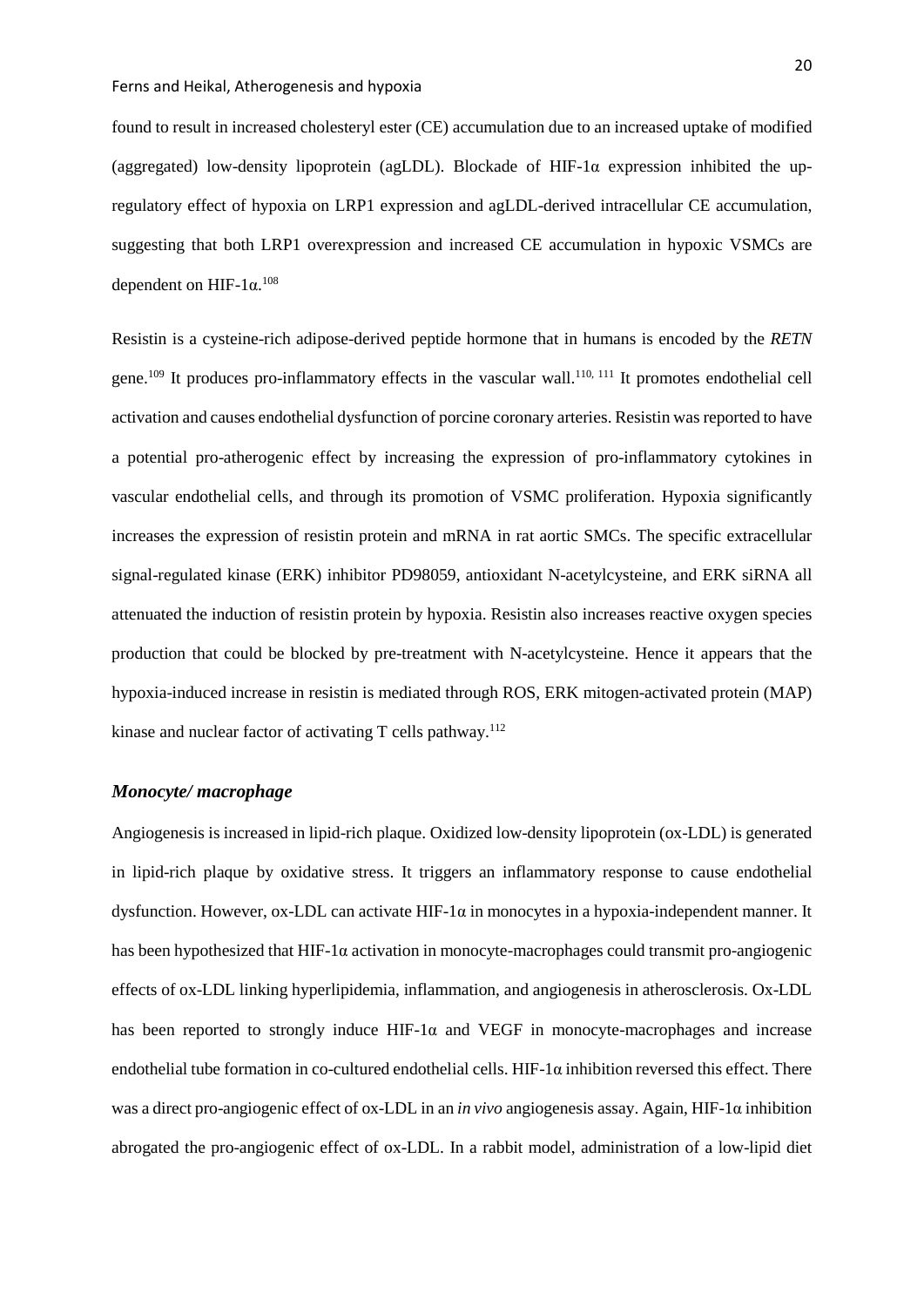found to result in increased cholesteryl ester (CE) accumulation due to an increased uptake of modified (aggregated) low-density lipoprotein (agLDL). Blockade of HIF-1α expression inhibited the up-regulatory effect of hypoxia on LRP1 expression and agLDL-derived intracellular CE accumulation, suggesting that both LRP1 overexpression and increased CE accumulation in hypoxic VSMCs are dependent on HIF-1α.[108]

Resistin is a cysteine-rich adipose-derived peptide hormone that in humans is encoded by the *RETN* gene.[109] It produces pro-inflammatory effects in the vascular wall.[110, 111] It promotes endothelial cell activation and causes endothelial dysfunction of porcine coronary arteries. Resistin was reported to have a potential pro-atherogenic effect by increasing the expression of pro-inflammatory cytokines in vascular endothelial cells, and through its promotion of VSMC proliferation. Hypoxia significantly increases the expression of resistin protein and mRNA in rat aortic SMCs. The specific extracellular signal-regulated kinase (ERK) inhibitor PD98059, antioxidant N-acetylcysteine, and ERK siRNA all attenuated the induction of resistin protein by hypoxia. Resistin also increases reactive oxygen species production that could be blocked by pre-treatment with N-acetylcysteine. Hence it appears that the hypoxia-induced increase in resistin is mediated through ROS, ERK mitogen-activated protein (MAP) kinase and nuclear factor of activating T cells pathway.[112]

### *Monocyte/ macrophage*

Angiogenesis is increased in lipid-rich plaque. Oxidized low-density lipoprotein (ox-LDL) is generated in lipid-rich plaque by oxidative stress. It triggers an inflammatory response to cause endothelial dysfunction. However, ox-LDL can activate HIF-1α in monocytes in a hypoxia-independent manner. It has been hypothesized that HIF-1α activation in monocyte-macrophages could transmit pro-angiogenic effects of ox-LDL linking hyperlipidemia, inflammation, and angiogenesis in atherosclerosis. Ox-LDL has been reported to strongly induce HIF-1α and VEGF in monocyte-macrophages and increase endothelial tube formation in co-cultured endothelial cells. HIF-1α inhibition reversed this effect. There was a direct pro-angiogenic effect of ox-LDL in an *in vivo* angiogenesis assay. Again, HIF-1α inhibition abrogated the pro-angiogenic effect of ox-LDL. In a rabbit model, administration of a low-lipid diet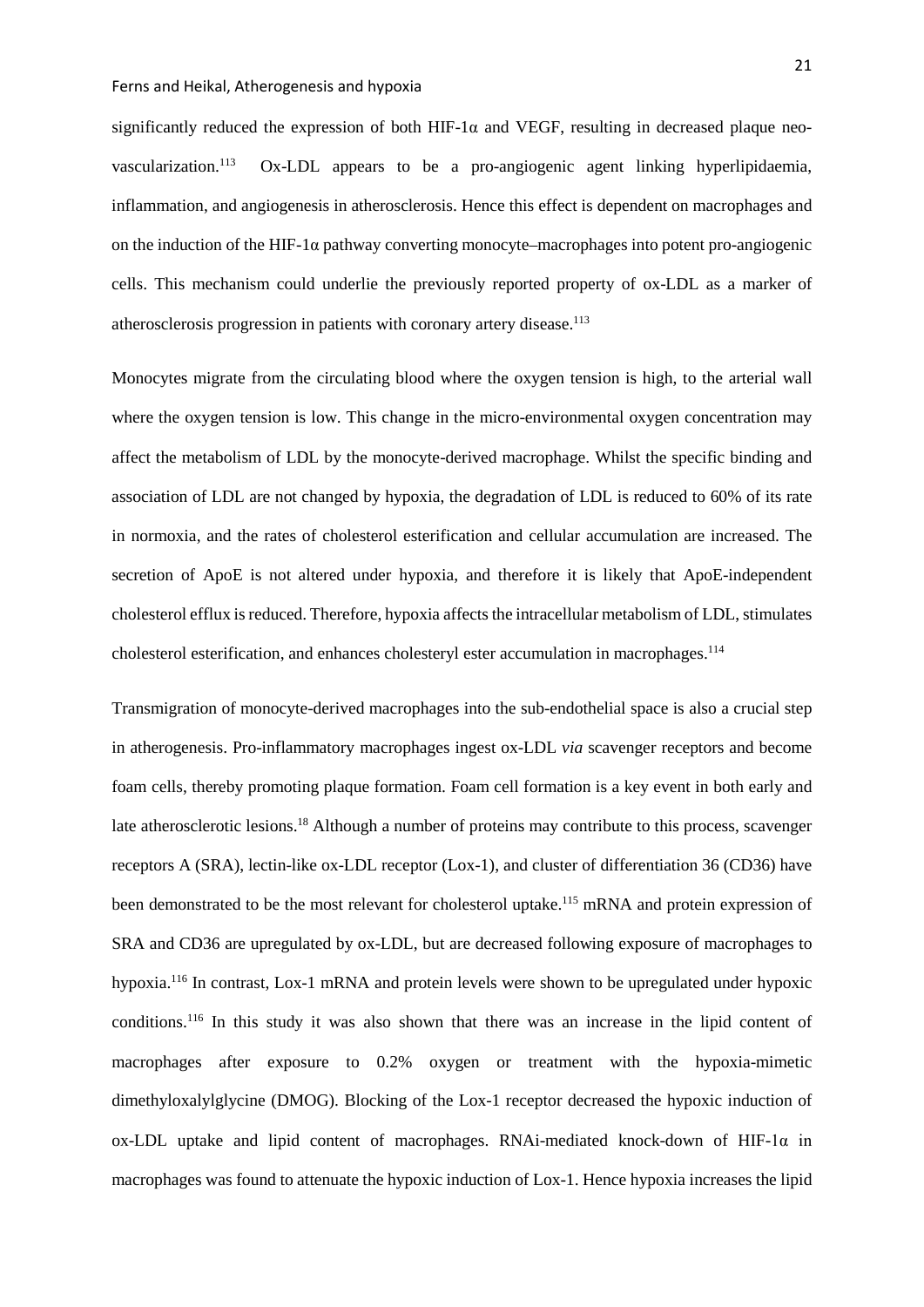significantly reduced the expression of both HIF-1α and VEGF, resulting in decreased plaque neo-vascularization.[113] Ox-LDL appears to be a pro-angiogenic agent linking hyperlipidaemia, inflammation, and angiogenesis in atherosclerosis. Hence this effect is dependent on macrophages and on the induction of the HIF-1α pathway converting monocyte–macrophages into potent pro-angiogenic cells. This mechanism could underlie the previously reported property of ox-LDL as a marker of atherosclerosis progression in patients with coronary artery disease.[113]

Monocytes migrate from the circulating blood where the oxygen tension is high, to the arterial wall where the oxygen tension is low. This change in the micro-environmental oxygen concentration may affect the metabolism of LDL by the monocyte-derived macrophage. Whilst the specific binding and association of LDL are not changed by hypoxia, the degradation of LDL is reduced to 60% of its rate in normoxia, and the rates of cholesterol esterification and cellular accumulation are increased. The secretion of ApoE is not altered under hypoxia, and therefore it is likely that ApoE-independent cholesterol efflux is reduced. Therefore, hypoxia affects the intracellular metabolism of LDL, stimulates cholesterol esterification, and enhances cholesteryl ester accumulation in macrophages.[114]

Transmigration of monocyte-derived macrophages into the sub-endothelial space is also a crucial step in atherogenesis. Pro-inflammatory macrophages ingest ox-LDL *via* scavenger receptors and become foam cells, thereby promoting plaque formation. Foam cell formation is a key event in both early and late atherosclerotic lesions.[18] Although a number of proteins may contribute to this process, scavenger receptors A (SRA), lectin-like ox-LDL receptor (Lox-1), and cluster of differentiation 36 (CD36) have been demonstrated to be the most relevant for cholesterol uptake.[115] mRNA and protein expression of SRA and CD36 are upregulated by ox-LDL, but are decreased following exposure of macrophages to hypoxia.[116] In contrast, Lox-1 mRNA and protein levels were shown to be upregulated under hypoxic conditions.[116] In this study it was also shown that there was an increase in the lipid content of macrophages after exposure to 0.2% oxygen or treatment with the hypoxia-mimetic dimethyloxalylglycine (DMOG). Blocking of the Lox-1 receptor decreased the hypoxic induction of ox-LDL uptake and lipid content of macrophages. RNAi-mediated knock-down of HIF-1α in macrophages was found to attenuate the hypoxic induction of Lox-1. Hence hypoxia increases the lipid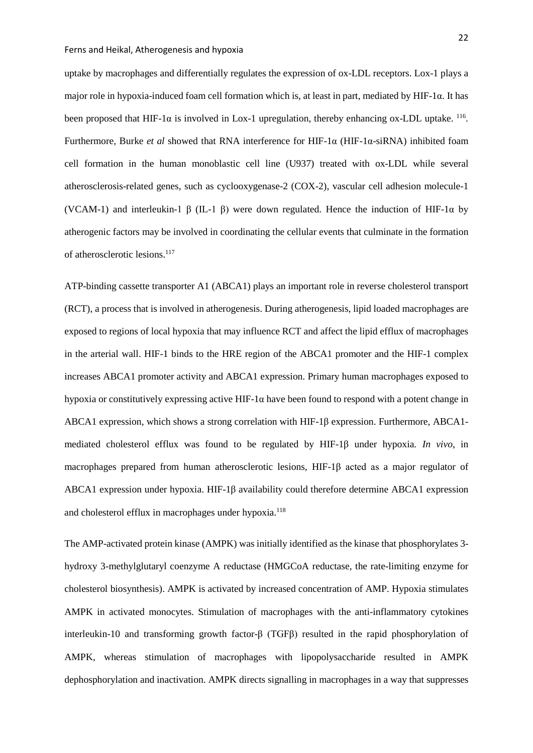uptake by macrophages and differentially regulates the expression of ox-LDL receptors. Lox-1 plays a major role in hypoxia-induced foam cell formation which is, at least in part, mediated by HIF-1α. It has been proposed that HIF-1α is involved in Lox-1 upregulation, thereby enhancing ox-LDL uptake. [116]. Furthermore, Burke *et al* showed that RNA interference for HIF-1α (HIF-1α-siRNA) inhibited foam cell formation in the human monoblastic cell line (U937) treated with ox-LDL while several atherosclerosis-related genes, such as cyclooxygenase-2 (COX-2), vascular cell adhesion molecule-1 (VCAM-1) and interleukin-1 β (IL-1 β) were down regulated. Hence the induction of HIF-1α by atherogenic factors may be involved in coordinating the cellular events that culminate in the formation of atherosclerotic lesions.[117]

ATP-binding cassette transporter A1 (ABCA1) plays an important role in reverse cholesterol transport (RCT), a process that is involved in atherogenesis. During atherogenesis, lipid loaded macrophages are exposed to regions of local hypoxia that may influence RCT and affect the lipid efflux of macrophages in the arterial wall. HIF-1 binds to the HRE region of the ABCA1 promoter and the HIF-1 complex increases ABCA1 promoter activity and ABCA1 expression. Primary human macrophages exposed to hypoxia or constitutively expressing active HIF-1α have been found to respond with a potent change in ABCA1 expression, which shows a strong correlation with HIF-1β expression. Furthermore, ABCA1-mediated cholesterol efflux was found to be regulated by HIF-1β under hypoxia. *In vivo*, in macrophages prepared from human atherosclerotic lesions, HIF-1β acted as a major regulator of ABCA1 expression under hypoxia. HIF-1β availability could therefore determine ABCA1 expression and cholesterol efflux in macrophages under hypoxia.[118]

The AMP-activated protein kinase (AMPK) was initially identified as the kinase that phosphorylates 3-hydroxy 3-methylglutaryl coenzyme A reductase (HMGCoA reductase, the rate-limiting enzyme for cholesterol biosynthesis). AMPK is activated by increased concentration of AMP. Hypoxia stimulates AMPK in activated monocytes. Stimulation of macrophages with the anti-inflammatory cytokines interleukin-10 and transforming growth factor-β (TGFβ) resulted in the rapid phosphorylation of AMPK, whereas stimulation of macrophages with lipopolysaccharide resulted in AMPK dephosphorylation and inactivation. AMPK directs signalling in macrophages in a way that suppresses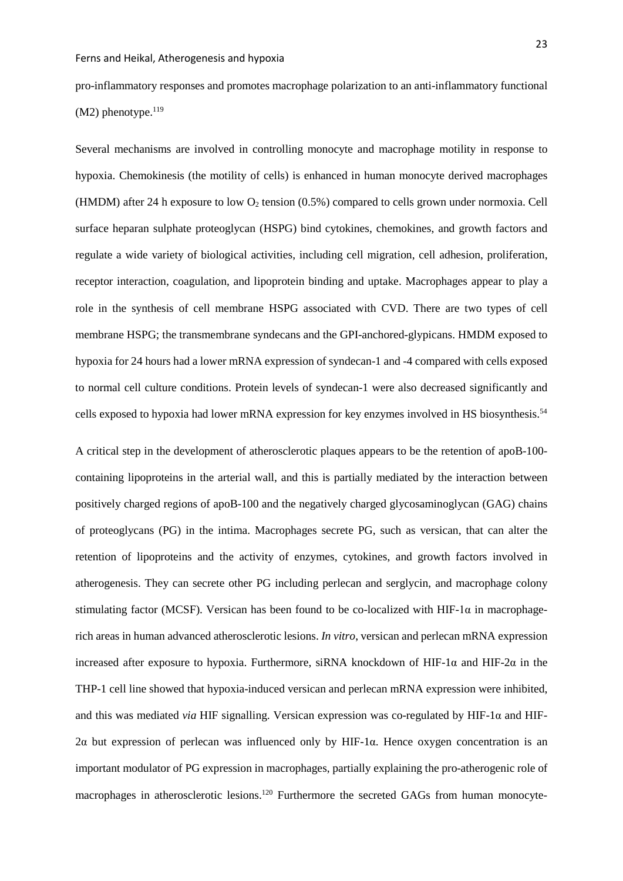pro-inflammatory responses and promotes macrophage polarization to an anti-inflammatory functional (M2) phenotype.[119]

Several mechanisms are involved in controlling monocyte and macrophage motility in response to hypoxia. Chemokinesis (the motility of cells) is enhanced in human monocyte derived macrophages (HMDM) after 24 h exposure to low $O_2$ tension (0.5%) compared to cells grown under normoxia. Cell surface heparan sulphate proteoglycan (HSPG) bind cytokines, chemokines, and growth factors and regulate a wide variety of biological activities, including cell migration, cell adhesion, proliferation, receptor interaction, coagulation, and lipoprotein binding and uptake. Macrophages appear to play a role in the synthesis of cell membrane HSPG associated with CVD. There are two types of cell membrane HSPG; the transmembrane syndecans and the GPI-anchored-glypicans. HMDM exposed to hypoxia for 24 hours had a lower mRNA expression of syndecan-1 and -4 compared with cells exposed to normal cell culture conditions. Protein levels of syndecan-1 were also decreased significantly and cells exposed to hypoxia had lower mRNA expression for key enzymes involved in HS biosynthesis.[54]

A critical step in the development of atherosclerotic plaques appears to be the retention of apoB-100-containing lipoproteins in the arterial wall, and this is partially mediated by the interaction between positively charged regions of apoB-100 and the negatively charged glycosaminoglycan (GAG) chains of proteoglycans (PG) in the intima. Macrophages secrete PG, such as versican, that can alter the retention of lipoproteins and the activity of enzymes, cytokines, and growth factors involved in atherogenesis. They can secrete other PG including perlecan and serglycin, and macrophage colony stimulating factor (MCSF). Versican has been found to be co-localized with HIF-1α in macrophage-rich areas in human advanced atherosclerotic lesions. *In vitro*, versican and perlecan mRNA expression increased after exposure to hypoxia. Furthermore, siRNA knockdown of HIF-1α and HIF-2α in the THP-1 cell line showed that hypoxia-induced versican and perlecan mRNA expression were inhibited, and this was mediated *via* HIF signalling. Versican expression was co-regulated by HIF-1α and HIF-2α but expression of perlecan was influenced only by HIF-1α. Hence oxygen concentration is an important modulator of PG expression in macrophages, partially explaining the pro-atherogenic role of macrophages in atherosclerotic lesions.[120] Furthermore the secreted GAGs from human monocyte-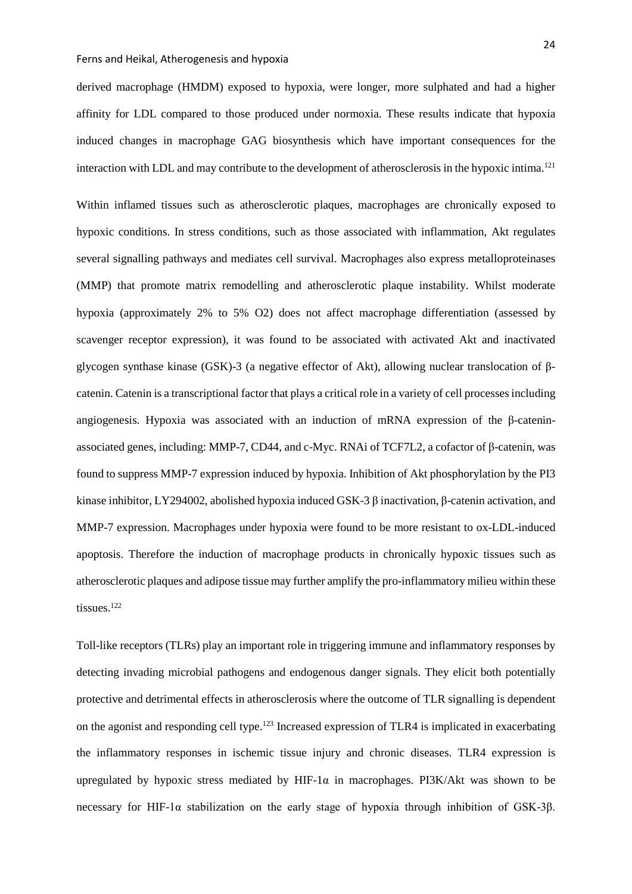derived macrophage (HMDM) exposed to hypoxia, were longer, more sulphated and had a higher affinity for LDL compared to those produced under normoxia. These results indicate that hypoxia induced changes in macrophage GAG biosynthesis which have important consequences for the interaction with LDL and may contribute to the development of atherosclerosis in the hypoxic intima.[121]

Within inflamed tissues such as atherosclerotic plaques, macrophages are chronically exposed to hypoxic conditions. In stress conditions, such as those associated with inflammation, Akt regulates several signalling pathways and mediates cell survival. Macrophages also express metalloproteinases (MMP) that promote matrix remodelling and atherosclerotic plaque instability. Whilst moderate hypoxia (approximately 2% to 5% O2) does not affect macrophage differentiation (assessed by scavenger receptor expression), it was found to be associated with activated Akt and inactivated glycogen synthase kinase (GSK)-3 (a negative effector of Akt), allowing nuclear translocation of β-catenin. Catenin is a transcriptional factor that plays a critical role in a variety of cell processes including angiogenesis. Hypoxia was associated with an induction of mRNA expression of the β-catenin-associated genes, including: MMP-7, CD44, and c-Myc. RNAi of TCF7L2, a cofactor of β-catenin, was found to suppress MMP-7 expression induced by hypoxia. Inhibition of Akt phosphorylation by the PI3 kinase inhibitor, LY294002, abolished hypoxia induced GSK-3 β inactivation, β-catenin activation, and MMP-7 expression. Macrophages under hypoxia were found to be more resistant to ox-LDL-induced apoptosis. Therefore the induction of macrophage products in chronically hypoxic tissues such as atherosclerotic plaques and adipose tissue may further amplify the pro-inflammatory milieu within these tissues.[122]

Toll-like receptors (TLRs) play an important role in triggering immune and inflammatory responses by detecting invading microbial pathogens and endogenous danger signals. They elicit both potentially protective and detrimental effects in atherosclerosis where the outcome of TLR signalling is dependent on the agonist and responding cell type.[123] Increased expression of TLR4 is implicated in exacerbating the inflammatory responses in ischemic tissue injury and chronic diseases. TLR4 expression is upregulated by hypoxic stress mediated by HIF-1α in macrophages. PI3K/Akt was shown to be necessary for HIF-1α stabilization on the early stage of hypoxia through inhibition of GSK-3β.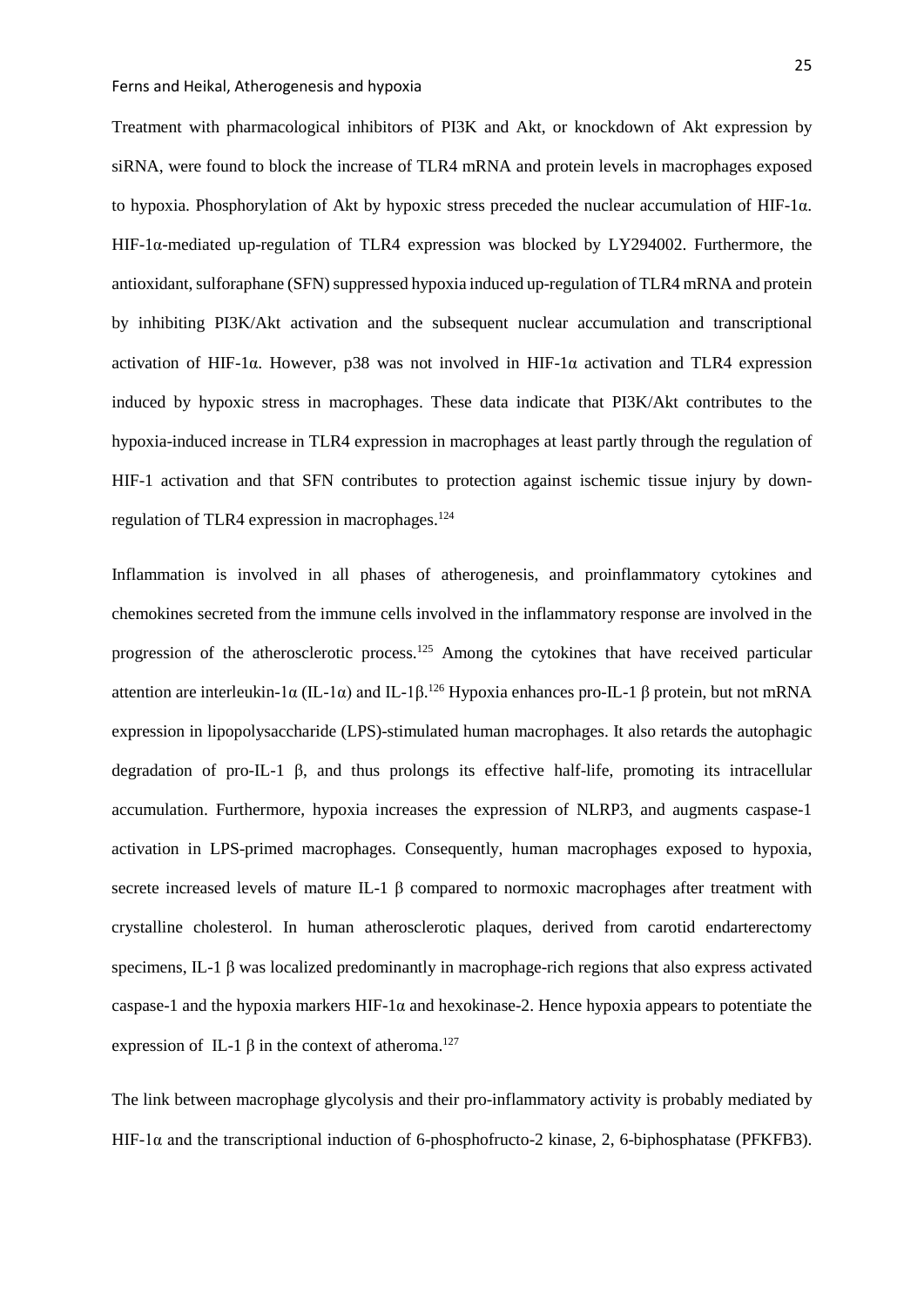Treatment with pharmacological inhibitors of PI3K and Akt, or knockdown of Akt expression by siRNA, were found to block the increase of TLR4 mRNA and protein levels in macrophages exposed to hypoxia. Phosphorylation of Akt by hypoxic stress preceded the nuclear accumulation of HIF-1α. HIF-1α-mediated up-regulation of TLR4 expression was blocked by LY294002. Furthermore, the antioxidant, sulforaphane (SFN) suppressed hypoxia induced up-regulation of TLR4 mRNA and protein by inhibiting PI3K/Akt activation and the subsequent nuclear accumulation and transcriptional activation of HIF-1α. However, p38 was not involved in HIF-1α activation and TLR4 expression induced by hypoxic stress in macrophages. These data indicate that PI3K/Akt contributes to the hypoxia-induced increase in TLR4 expression in macrophages at least partly through the regulation of HIF-1 activation and that SFN contributes to protection against ischemic tissue injury by down-regulation of TLR4 expression in macrophages.[124]

Inflammation is involved in all phases of atherogenesis, and proinflammatory cytokines and chemokines secreted from the immune cells involved in the inflammatory response are involved in the progression of the atherosclerotic process.[125] Among the cytokines that have received particular attention are interleukin-1α (IL-1α) and IL-1β.[126] Hypoxia enhances pro-IL-1 β protein, but not mRNA expression in lipopolysaccharide (LPS)-stimulated human macrophages. It also retards the autophagic degradation of pro-IL-1 β, and thus prolongs its effective half-life, promoting its intracellular accumulation. Furthermore, hypoxia increases the expression of NLRP3, and augments caspase-1 activation in LPS-primed macrophages. Consequently, human macrophages exposed to hypoxia, secrete increased levels of mature IL-1 β compared to normoxic macrophages after treatment with crystalline cholesterol. In human atherosclerotic plaques, derived from carotid endarterectomy specimens, IL-1 β was localized predominantly in macrophage-rich regions that also express activated caspase-1 and the hypoxia markers HIF-1α and hexokinase-2. Hence hypoxia appears to potentiate the expression of IL-1 β in the context of atheroma.[127]

The link between macrophage glycolysis and their pro-inflammatory activity is probably mediated by HIF-1α and the transcriptional induction of 6-phosphofructo-2 kinase, 2, 6-biphosphatase (PFKFB3).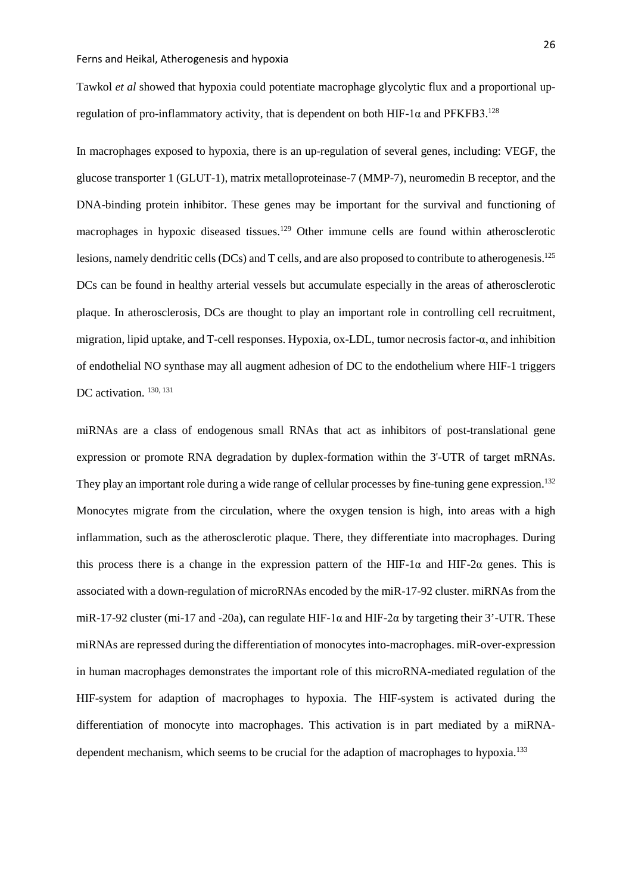Tawkol *et al* showed that hypoxia could potentiate macrophage glycolytic flux and a proportional up-regulation of pro-inflammatory activity, that is dependent on both HIF-1α and PFKFB3.[128]

In macrophages exposed to hypoxia, there is an up-regulation of several genes, including: VEGF, the glucose transporter 1 (GLUT-1), matrix metalloproteinase-7 (MMP-7), neuromedin B receptor, and the DNA-binding protein inhibitor. These genes may be important for the survival and functioning of macrophages in hypoxic diseased tissues.[129] Other immune cells are found within atherosclerotic lesions, namely dendritic cells (DCs) and T cells, and are also proposed to contribute to atherogenesis.[125] DCs can be found in healthy arterial vessels but accumulate especially in the areas of atherosclerotic plaque. In atherosclerosis, DCs are thought to play an important role in controlling cell recruitment, migration, lipid uptake, and T-cell responses. Hypoxia, ox-LDL, tumor necrosis factor-α, and inhibition of endothelial NO synthase may all augment adhesion of DC to the endothelium where HIF-1 triggers DC activation. [130, 131]

miRNAs are a class of endogenous small RNAs that act as inhibitors of post-translational gene expression or promote RNA degradation by duplex-formation within the 3'-UTR of target mRNAs. They play an important role during a wide range of cellular processes by fine-tuning gene expression.[132] Monocytes migrate from the circulation, where the oxygen tension is high, into areas with a high inflammation, such as the atherosclerotic plaque. There, they differentiate into macrophages. During this process there is a change in the expression pattern of the HIF-1α and HIF-2α genes. This is associated with a down-regulation of microRNAs encoded by the miR-17-92 cluster. miRNAs from the miR-17-92 cluster (mi-17 and -20a), can regulate HIF-1α and HIF-2α by targeting their 3'-UTR. These miRNAs are repressed during the differentiation of monocytes into-macrophages. miR-over-expression in human macrophages demonstrates the important role of this microRNA-mediated regulation of the HIF-system for adaption of macrophages to hypoxia. The HIF-system is activated during the differentiation of monocyte into macrophages. This activation is in part mediated by a miRNA-dependent mechanism, which seems to be crucial for the adaption of macrophages to hypoxia.[133]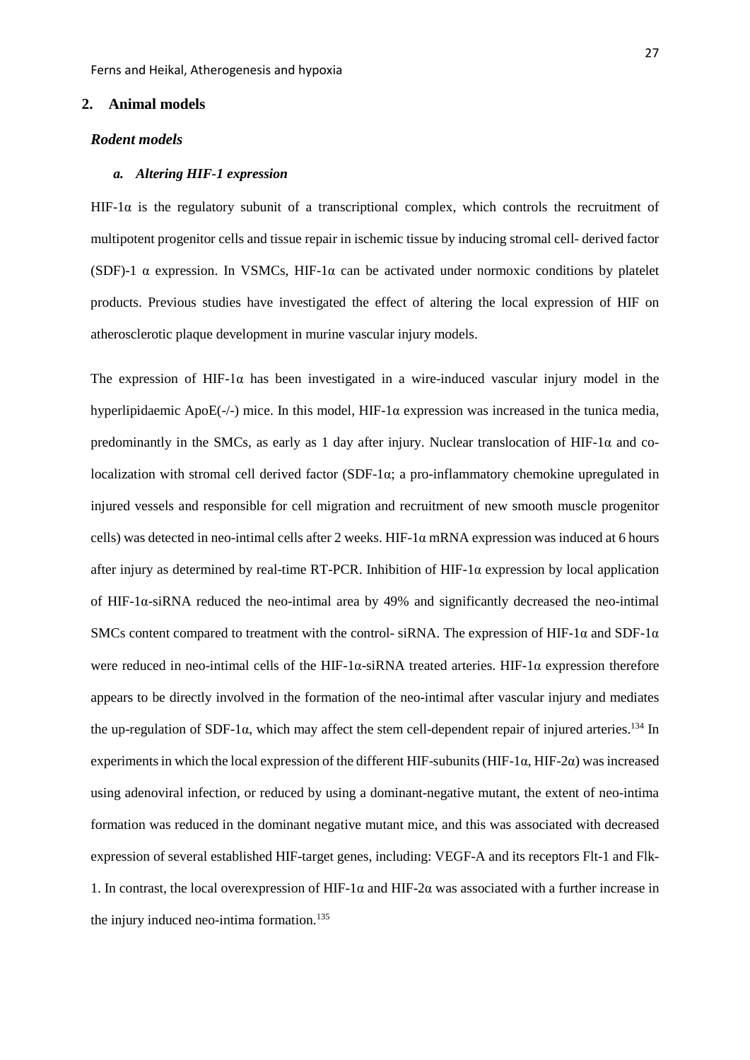## 2. Animal models

### *Rodent models*

#### *a. Altering HIF-1 expression*

HIF-1α is the regulatory subunit of a transcriptional complex, which controls the recruitment of multipotent progenitor cells and tissue repair in ischemic tissue by inducing stromal cell- derived factor (SDF)-1 α expression. In VSMCs, HIF-1α can be activated under normoxic conditions by platelet products. Previous studies have investigated the effect of altering the local expression of HIF on atherosclerotic plaque development in murine vascular injury models.

The expression of HIF-1α has been investigated in a wire-induced vascular injury model in the hyperlipidaemic ApoE(-/-) mice. In this model, HIF-1α expression was increased in the tunica media, predominantly in the SMCs, as early as 1 day after injury. Nuclear translocation of HIF-1α and co-localization with stromal cell derived factor (SDF-1α; a pro-inflammatory chemokine upregulated in injured vessels and responsible for cell migration and recruitment of new smooth muscle progenitor cells) was detected in neo-intimal cells after 2 weeks. HIF-1α mRNA expression was induced at 6 hours after injury as determined by real-time RT-PCR. Inhibition of HIF-1α expression by local application of HIF-1α-siRNA reduced the neo-intimal area by 49% and significantly decreased the neo-intimal SMCs content compared to treatment with the control- siRNA. The expression of HIF-1α and SDF-1α were reduced in neo-intimal cells of the HIF-1α-siRNA treated arteries. HIF-1α expression therefore appears to be directly involved in the formation of the neo-intimal after vascular injury and mediates the up-regulation of SDF-1α, which may affect the stem cell-dependent repair of injured arteries.[134] In experiments in which the local expression of the different HIF-subunits (HIF-1α, HIF-2α) was increased using adenoviral infection, or reduced by using a dominant-negative mutant, the extent of neo-intima formation was reduced in the dominant negative mutant mice, and this was associated with decreased expression of several established HIF-target genes, including: VEGF-A and its receptors Flt-1 and Flk-1. In contrast, the local overexpression of HIF-1α and HIF-2α was associated with a further increase in the injury induced neo-intima formation.[135]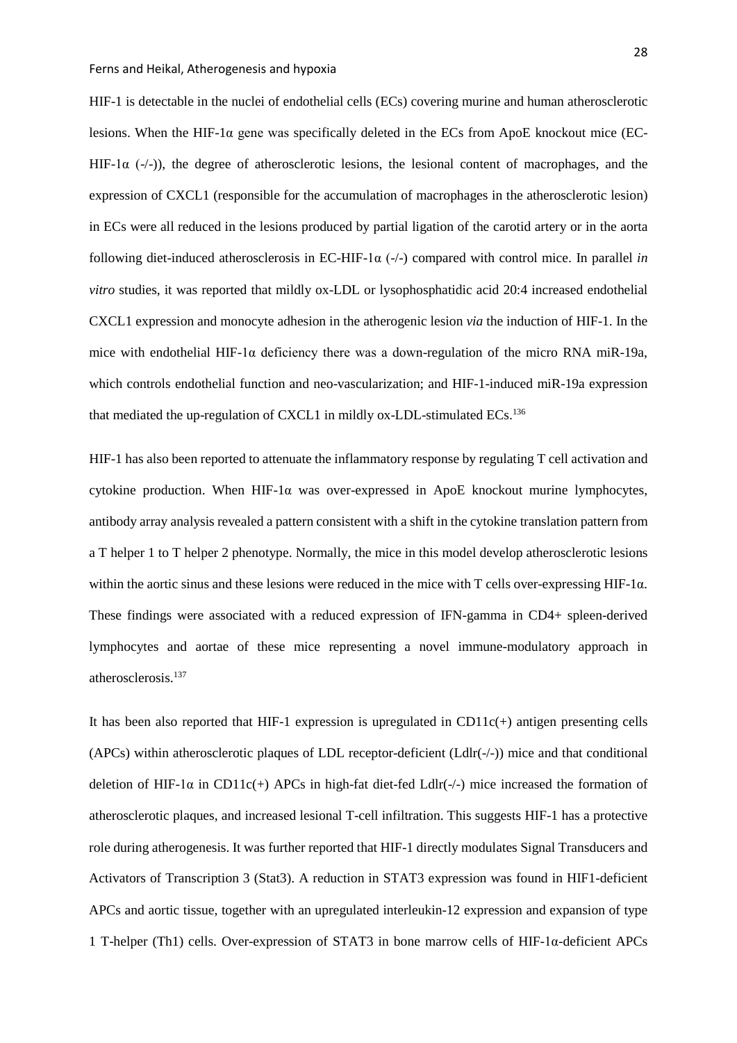HIF-1 is detectable in the nuclei of endothelial cells (ECs) covering murine and human atherosclerotic lesions. When the HIF-1α gene was specifically deleted in the ECs from ApoE knockout mice (EC-HIF-1α (-/-)), the degree of atherosclerotic lesions, the lesional content of macrophages, and the expression of CXCL1 (responsible for the accumulation of macrophages in the atherosclerotic lesion) in ECs were all reduced in the lesions produced by partial ligation of the carotid artery or in the aorta following diet-induced atherosclerosis in EC-HIF-1α (-/-) compared with control mice. In parallel *in vitro* studies, it was reported that mildly ox-LDL or lysophosphatidic acid 20:4 increased endothelial CXCL1 expression and monocyte adhesion in the atherogenic lesion *via* the induction of HIF-1. In the mice with endothelial HIF-1α deficiency there was a down-regulation of the micro RNA miR-19a, which controls endothelial function and neo-vascularization; and HIF-1-induced miR-19a expression that mediated the up-regulation of CXCL1 in mildly ox-LDL-stimulated ECs.[136]

HIF-1 has also been reported to attenuate the inflammatory response by regulating T cell activation and cytokine production. When HIF-1α was over-expressed in ApoE knockout murine lymphocytes, antibody array analysis revealed a pattern consistent with a shift in the cytokine translation pattern from a T helper 1 to T helper 2 phenotype. Normally, the mice in this model develop atherosclerotic lesions within the aortic sinus and these lesions were reduced in the mice with T cells over-expressing HIF-1α. These findings were associated with a reduced expression of IFN-gamma in CD4+ spleen-derived lymphocytes and aortae of these mice representing a novel immune-modulatory approach in atherosclerosis.[137]

It has been also reported that HIF-1 expression is upregulated in CD11c(+) antigen presenting cells (APCs) within atherosclerotic plaques of LDL receptor-deficient (Ldlr(-/-)) mice and that conditional deletion of HIF-1α in CD11c(+) APCs in high-fat diet-fed Ldlr(-/-) mice increased the formation of atherosclerotic plaques, and increased lesional T-cell infiltration. This suggests HIF-1 has a protective role during atherogenesis. It was further reported that HIF-1 directly modulates Signal Transducers and Activators of Transcription 3 (Stat3). A reduction in STAT3 expression was found in HIF1-deficient APCs and aortic tissue, together with an upregulated interleukin-12 expression and expansion of type 1 T-helper (Th1) cells. Over-expression of STAT3 in bone marrow cells of HIF-1α-deficient APCs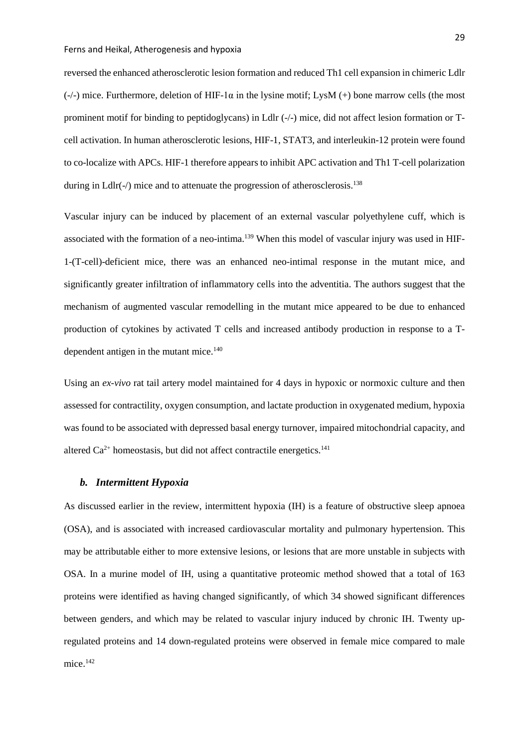reversed the enhanced atherosclerotic lesion formation and reduced Th1 cell expansion in chimeric Ldlr (-/-) mice. Furthermore, deletion of HIF-1α in the lysine motif; LysM (+) bone marrow cells (the most prominent motif for binding to peptidoglycans) in Ldlr (-/-) mice, did not affect lesion formation or T-cell activation. In human atherosclerotic lesions, HIF-1, STAT3, and interleukin-12 protein were found to co-localize with APCs. HIF-1 therefore appears to inhibit APC activation and Th1 T-cell polarization during in Ldlr(-/) mice and to attenuate the progression of atherosclerosis.[138]

Vascular injury can be induced by placement of an external vascular polyethylene cuff, which is associated with the formation of a neo-intima.[139] When this model of vascular injury was used in HIF-1-(T-cell)-deficient mice, there was an enhanced neo-intimal response in the mutant mice, and significantly greater infiltration of inflammatory cells into the adventitia. The authors suggest that the mechanism of augmented vascular remodelling in the mutant mice appeared to be due to enhanced production of cytokines by activated T cells and increased antibody production in response to a T-dependent antigen in the mutant mice.[140]

Using an *ex-vivo* rat tail artery model maintained for 4 days in hypoxic or normoxic culture and then assessed for contractility, oxygen consumption, and lactate production in oxygenated medium, hypoxia was found to be associated with depressed basal energy turnover, impaired mitochondrial capacity, and altered $Ca^{2+}$ homeostasis, but did not affect contractile energetics.[141]

### *b. Intermittent Hypoxia*

As discussed earlier in the review, intermittent hypoxia (IH) is a feature of obstructive sleep apnoea (OSA), and is associated with increased cardiovascular mortality and pulmonary hypertension. This may be attributable either to more extensive lesions, or lesions that are more unstable in subjects with OSA. In a murine model of IH, using a quantitative proteomic method showed that a total of 163 proteins were identified as having changed significantly, of which 34 showed significant differences between genders, and which may be related to vascular injury induced by chronic IH. Twenty up-regulated proteins and 14 down-regulated proteins were observed in female mice compared to male mice.[142]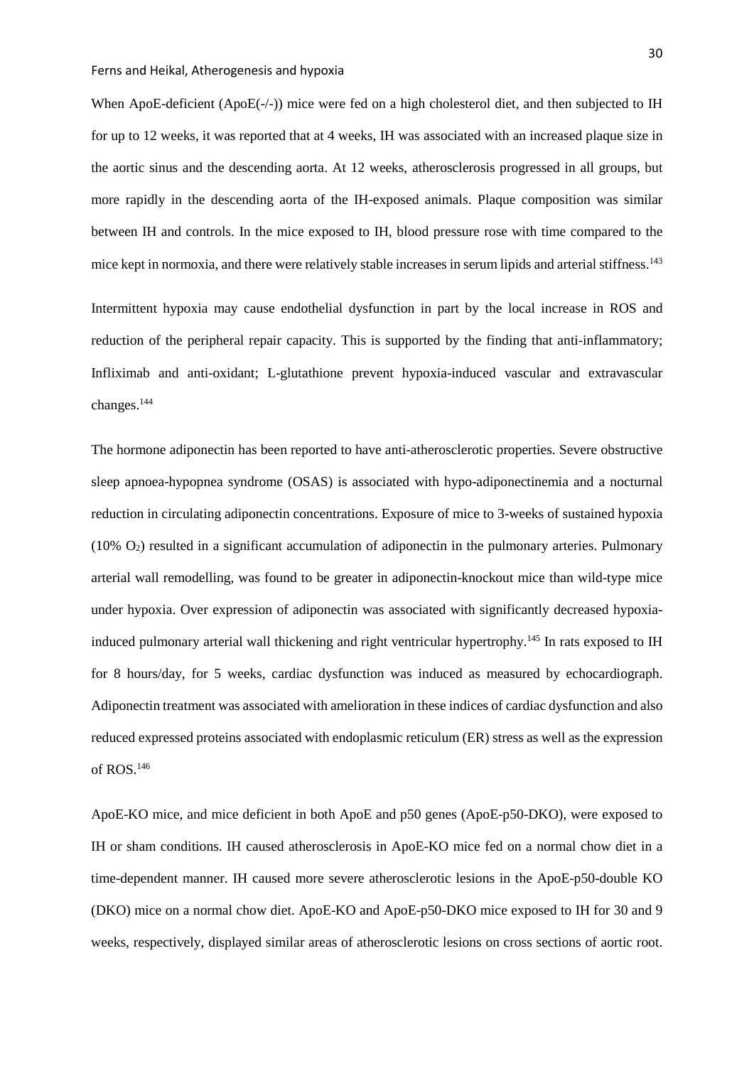When ApoE-deficient (ApoE(-/-)) mice were fed on a high cholesterol diet, and then subjected to IH for up to 12 weeks, it was reported that at 4 weeks, IH was associated with an increased plaque size in the aortic sinus and the descending aorta. At 12 weeks, atherosclerosis progressed in all groups, but more rapidly in the descending aorta of the IH-exposed animals. Plaque composition was similar between IH and controls. In the mice exposed to IH, blood pressure rose with time compared to the mice kept in normoxia, and there were relatively stable increases in serum lipids and arterial stiffness.[143]

Intermittent hypoxia may cause endothelial dysfunction in part by the local increase in ROS and reduction of the peripheral repair capacity. This is supported by the finding that anti-inflammatory; Infliximab and anti-oxidant; L-glutathione prevent hypoxia-induced vascular and extravascular changes.[144]

The hormone adiponectin has been reported to have anti-atherosclerotic properties. Severe obstructive sleep apnoea-hypopnea syndrome (OSAS) is associated with hypo-adiponectinemia and a nocturnal reduction in circulating adiponectin concentrations. Exposure of mice to 3-weeks of sustained hypoxia (10% $O_2$) resulted in a significant accumulation of adiponectin in the pulmonary arteries. Pulmonary arterial wall remodelling, was found to be greater in adiponectin-knockout mice than wild-type mice under hypoxia. Over expression of adiponectin was associated with significantly decreased hypoxia-induced pulmonary arterial wall thickening and right ventricular hypertrophy.[145] In rats exposed to IH for 8 hours/day, for 5 weeks, cardiac dysfunction was induced as measured by echocardiograph. Adiponectin treatment was associated with amelioration in these indices of cardiac dysfunction and also reduced expressed proteins associated with endoplasmic reticulum (ER) stress as well as the expression of ROS.[146]

ApoE-KO mice, and mice deficient in both ApoE and p50 genes (ApoE-p50-DKO), were exposed to IH or sham conditions. IH caused atherosclerosis in ApoE-KO mice fed on a normal chow diet in a time-dependent manner. IH caused more severe atherosclerotic lesions in the ApoE-p50-double KO (DKO) mice on a normal chow diet. ApoE-KO and ApoE-p50-DKO mice exposed to IH for 30 and 9 weeks, respectively, displayed similar areas of atherosclerotic lesions on cross sections of aortic root.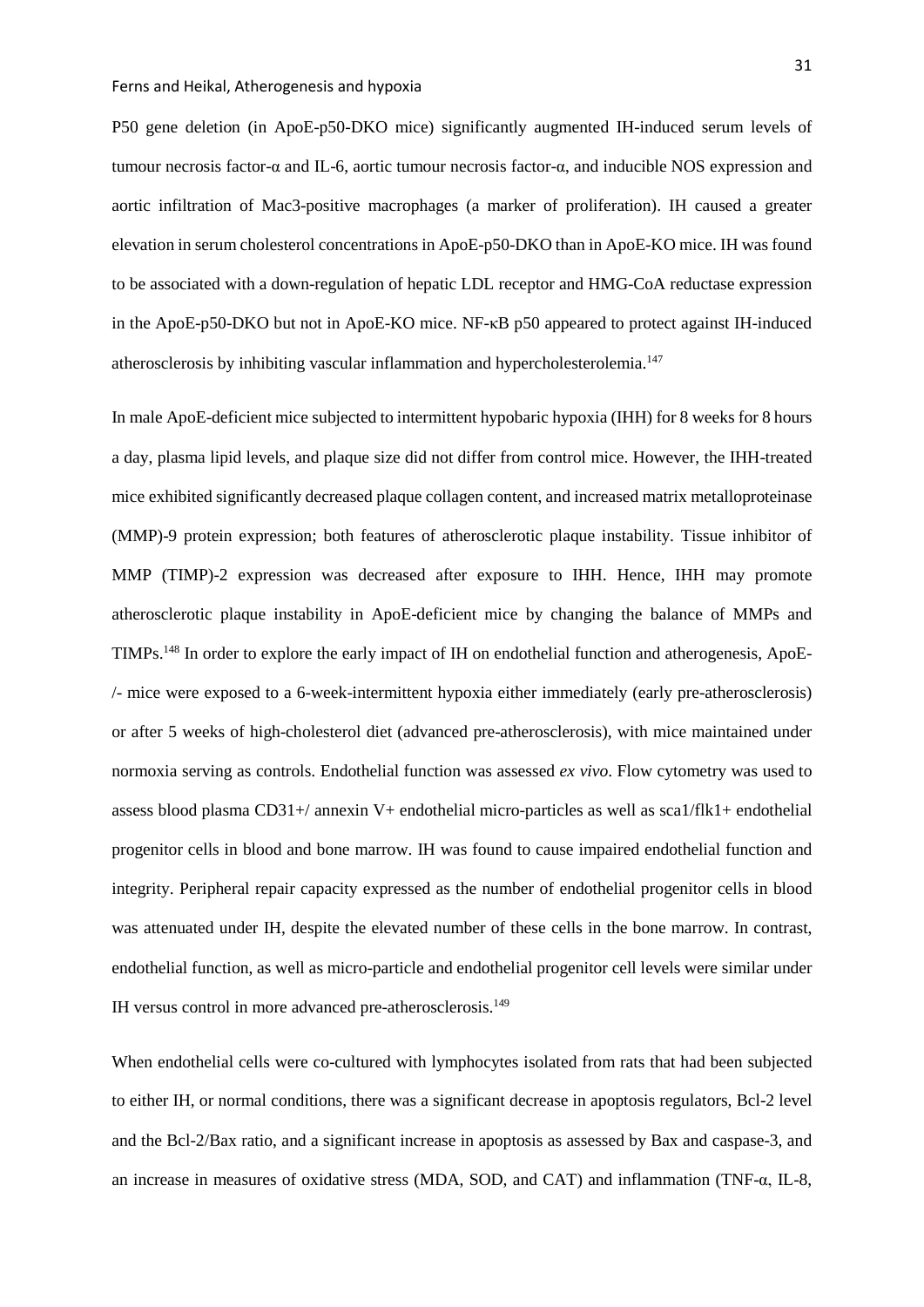P50 gene deletion (in ApoE-p50-DKO mice) significantly augmented IH-induced serum levels of tumour necrosis factor-α and IL-6, aortic tumour necrosis factor-α, and inducible NOS expression and aortic infiltration of Mac3-positive macrophages (a marker of proliferation). IH caused a greater elevation in serum cholesterol concentrations in ApoE-p50-DKO than in ApoE-KO mice. IH was found to be associated with a down-regulation of hepatic LDL receptor and HMG-CoA reductase expression in the ApoE-p50-DKO but not in ApoE-KO mice. NF-κB p50 appeared to protect against IH-induced atherosclerosis by inhibiting vascular inflammation and hypercholesterolemia.[147]

In male ApoE-deficient mice subjected to intermittent hypobaric hypoxia (IHH) for 8 weeks for 8 hours a day, plasma lipid levels, and plaque size did not differ from control mice. However, the IHH-treated mice exhibited significantly decreased plaque collagen content, and increased matrix metalloproteinase (MMP)-9 protein expression; both features of atherosclerotic plaque instability. Tissue inhibitor of MMP (TIMP)-2 expression was decreased after exposure to IHH. Hence, IHH may promote atherosclerotic plaque instability in ApoE-deficient mice by changing the balance of MMPs and TIMPs.[148] In order to explore the early impact of IH on endothelial function and atherogenesis, ApoE-/- mice were exposed to a 6-week-intermittent hypoxia either immediately (early pre-atherosclerosis) or after 5 weeks of high-cholesterol diet (advanced pre-atherosclerosis), with mice maintained under normoxia serving as controls. Endothelial function was assessed *ex vivo*. Flow cytometry was used to assess blood plasma CD31+/ annexin V+ endothelial micro-particles as well as sca1/flk1+ endothelial progenitor cells in blood and bone marrow. IH was found to cause impaired endothelial function and integrity. Peripheral repair capacity expressed as the number of endothelial progenitor cells in blood was attenuated under IH, despite the elevated number of these cells in the bone marrow. In contrast, endothelial function, as well as micro-particle and endothelial progenitor cell levels were similar under IH versus control in more advanced pre-atherosclerosis.[149]

When endothelial cells were co-cultured with lymphocytes isolated from rats that had been subjected to either IH, or normal conditions, there was a significant decrease in apoptosis regulators, Bcl-2 level and the Bcl-2/Bax ratio, and a significant increase in apoptosis as assessed by Bax and caspase-3, and an increase in measures of oxidative stress (MDA, SOD, and CAT) and inflammation (TNF-α, IL-8,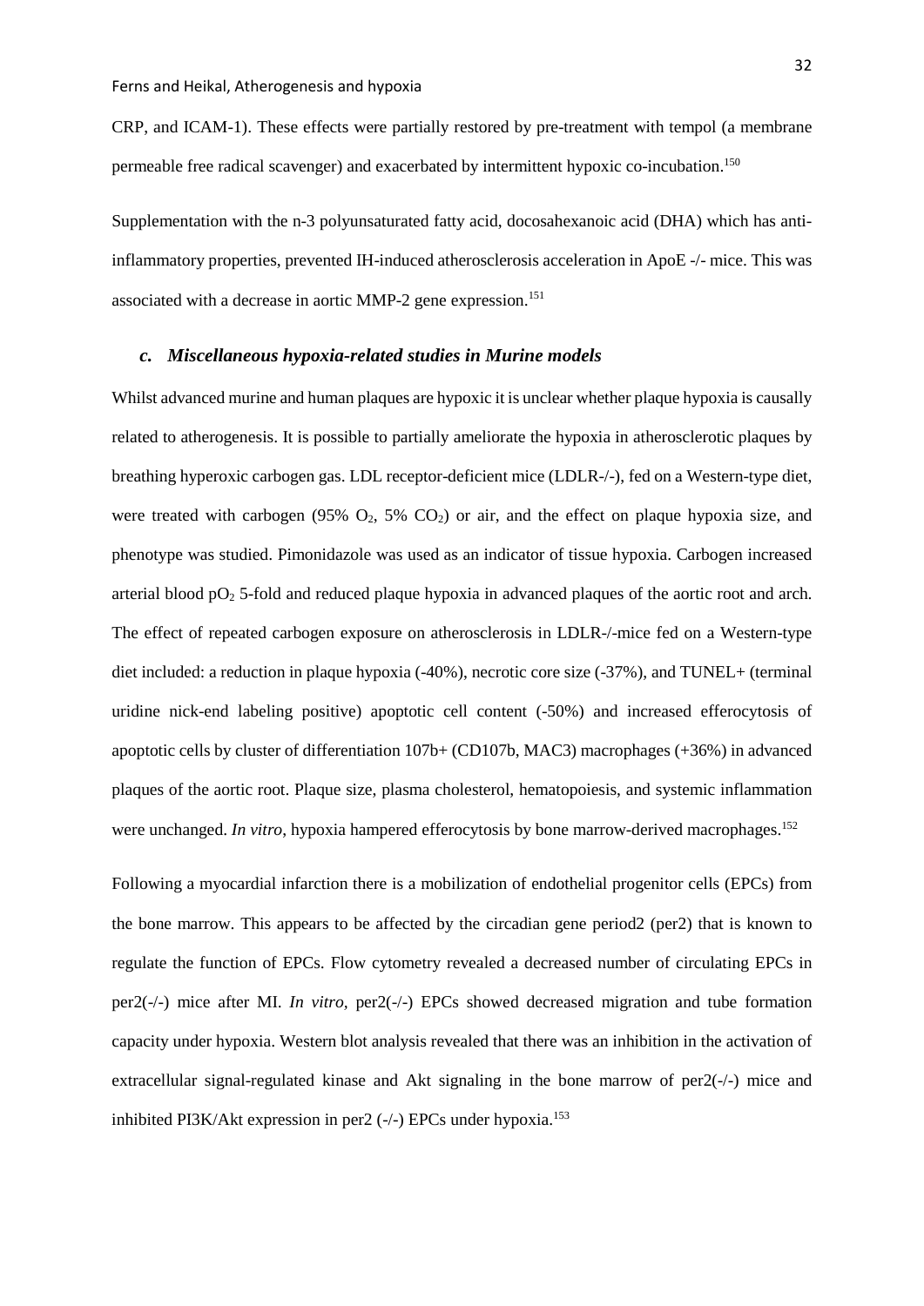CRP, and ICAM-1). These effects were partially restored by pre-treatment with tempol (a membrane permeable free radical scavenger) and exacerbated by intermittent hypoxic co-incubation.[150]

Supplementation with the n-3 polyunsaturated fatty acid, docosahexanoic acid (DHA) which has anti-inflammatory properties, prevented IH-induced atherosclerosis acceleration in ApoE -/- mice. This was associated with a decrease in aortic MMP-2 gene expression.[151]

### *c. Miscellaneous hypoxia-related studies in Murine models*

Whilst advanced murine and human plaques are hypoxic it is unclear whether plaque hypoxia is causally related to atherogenesis. It is possible to partially ameliorate the hypoxia in atherosclerotic plaques by breathing hyperoxic carbogen gas. LDL receptor-deficient mice (LDLR-/-), fed on a Western-type diet, were treated with carbogen (95% $O_2$, 5% $CO_2$) or air, and the effect on plaque hypoxia size, and phenotype was studied. Pimonidazole was used as an indicator of tissue hypoxia. Carbogen increased arterial blood $pO_2$ 5-fold and reduced plaque hypoxia in advanced plaques of the aortic root and arch. The effect of repeated carbogen exposure on atherosclerosis in LDLR-/-mice fed on a Western-type diet included: a reduction in plaque hypoxia (-40%), necrotic core size (-37%), and TUNEL+ (terminal uridine nick-end labeling positive) apoptotic cell content (-50%) and increased efferocytosis of apoptotic cells by cluster of differentiation 107b+ (CD107b, MAC3) macrophages (+36%) in advanced plaques of the aortic root. Plaque size, plasma cholesterol, hematopoiesis, and systemic inflammation were unchanged. *In vitro*, hypoxia hampered efferocytosis by bone marrow-derived macrophages.[152]

Following a myocardial infarction there is a mobilization of endothelial progenitor cells (EPCs) from the bone marrow. This appears to be affected by the circadian gene period2 (per2) that is known to regulate the function of EPCs. Flow cytometry revealed a decreased number of circulating EPCs in per2(-/-) mice after MI. *In vitro*, per2(-/-) EPCs showed decreased migration and tube formation capacity under hypoxia. Western blot analysis revealed that there was an inhibition in the activation of extracellular signal-regulated kinase and Akt signaling in the bone marrow of per2(-/-) mice and inhibited PI3K/Akt expression in per2 (-/-) EPCs under hypoxia.[153]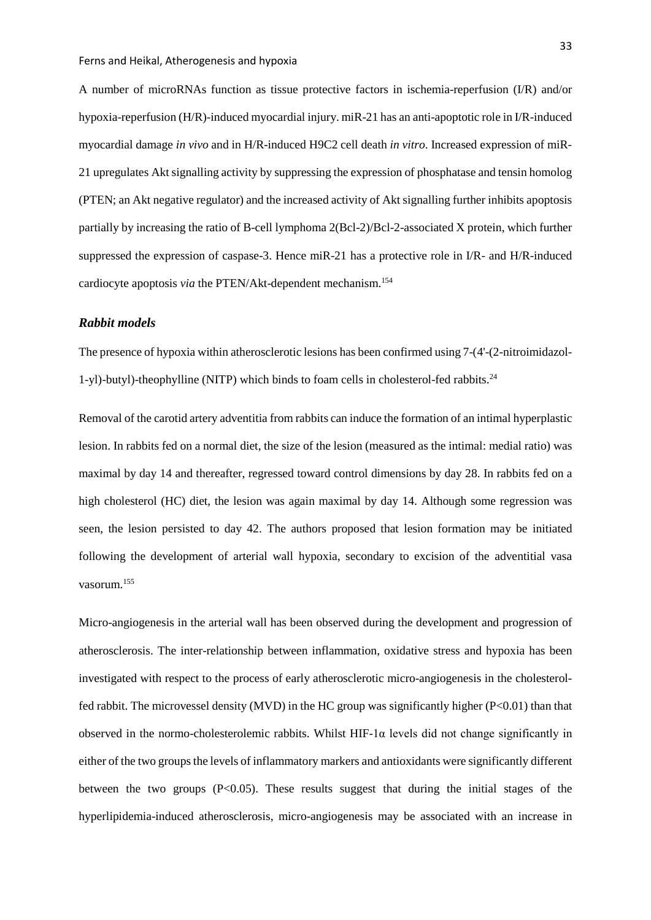A number of microRNAs function as tissue protective factors in ischemia-reperfusion (I/R) and/or hypoxia-reperfusion (H/R)-induced myocardial injury. miR-21 has an anti-apoptotic role in I/R-induced myocardial damage *in vivo* and in H/R-induced H9C2 cell death *in vitro*. Increased expression of miR-21 upregulates Akt signalling activity by suppressing the expression of phosphatase and tensin homolog (PTEN; an Akt negative regulator) and the increased activity of Akt signalling further inhibits apoptosis partially by increasing the ratio of B-cell lymphoma 2(Bcl-2)/Bcl-2-associated X protein, which further suppressed the expression of caspase-3. Hence miR-21 has a protective role in I/R- and H/R-induced cardiocyte apoptosis *via* the PTEN/Akt-dependent mechanism.[154]

### *Rabbit models*

The presence of hypoxia within atherosclerotic lesions has been confirmed using 7-(4'-(2-nitroimidazol-1-yl)-butyl)-theophylline (NITP) which binds to foam cells in cholesterol-fed rabbits.[24]

Removal of the carotid artery adventitia from rabbits can induce the formation of an intimal hyperplastic lesion. In rabbits fed on a normal diet, the size of the lesion (measured as the intimal: medial ratio) was maximal by day 14 and thereafter, regressed toward control dimensions by day 28. In rabbits fed on a high cholesterol (HC) diet, the lesion was again maximal by day 14. Although some regression was seen, the lesion persisted to day 42. The authors proposed that lesion formation may be initiated following the development of arterial wall hypoxia, secondary to excision of the adventitial vasa vasorum.[155]

Micro-angiogenesis in the arterial wall has been observed during the development and progression of atherosclerosis. The inter-relationship between inflammation, oxidative stress and hypoxia has been investigated with respect to the process of early atherosclerotic micro-angiogenesis in the cholesterol-fed rabbit. The microvessel density (MVD) in the HC group was significantly higher ($P<0.01$) than that observed in the normo-cholesterolemic rabbits. Whilst HIF-1α levels did not change significantly in either of the two groups the levels of inflammatory markers and antioxidants were significantly different between the two groups ($P<0.05$). These results suggest that during the initial stages of the hyperlipidemia-induced atherosclerosis, micro-angiogenesis may be associated with an increase in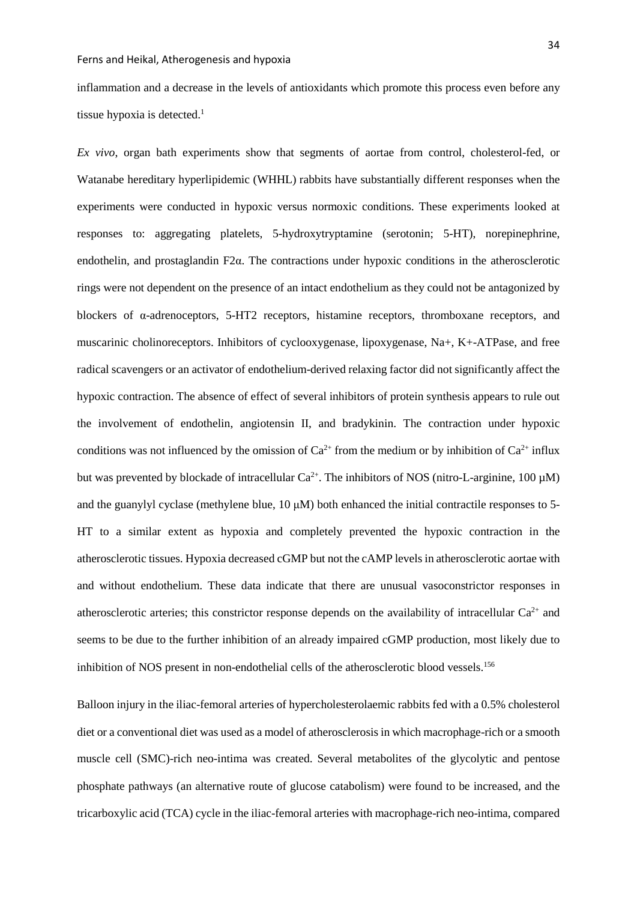inflammation and a decrease in the levels of antioxidants which promote this process even before any tissue hypoxia is detected.[1]

*Ex vivo*, organ bath experiments show that segments of aortae from control, cholesterol-fed, or Watanabe hereditary hyperlipidemic (WHHL) rabbits have substantially different responses when the experiments were conducted in hypoxic versus normoxic conditions. These experiments looked at responses to: aggregating platelets, 5-hydroxytryptamine (serotonin; 5-HT), norepinephrine, endothelin, and prostaglandin F2α. The contractions under hypoxic conditions in the atherosclerotic rings were not dependent on the presence of an intact endothelium as they could not be antagonized by blockers of α-adrenoceptors, 5-HT2 receptors, histamine receptors, thromboxane receptors, and muscarinic cholinoreceptors. Inhibitors of cyclooxygenase, lipoxygenase, Na+, K+-ATPase, and free radical scavengers or an activator of endothelium-derived relaxing factor did not significantly affect the hypoxic contraction. The absence of effect of several inhibitors of protein synthesis appears to rule out the involvement of endothelin, angiotensin II, and bradykinin. The contraction under hypoxic conditions was not influenced by the omission of $Ca^{2+}$ from the medium or by inhibition of $Ca^{2+}$ influx but was prevented by blockade of intracellular $Ca^{2+}$. The inhibitors of NOS (nitro-L-arginine, 100 μM) and the guanylyl cyclase (methylene blue, 10 μM) both enhanced the initial contractile responses to 5-HT to a similar extent as hypoxia and completely prevented the hypoxic contraction in the atherosclerotic tissues. Hypoxia decreased cGMP but not the cAMP levels in atherosclerotic aortae with and without endothelium. These data indicate that there are unusual vasoconstrictor responses in atherosclerotic arteries; this constrictor response depends on the availability of intracellular $Ca^{2+}$ and seems to be due to the further inhibition of an already impaired cGMP production, most likely due to inhibition of NOS present in non-endothelial cells of the atherosclerotic blood vessels.[156]

Balloon injury in the iliac-femoral arteries of hypercholesterolaemic rabbits fed with a 0.5% cholesterol diet or a conventional diet was used as a model of atherosclerosis in which macrophage-rich or a smooth muscle cell (SMC)-rich neo-intima was created. Several metabolites of the glycolytic and pentose phosphate pathways (an alternative route of glucose catabolism) were found to be increased, and the tricarboxylic acid (TCA) cycle in the iliac-femoral arteries with macrophage-rich neo-intima, compared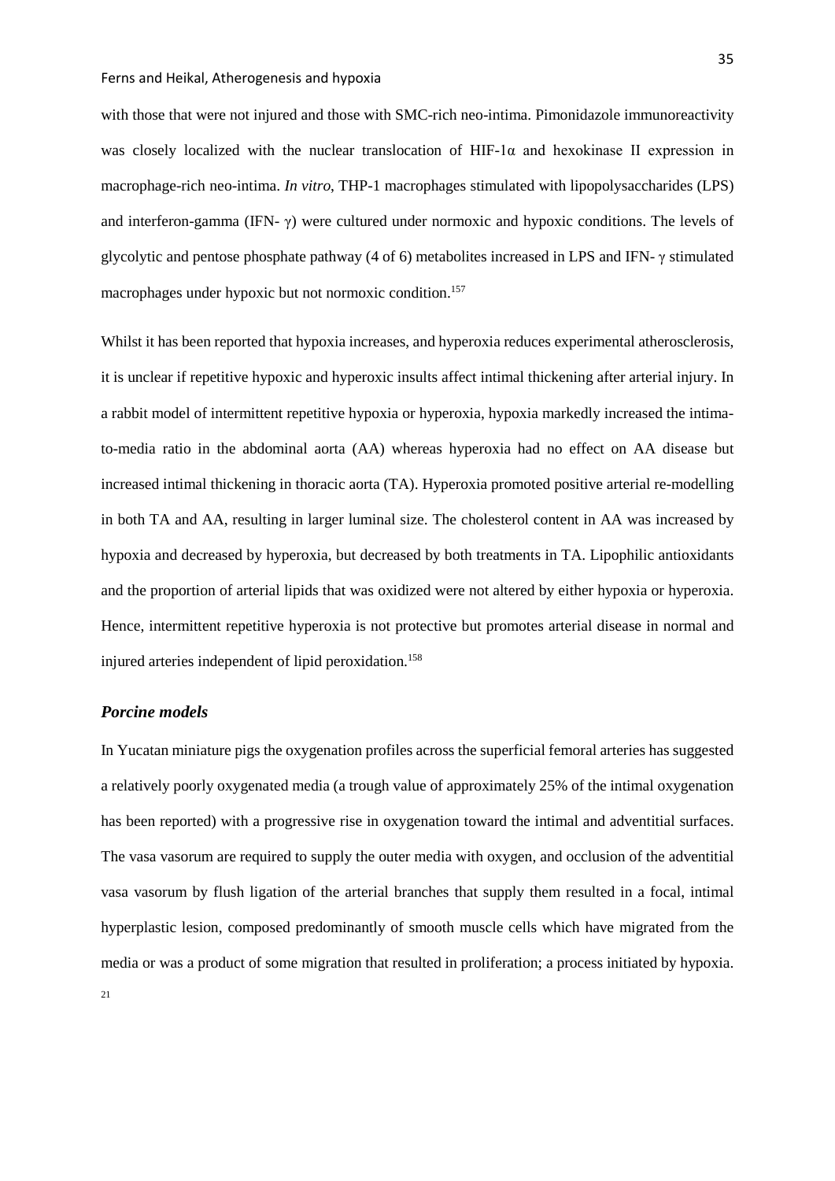with those that were not injured and those with SMC-rich neo-intima. Pimonidazole immunoreactivity was closely localized with the nuclear translocation of HIF-1α and hexokinase II expression in macrophage-rich neo-intima. *In vitro*, THP-1 macrophages stimulated with lipopolysaccharides (LPS) and interferon-gamma (IFN- γ) were cultured under normoxic and hypoxic conditions. The levels of glycolytic and pentose phosphate pathway (4 of 6) metabolites increased in LPS and IFN- γ stimulated macrophages under hypoxic but not normoxic condition.[157]

Whilst it has been reported that hypoxia increases, and hyperoxia reduces experimental atherosclerosis, it is unclear if repetitive hypoxic and hyperoxic insults affect intimal thickening after arterial injury. In a rabbit model of intermittent repetitive hypoxia or hyperoxia, hypoxia markedly increased the intima-to-media ratio in the abdominal aorta (AA) whereas hyperoxia had no effect on AA disease but increased intimal thickening in thoracic aorta (TA). Hyperoxia promoted positive arterial re-modelling in both TA and AA, resulting in larger luminal size. The cholesterol content in AA was increased by hypoxia and decreased by hyperoxia, but decreased by both treatments in TA. Lipophilic antioxidants and the proportion of arterial lipids that was oxidized were not altered by either hypoxia or hyperoxia. Hence, intermittent repetitive hyperoxia is not protective but promotes arterial disease in normal and injured arteries independent of lipid peroxidation.[158]

### *Porcine models*

In Yucatan miniature pigs the oxygenation profiles across the superficial femoral arteries has suggested a relatively poorly oxygenated media (a trough value of approximately 25% of the intimal oxygenation has been reported) with a progressive rise in oxygenation toward the intimal and adventitial surfaces. The vasa vasorum are required to supply the outer media with oxygen, and occlusion of the adventitial vasa vasorum by flush ligation of the arterial branches that supply them resulted in a focal, intimal hyperplastic lesion, composed predominantly of smooth muscle cells which have migrated from the media or was a product of some migration that resulted in proliferation; a process initiated by hypoxia.[21]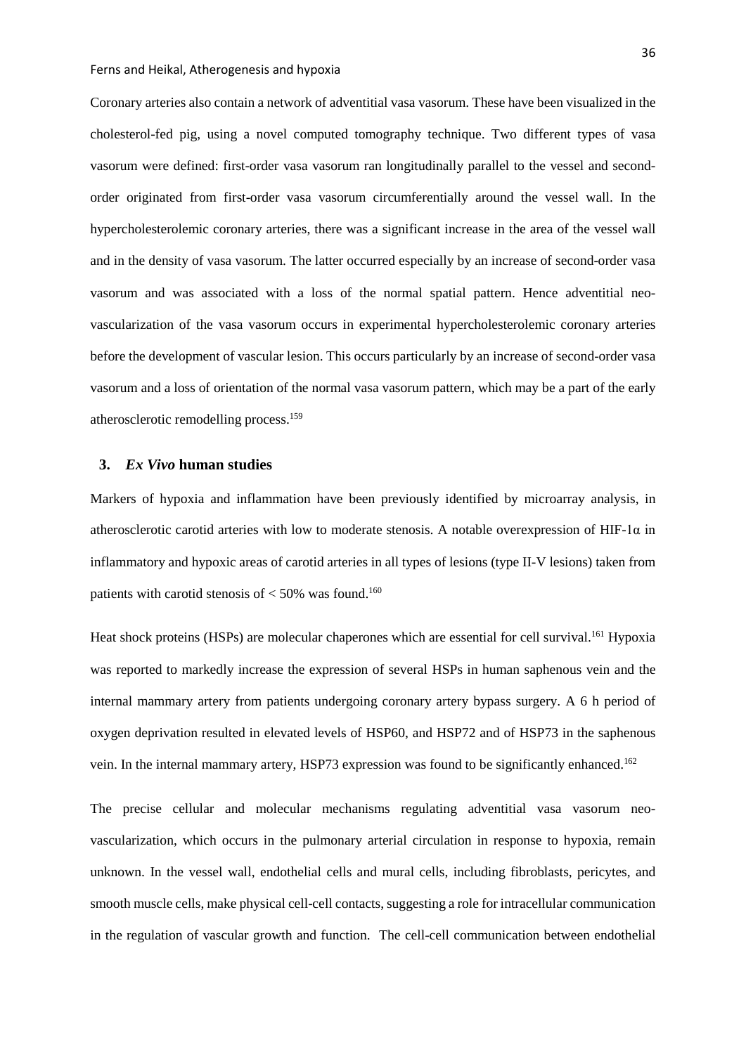Coronary arteries also contain a network of adventitial vasa vasorum. These have been visualized in the cholesterol-fed pig, using a novel computed tomography technique. Two different types of vasa vasorum were defined: first-order vasa vasorum ran longitudinally parallel to the vessel and second-order originated from first-order vasa vasorum circumferentially around the vessel wall. In the hypercholesterolemic coronary arteries, there was a significant increase in the area of the vessel wall and in the density of vasa vasorum. The latter occurred especially by an increase of second-order vasa vasorum and was associated with a loss of the normal spatial pattern. Hence adventitial neo-vascularization of the vasa vasorum occurs in experimental hypercholesterolemic coronary arteries before the development of vascular lesion. This occurs particularly by an increase of second-order vasa vasorum and a loss of orientation of the normal vasa vasorum pattern, which may be a part of the early atherosclerotic remodelling process.[159]

## 3. *Ex Vivo* human studies

Markers of hypoxia and inflammation have been previously identified by microarray analysis, in atherosclerotic carotid arteries with low to moderate stenosis. A notable overexpression of HIF-1α in inflammatory and hypoxic areas of carotid arteries in all types of lesions (type II-V lesions) taken from patients with carotid stenosis of < 50% was found.[160]

Heat shock proteins (HSPs) are molecular chaperones which are essential for cell survival.[161] Hypoxia was reported to markedly increase the expression of several HSPs in human saphenous vein and the internal mammary artery from patients undergoing coronary artery bypass surgery. A 6 h period of oxygen deprivation resulted in elevated levels of HSP60, and HSP72 and of HSP73 in the saphenous vein. In the internal mammary artery, HSP73 expression was found to be significantly enhanced.[162]

The precise cellular and molecular mechanisms regulating adventitial vasa vasorum neo-vascularization, which occurs in the pulmonary arterial circulation in response to hypoxia, remain unknown. In the vessel wall, endothelial cells and mural cells, including fibroblasts, pericytes, and smooth muscle cells, make physical cell-cell contacts, suggesting a role for intracellular communication in the regulation of vascular growth and function. The cell-cell communication between endothelial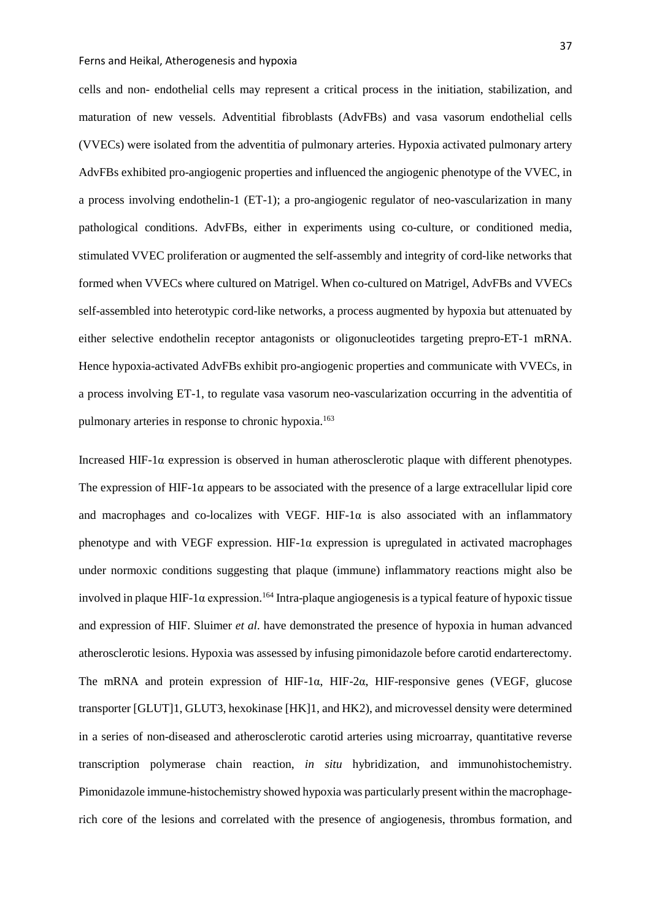cells and non- endothelial cells may represent a critical process in the initiation, stabilization, and maturation of new vessels. Adventitial fibroblasts (AdvFBs) and vasa vasorum endothelial cells (VVECs) were isolated from the adventitia of pulmonary arteries. Hypoxia activated pulmonary artery AdvFBs exhibited pro-angiogenic properties and influenced the angiogenic phenotype of the VVEC, in a process involving endothelin-1 (ET-1); a pro-angiogenic regulator of neo-vascularization in many pathological conditions. AdvFBs, either in experiments using co-culture, or conditioned media, stimulated VVEC proliferation or augmented the self-assembly and integrity of cord-like networks that formed when VVECs where cultured on Matrigel. When co-cultured on Matrigel, AdvFBs and VVECs self-assembled into heterotypic cord-like networks, a process augmented by hypoxia but attenuated by either selective endothelin receptor antagonists or oligonucleotides targeting prepro-ET-1 mRNA. Hence hypoxia-activated AdvFBs exhibit pro-angiogenic properties and communicate with VVECs, in a process involving ET-1, to regulate vasa vasorum neo-vascularization occurring in the adventitia of pulmonary arteries in response to chronic hypoxia.[163]

Increased HIF-1α expression is observed in human atherosclerotic plaque with different phenotypes. The expression of HIF-1α appears to be associated with the presence of a large extracellular lipid core and macrophages and co-localizes with VEGF. HIF-1α is also associated with an inflammatory phenotype and with VEGF expression. HIF-1α expression is upregulated in activated macrophages under normoxic conditions suggesting that plaque (immune) inflammatory reactions might also be involved in plaque HIF-1α expression.[164] Intra-plaque angiogenesis is a typical feature of hypoxic tissue and expression of HIF. Sluimer *et al*. have demonstrated the presence of hypoxia in human advanced atherosclerotic lesions. Hypoxia was assessed by infusing pimonidazole before carotid endarterectomy. The mRNA and protein expression of HIF-1α, HIF-2α, HIF-responsive genes (VEGF, glucose transporter [GLUT]1, GLUT3, hexokinase [HK]1, and HK2), and microvessel density were determined in a series of non-diseased and atherosclerotic carotid arteries using microarray, quantitative reverse transcription polymerase chain reaction, *in situ* hybridization, and immunohistochemistry. Pimonidazole immune-histochemistry showed hypoxia was particularly present within the macrophage-rich core of the lesions and correlated with the presence of angiogenesis, thrombus formation, and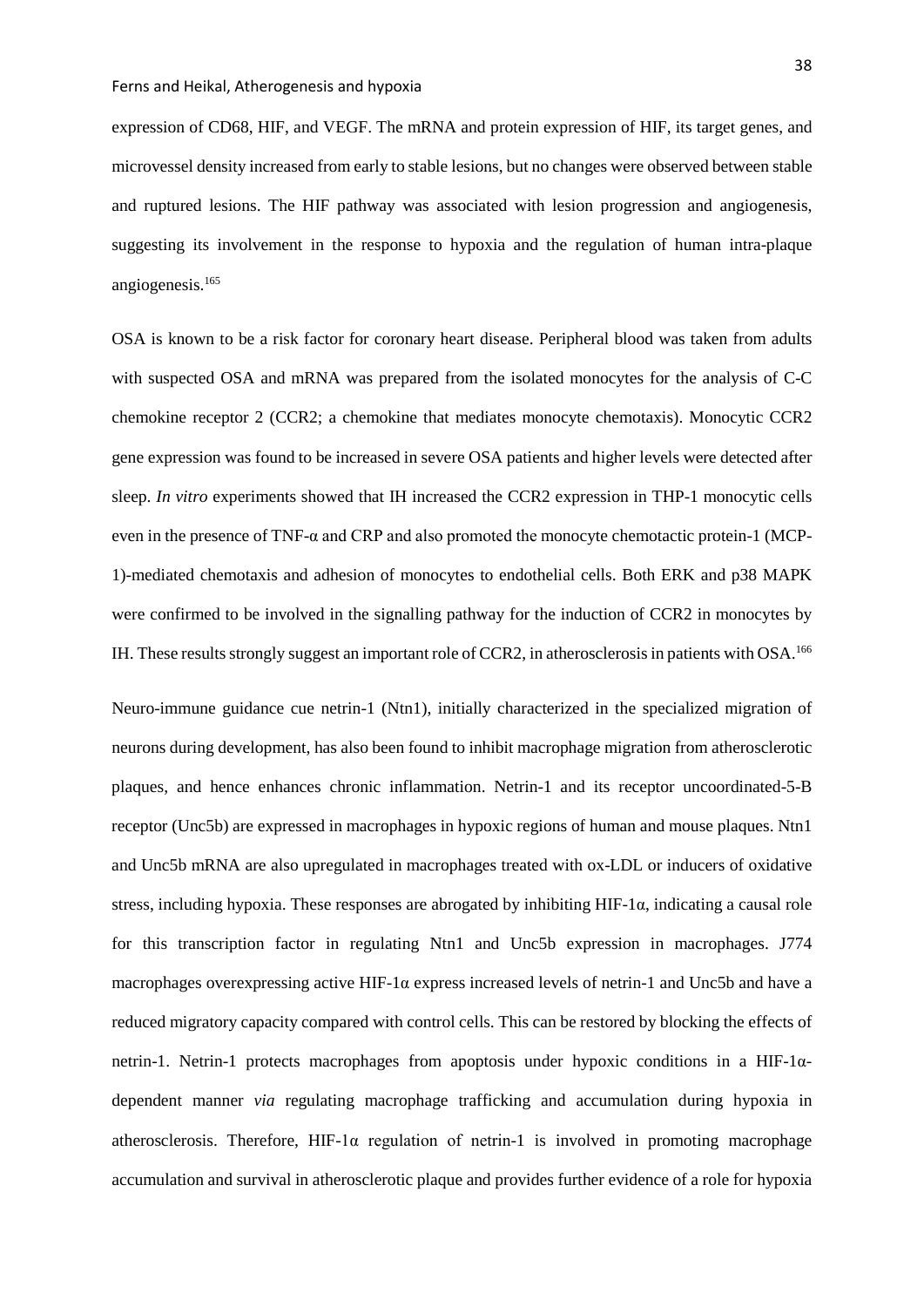expression of CD68, HIF, and VEGF. The mRNA and protein expression of HIF, its target genes, and microvessel density increased from early to stable lesions, but no changes were observed between stable and ruptured lesions. The HIF pathway was associated with lesion progression and angiogenesis, suggesting its involvement in the response to hypoxia and the regulation of human intra-plaque angiogenesis.[165]

OSA is known to be a risk factor for coronary heart disease. Peripheral blood was taken from adults with suspected OSA and mRNA was prepared from the isolated monocytes for the analysis of C-C chemokine receptor 2 (CCR2; a chemokine that mediates monocyte chemotaxis). Monocytic CCR2 gene expression was found to be increased in severe OSA patients and higher levels were detected after sleep. *In vitro* experiments showed that IH increased the CCR2 expression in THP-1 monocytic cells even in the presence of TNF-α and CRP and also promoted the monocyte chemotactic protein-1 (MCP-1)-mediated chemotaxis and adhesion of monocytes to endothelial cells. Both ERK and p38 MAPK were confirmed to be involved in the signalling pathway for the induction of CCR2 in monocytes by IH. These results strongly suggest an important role of CCR2, in atherosclerosis in patients with OSA.[166]

Neuro-immune guidance cue netrin-1 (Ntn1), initially characterized in the specialized migration of neurons during development, has also been found to inhibit macrophage migration from atherosclerotic plaques, and hence enhances chronic inflammation. Netrin-1 and its receptor uncoordinated-5-B receptor (Unc5b) are expressed in macrophages in hypoxic regions of human and mouse plaques. Ntn1 and Unc5b mRNA are also upregulated in macrophages treated with ox-LDL or inducers of oxidative stress, including hypoxia. These responses are abrogated by inhibiting HIF-1α, indicating a causal role for this transcription factor in regulating Ntn1 and Unc5b expression in macrophages. J774 macrophages overexpressing active HIF-1α express increased levels of netrin-1 and Unc5b and have a reduced migratory capacity compared with control cells. This can be restored by blocking the effects of netrin-1. Netrin-1 protects macrophages from apoptosis under hypoxic conditions in a HIF-1α-dependent manner *via* regulating macrophage trafficking and accumulation during hypoxia in atherosclerosis. Therefore, HIF-1α regulation of netrin-1 is involved in promoting macrophage accumulation and survival in atherosclerotic plaque and provides further evidence of a role for hypoxia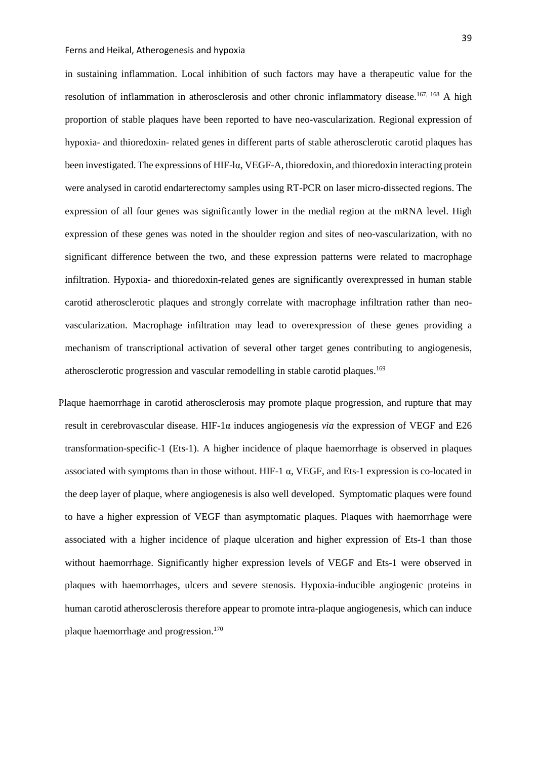in sustaining inflammation. Local inhibition of such factors may have a therapeutic value for the resolution of inflammation in atherosclerosis and other chronic inflammatory disease.[167, 168] A high proportion of stable plaques have been reported to have neo-vascularization. Regional expression of hypoxia- and thioredoxin- related genes in different parts of stable atherosclerotic carotid plaques has been investigated. The expressions of HIF-lα, VEGF-A, thioredoxin, and thioredoxin interacting protein were analysed in carotid endarterectomy samples using RT-PCR on laser micro-dissected regions. The expression of all four genes was significantly lower in the medial region at the mRNA level. High expression of these genes was noted in the shoulder region and sites of neo-vascularization, with no significant difference between the two, and these expression patterns were related to macrophage infiltration. Hypoxia- and thioredoxin-related genes are significantly overexpressed in human stable carotid atherosclerotic plaques and strongly correlate with macrophage infiltration rather than neo-vascularization. Macrophage infiltration may lead to overexpression of these genes providing a mechanism of transcriptional activation of several other target genes contributing to angiogenesis, atherosclerotic progression and vascular remodelling in stable carotid plaques.[169]

Plaque haemorrhage in carotid atherosclerosis may promote plaque progression, and rupture that may result in cerebrovascular disease. HIF-1α induces angiogenesis *via* the expression of VEGF and E26 transformation-specific-1 (Ets-1). A higher incidence of plaque haemorrhage is observed in plaques associated with symptoms than in those without. HIF-1 α, VEGF, and Ets-1 expression is co-located in the deep layer of plaque, where angiogenesis is also well developed. Symptomatic plaques were found to have a higher expression of VEGF than asymptomatic plaques. Plaques with haemorrhage were associated with a higher incidence of plaque ulceration and higher expression of Ets-1 than those without haemorrhage. Significantly higher expression levels of VEGF and Ets-1 were observed in plaques with haemorrhages, ulcers and severe stenosis. Hypoxia-inducible angiogenic proteins in human carotid atherosclerosis therefore appear to promote intra-plaque angiogenesis, which can induce plaque haemorrhage and progression.[170]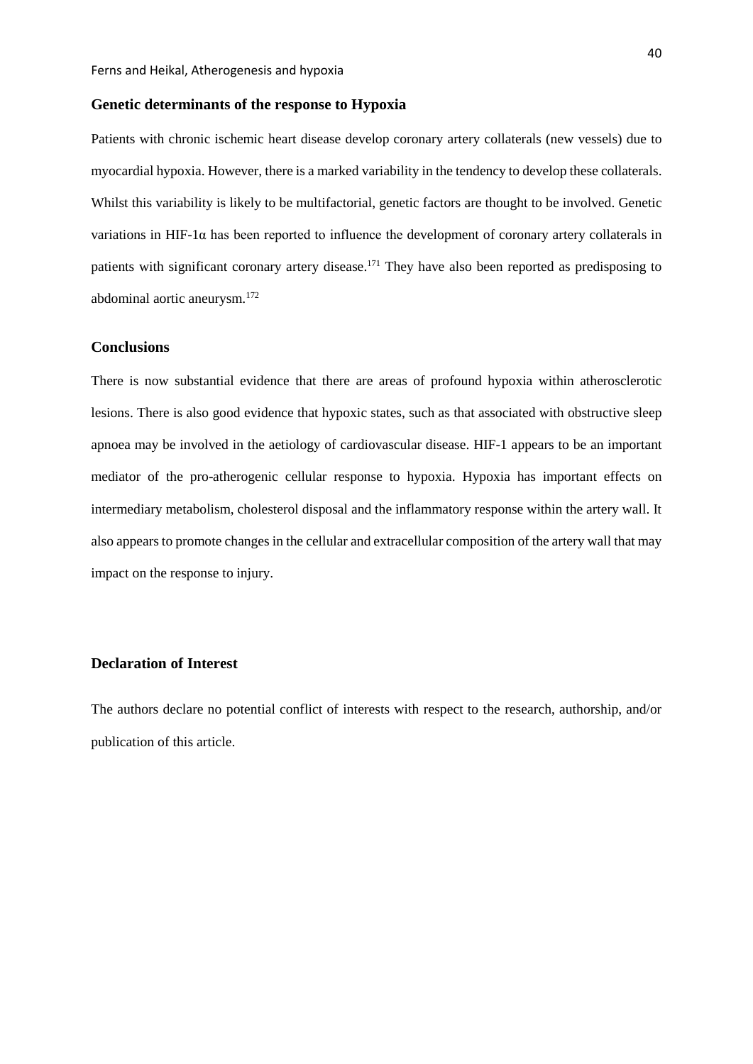## Genetic determinants of the response to Hypoxia

Patients with chronic ischemic heart disease develop coronary artery collaterals (new vessels) due to myocardial hypoxia. However, there is a marked variability in the tendency to develop these collaterals. Whilst this variability is likely to be multifactorial, genetic factors are thought to be involved. Genetic variations in HIF-1α has been reported to influence the development of coronary artery collaterals in patients with significant coronary artery disease.[171] They have also been reported as predisposing to abdominal aortic aneurysm.[172]

## Conclusions

There is now substantial evidence that there are areas of profound hypoxia within atherosclerotic lesions. There is also good evidence that hypoxic states, such as that associated with obstructive sleep apnoea may be involved in the aetiology of cardiovascular disease. HIF-1 appears to be an important mediator of the pro-atherogenic cellular response to hypoxia. Hypoxia has important effects on intermediary metabolism, cholesterol disposal and the inflammatory response within the artery wall. It also appears to promote changes in the cellular and extracellular composition of the artery wall that may impact on the response to injury.

## Declaration of Interest

The authors declare no potential conflict of interests with respect to the research, authorship, and/or publication of this article.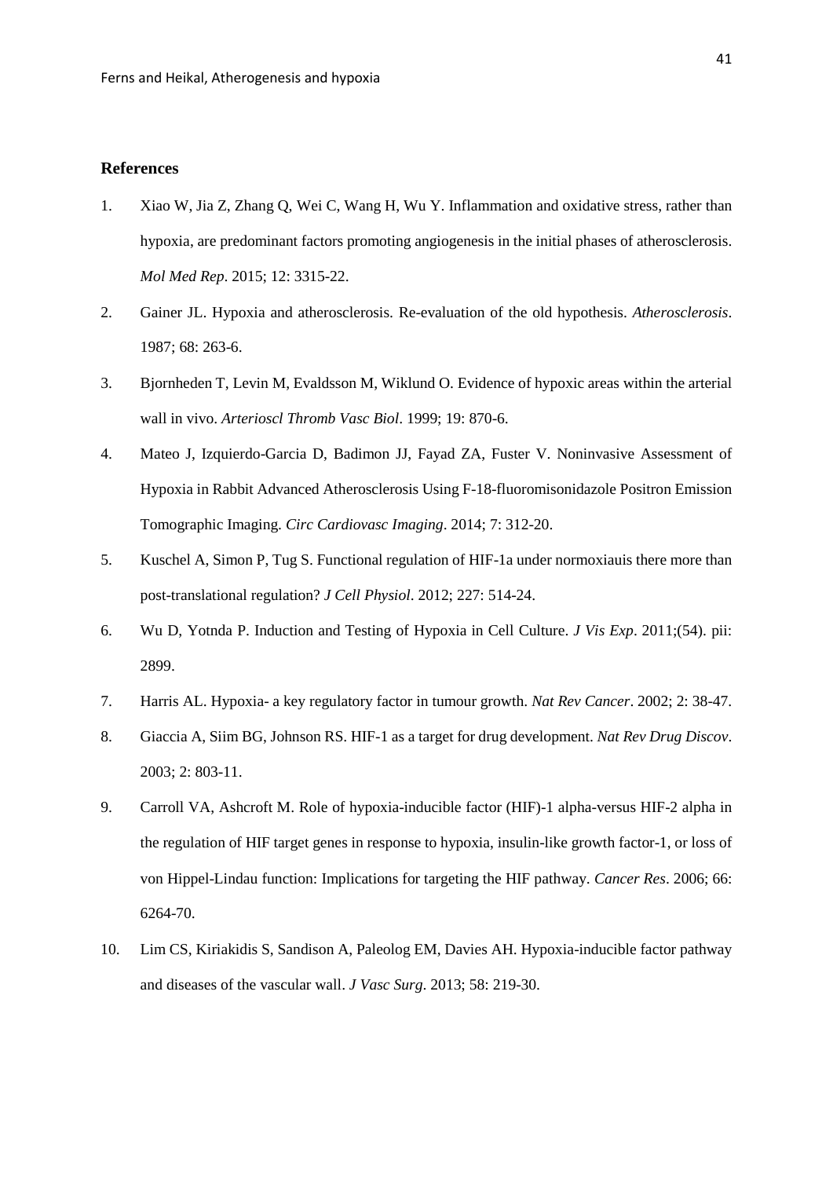## References

1. Xiao W, Jia Z, Zhang Q, Wei C, Wang H, Wu Y. Inflammation and oxidative stress, rather than hypoxia, are predominant factors promoting angiogenesis in the initial phases of atherosclerosis. *Mol Med Rep*. 2015; 12: 3315-22.
2. Gainer JL. Hypoxia and atherosclerosis. Re-evaluation of the old hypothesis. *Atherosclerosis*. 1987; 68: 263-6.
3. Bjornheden T, Levin M, Evaldsson M, Wiklund O. Evidence of hypoxic areas within the arterial wall in vivo. *Arterioscl Thromb Vasc Biol*. 1999; 19: 870-6.
4. Mateo J, Izquierdo-Garcia D, Badimon JJ, Fayad ZA, Fuster V. Noninvasive Assessment of Hypoxia in Rabbit Advanced Atherosclerosis Using F-18-fluoromisonidazole Positron Emission Tomographic Imaging. *Circ Cardiovasc Imaging*. 2014; 7: 312-20.
5. Kuschel A, Simon P, Tug S. Functional regulation of HIF-1a under normoxiauis there more than post-translational regulation? *J Cell Physiol*. 2012; 227: 514-24.
6. Wu D, Yotnda P. Induction and Testing of Hypoxia in Cell Culture. *J Vis Exp*. 2011;(54). pii: 2899.
7. Harris AL. Hypoxia- a key regulatory factor in tumour growth. *Nat Rev Cancer*. 2002; 2: 38-47.
8. Giaccia A, Siim BG, Johnson RS. HIF-1 as a target for drug development. *Nat Rev Drug Discov*. 2003; 2: 803-11.
9. Carroll VA, Ashcroft M. Role of hypoxia-inducible factor (HIF)-1 alpha-versus HIF-2 alpha in the regulation of HIF target genes in response to hypoxia, insulin-like growth factor-1, or loss of von Hippel-Lindau function: Implications for targeting the HIF pathway. *Cancer Res*. 2006; 66: 6264-70.
10. Lim CS, Kiriakidis S, Sandison A, Paleolog EM, Davies AH. Hypoxia-inducible factor pathway and diseases of the vascular wall. *J Vasc Surg*. 2013; 58: 219-30.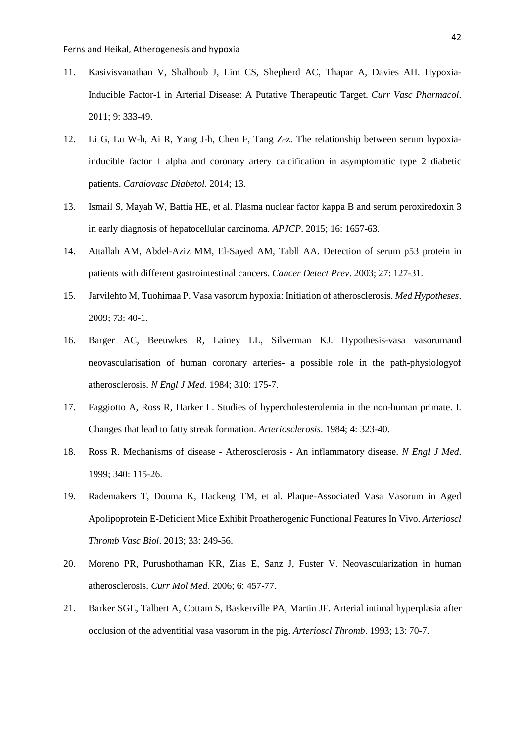11. Kasivisvanathan V, Shalhoub J, Lim CS, Shepherd AC, Thapar A, Davies AH. Hypoxia-Inducible Factor-1 in Arterial Disease: A Putative Therapeutic Target. *Curr Vasc Pharmacol*. 2011; 9: 333-49.

12. Li G, Lu W-h, Ai R, Yang J-h, Chen F, Tang Z-z. The relationship between serum hypoxia-inducible factor 1 alpha and coronary artery calcification in asymptomatic type 2 diabetic patients. *Cardiovasc Diabetol*. 2014; 13.

13. Ismail S, Mayah W, Battia HE, et al. Plasma nuclear factor kappa B and serum peroxiredoxin 3 in early diagnosis of hepatocellular carcinoma. *APJCP*. 2015; 16: 1657-63.

14. Attallah AM, Abdel-Aziz MM, El-Sayed AM, Tabll AA. Detection of serum p53 protein in patients with different gastrointestinal cancers. *Cancer Detect Prev*. 2003; 27: 127-31.

15. Jarvilehto M, Tuohimaa P. Vasa vasorum hypoxia: Initiation of atherosclerosis. *Med Hypotheses*. 2009; 73: 40-1.

16. Barger AC, Beeuwkes R, Lainey LL, Silverman KJ. Hypothesis-vasa vasorumand neovascularisation of human coronary arteries- a possible role in the path-physiologyof atherosclerosis. *N Engl J Med*. 1984; 310: 175-7.

17. Faggiotto A, Ross R, Harker L. Studies of hypercholesterolemia in the non-human primate. I. Changes that lead to fatty streak formation. *Arteriosclerosis*. 1984; 4: 323-40.

18. Ross R. Mechanisms of disease - Atherosclerosis - An inflammatory disease. *N Engl J Med*. 1999; 340: 115-26.

19. Rademakers T, Douma K, Hackeng TM, et al. Plaque-Associated Vasa Vasorum in Aged Apolipoprotein E-Deficient Mice Exhibit Proatherogenic Functional Features In Vivo. *Arterioscl Thromb Vasc Biol*. 2013; 33: 249-56.

20. Moreno PR, Purushothaman KR, Zias E, Sanz J, Fuster V. Neovascularization in human atherosclerosis. *Curr Mol Med*. 2006; 6: 457-77.

21. Barker SGE, Talbert A, Cottam S, Baskerville PA, Martin JF. Arterial intimal hyperplasia after occlusion of the adventitial vasa vasorum in the pig. *Arterioscl Thromb*. 1993; 13: 70-7.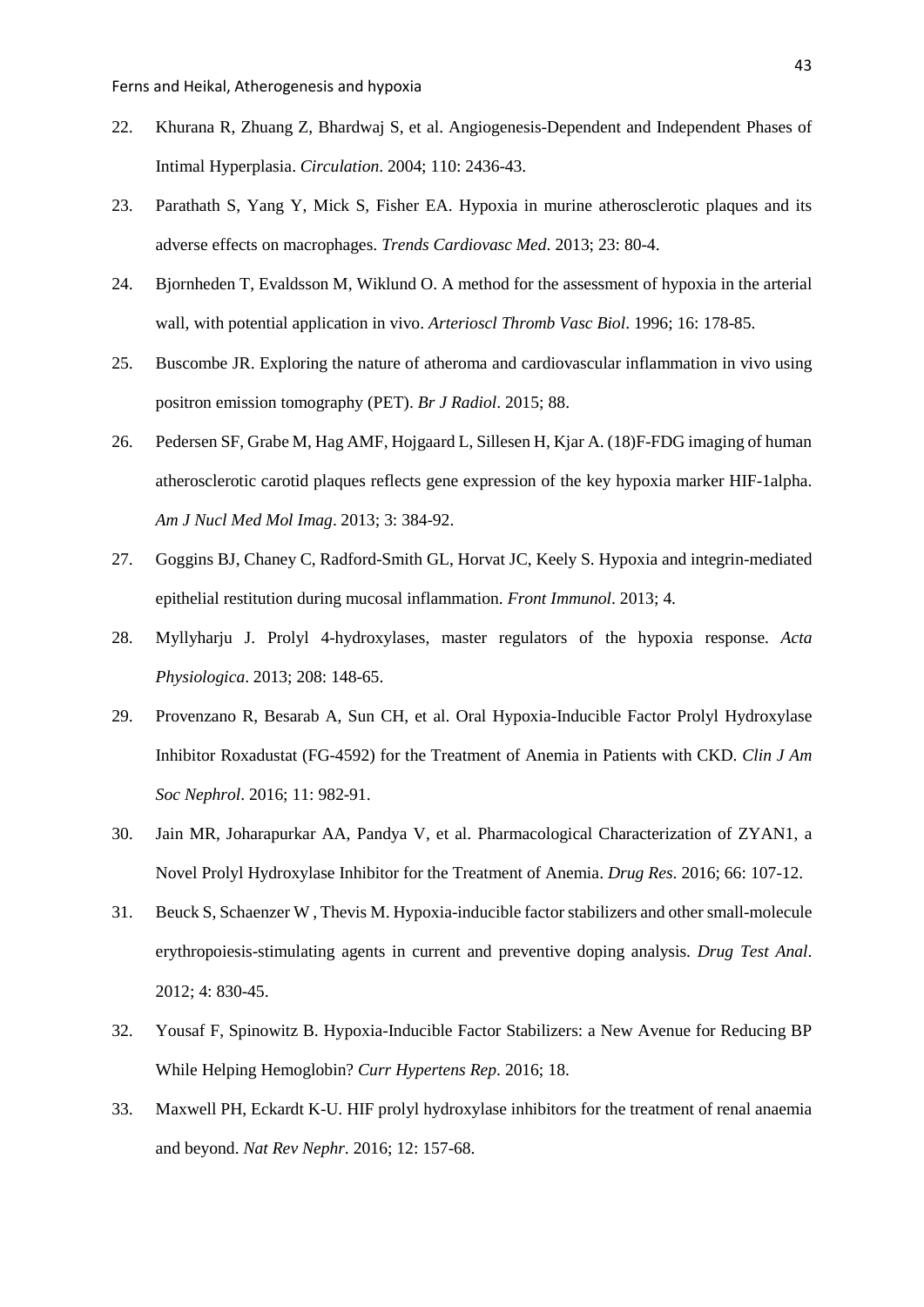22. Khurana R, Zhuang Z, Bhardwaj S, et al. Angiogenesis-Dependent and Independent Phases of Intimal Hyperplasia. *Circulation*. 2004; 110: 2436-43.

23. Parathath S, Yang Y, Mick S, Fisher EA. Hypoxia in murine atherosclerotic plaques and its adverse effects on macrophages. *Trends Cardiovasc Med*. 2013; 23: 80-4.

24. Bjornheden T, Evaldsson M, Wiklund O. A method for the assessment of hypoxia in the arterial wall, with potential application in vivo. *Arterioscl Thromb Vasc Biol*. 1996; 16: 178-85.

25. Buscombe JR. Exploring the nature of atheroma and cardiovascular inflammation in vivo using positron emission tomography (PET). *Br J Radiol*. 2015; 88.

26. Pedersen SF, Grabe M, Hag AMF, Hojgaard L, Sillesen H, Kjar A. (18)F-FDG imaging of human atherosclerotic carotid plaques reflects gene expression of the key hypoxia marker HIF-1alpha. *Am J Nucl Med Mol Imag*. 2013; 3: 384-92.

27. Goggins BJ, Chaney C, Radford-Smith GL, Horvat JC, Keely S. Hypoxia and integrin-mediated epithelial restitution during mucosal inflammation. *Front Immunol*. 2013; 4.

28. Myllyharju J. Prolyl 4-hydroxylases, master regulators of the hypoxia response. *Acta Physiologica*. 2013; 208: 148-65.

29. Provenzano R, Besarab A, Sun CH, et al. Oral Hypoxia-Inducible Factor Prolyl Hydroxylase Inhibitor Roxadustat (FG-4592) for the Treatment of Anemia in Patients with CKD. *Clin J Am Soc Nephrol*. 2016; 11: 982-91.

30. Jain MR, Joharapurkar AA, Pandya V, et al. Pharmacological Characterization of ZYAN1, a Novel Prolyl Hydroxylase Inhibitor for the Treatment of Anemia. *Drug Res*. 2016; 66: 107-12.

31. Beuck S, Schaenzer W , Thevis M. Hypoxia-inducible factor stabilizers and other small-molecule erythropoiesis-stimulating agents in current and preventive doping analysis. *Drug Test Anal*. 2012; 4: 830-45.

32. Yousaf F, Spinowitz B. Hypoxia-Inducible Factor Stabilizers: a New Avenue for Reducing BP While Helping Hemoglobin? *Curr Hypertens Rep*. 2016; 18.

33. Maxwell PH, Eckardt K-U. HIF prolyl hydroxylase inhibitors for the treatment of renal anaemia and beyond. *Nat Rev Nephr*. 2016; 12: 157-68.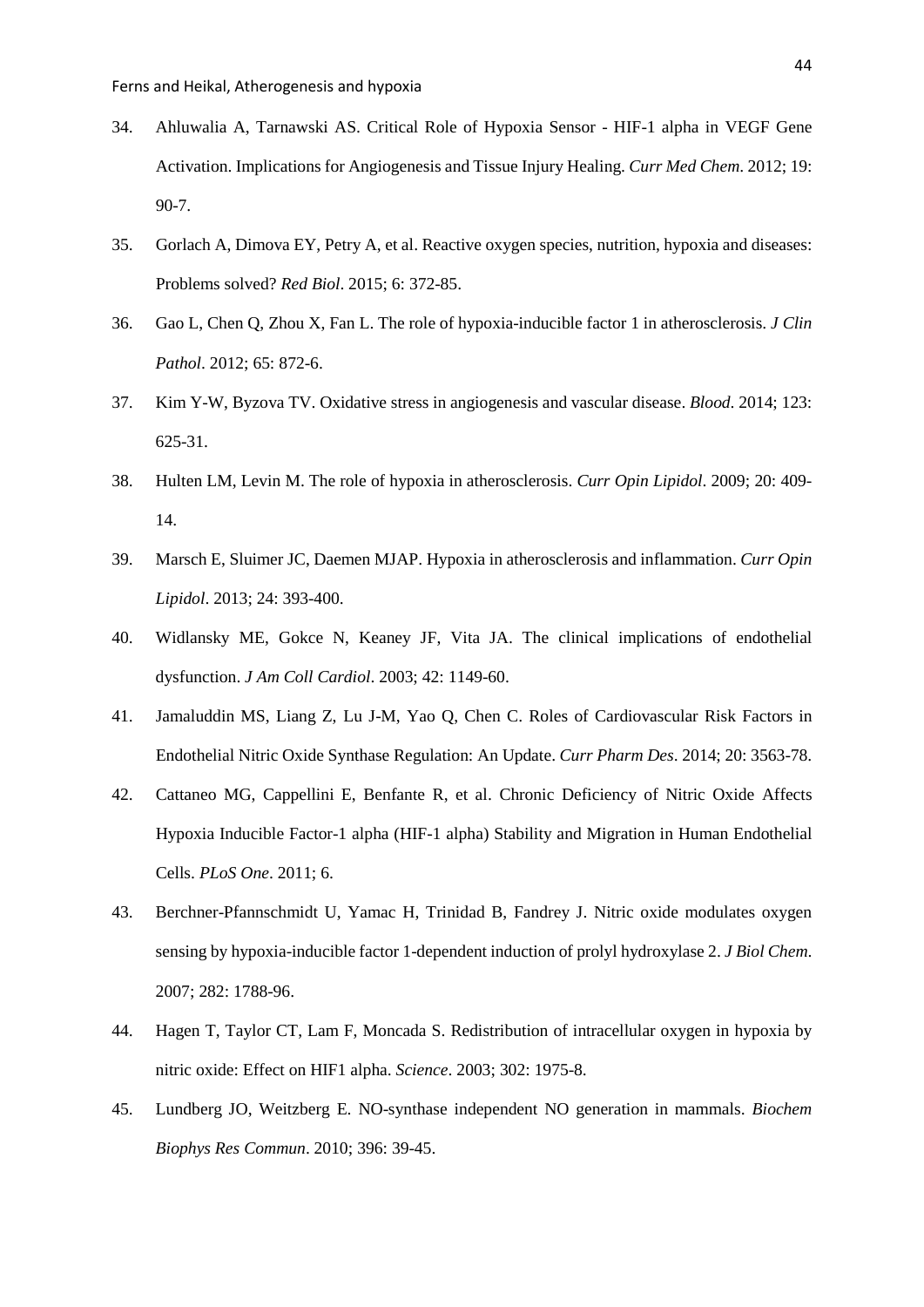34. Ahluwalia A, Tarnawski AS. Critical Role of Hypoxia Sensor - HIF-1 alpha in VEGF Gene Activation. Implications for Angiogenesis and Tissue Injury Healing. *Curr Med Chem*. 2012; 19: 90-7.
35. Gorlach A, Dimova EY, Petry A, et al. Reactive oxygen species, nutrition, hypoxia and diseases: Problems solved? *Red Biol*. 2015; 6: 372-85.
36. Gao L, Chen Q, Zhou X, Fan L. The role of hypoxia-inducible factor 1 in atherosclerosis. *J Clin Pathol*. 2012; 65: 872-6.
37. Kim Y-W, Byzova TV. Oxidative stress in angiogenesis and vascular disease. *Blood*. 2014; 123: 625-31.
38. Hulten LM, Levin M. The role of hypoxia in atherosclerosis. *Curr Opin Lipidol*. 2009; 20: 409-14.
39. Marsch E, Sluimer JC, Daemen MJAP. Hypoxia in atherosclerosis and inflammation. *Curr Opin Lipidol*. 2013; 24: 393-400.
40. Widlansky ME, Gokce N, Keaney JF, Vita JA. The clinical implications of endothelial dysfunction. *J Am Coll Cardiol*. 2003; 42: 1149-60.
41. Jamaluddin MS, Liang Z, Lu J-M, Yao Q, Chen C. Roles of Cardiovascular Risk Factors in Endothelial Nitric Oxide Synthase Regulation: An Update. *Curr Pharm Des*. 2014; 20: 3563-78.
42. Cattaneo MG, Cappellini E, Benfante R, et al. Chronic Deficiency of Nitric Oxide Affects Hypoxia Inducible Factor-1 alpha (HIF-1 alpha) Stability and Migration in Human Endothelial Cells. *PLoS One*. 2011; 6.
43. Berchner-Pfannschmidt U, Yamac H, Trinidad B, Fandrey J. Nitric oxide modulates oxygen sensing by hypoxia-inducible factor 1-dependent induction of prolyl hydroxylase 2. *J Biol Chem*. 2007; 282: 1788-96.
44. Hagen T, Taylor CT, Lam F, Moncada S. Redistribution of intracellular oxygen in hypoxia by nitric oxide: Effect on HIF1 alpha. *Science*. 2003; 302: 1975-8.
45. Lundberg JO, Weitzberg E. NO-synthase independent NO generation in mammals. *Biochem Biophys Res Commun*. 2010; 396: 39-45.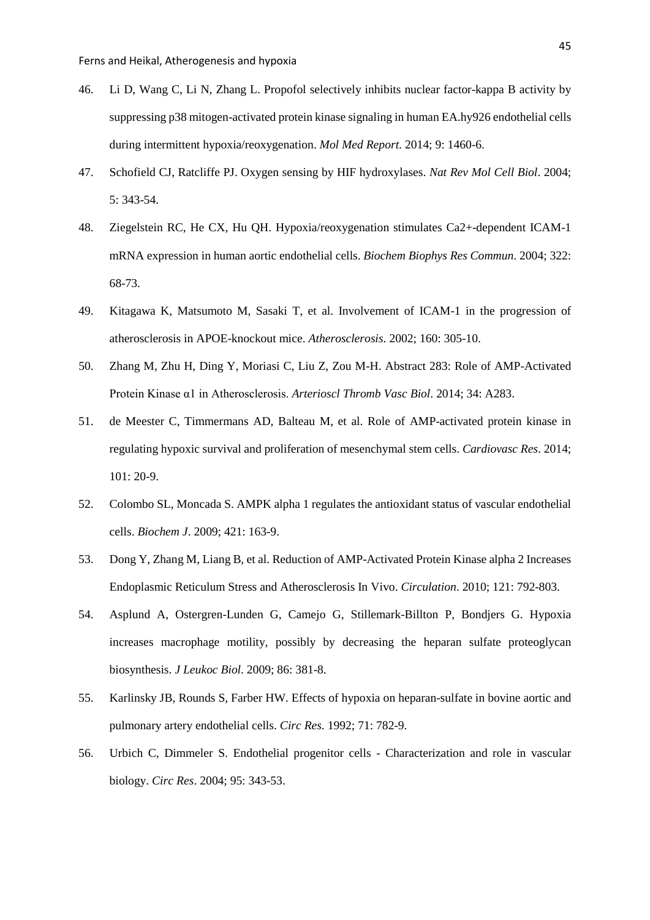46. Li D, Wang C, Li N, Zhang L. Propofol selectively inhibits nuclear factor-kappa B activity by suppressing p38 mitogen-activated protein kinase signaling in human EA.hy926 endothelial cells during intermittent hypoxia/reoxygenation. *Mol Med Report*. 2014; 9: 1460-6.

47. Schofield CJ, Ratcliffe PJ. Oxygen sensing by HIF hydroxylases. *Nat Rev Mol Cell Biol*. 2004; 5: 343-54.

48. Ziegelstein RC, He CX, Hu QH. Hypoxia/reoxygenation stimulates Ca2+-dependent ICAM-1 mRNA expression in human aortic endothelial cells. *Biochem Biophys Res Commun*. 2004; 322: 68-73.

49. Kitagawa K, Matsumoto M, Sasaki T, et al. Involvement of ICAM-1 in the progression of atherosclerosis in APOE-knockout mice. *Atherosclerosis*. 2002; 160: 305-10.

50. Zhang M, Zhu H, Ding Y, Moriasi C, Liu Z, Zou M-H. Abstract 283: Role of AMP-Activated Protein Kinase α1 in Atherosclerosis. *Arterioscl Thromb Vasc Biol*. 2014; 34: A283.

51. de Meester C, Timmermans AD, Balteau M, et al. Role of AMP-activated protein kinase in regulating hypoxic survival and proliferation of mesenchymal stem cells. *Cardiovasc Res*. 2014; 101: 20-9.

52. Colombo SL, Moncada S. AMPK alpha 1 regulates the antioxidant status of vascular endothelial cells. *Biochem J*. 2009; 421: 163-9.

53. Dong Y, Zhang M, Liang B, et al. Reduction of AMP-Activated Protein Kinase alpha 2 Increases Endoplasmic Reticulum Stress and Atherosclerosis In Vivo. *Circulation*. 2010; 121: 792-803.

54. Asplund A, Ostergren-Lunden G, Camejo G, Stillemark-Billton P, Bondjers G. Hypoxia increases macrophage motility, possibly by decreasing the heparan sulfate proteoglycan biosynthesis. *J Leukoc Biol*. 2009; 86: 381-8.

55. Karlinsky JB, Rounds S, Farber HW. Effects of hypoxia on heparan-sulfate in bovine aortic and pulmonary artery endothelial cells. *Circ Res*. 1992; 71: 782-9.

56. Urbich C, Dimmeler S. Endothelial progenitor cells - Characterization and role in vascular biology. *Circ Res*. 2004; 95: 343-53.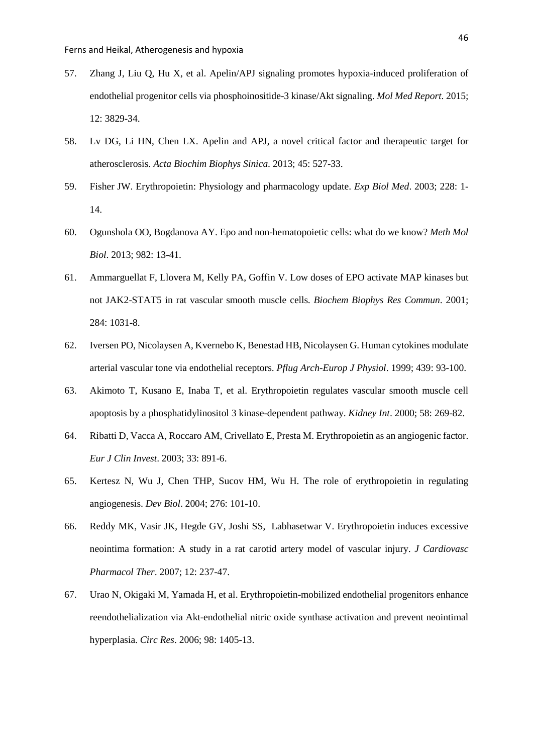57. Zhang J, Liu Q, Hu X, et al. Apelin/APJ signaling promotes hypoxia-induced proliferation of endothelial progenitor cells via phosphoinositide-3 kinase/Akt signaling. *Mol Med Report*. 2015; 12: 3829-34.

58. Lv DG, Li HN, Chen LX. Apelin and APJ, a novel critical factor and therapeutic target for atherosclerosis. *Acta Biochim Biophys Sinica*. 2013; 45: 527-33.

59. Fisher JW. Erythropoietin: Physiology and pharmacology update. *Exp Biol Med*. 2003; 228: 1-14.

60. Ogunshola OO, Bogdanova AY. Epo and non-hematopoietic cells: what do we know? *Meth Mol Biol*. 2013; 982: 13-41.

61. Ammarguellat F, Llovera M, Kelly PA, Goffin V. Low doses of EPO activate MAP kinases but not JAK2-STAT5 in rat vascular smooth muscle cells. *Biochem Biophys Res Commun*. 2001; 284: 1031-8.

62. Iversen PO, Nicolaysen A, Kvernebo K, Benestad HB, Nicolaysen G. Human cytokines modulate arterial vascular tone via endothelial receptors. *Pflug Arch-Europ J Physiol*. 1999; 439: 93-100.

63. Akimoto T, Kusano E, Inaba T, et al. Erythropoietin regulates vascular smooth muscle cell apoptosis by a phosphatidylinositol 3 kinase-dependent pathway. *Kidney Int*. 2000; 58: 269-82.

64. Ribatti D, Vacca A, Roccaro AM, Crivellato E, Presta M. Erythropoietin as an angiogenic factor. *Eur J Clin Invest*. 2003; 33: 891-6.

65. Kertesz N, Wu J, Chen THP, Sucov HM, Wu H. The role of erythropoietin in regulating angiogenesis. *Dev Biol*. 2004; 276: 101-10.

66. Reddy MK, Vasir JK, Hegde GV, Joshi SS, Labhasetwar V. Erythropoietin induces excessive neointima formation: A study in a rat carotid artery model of vascular injury. *J Cardiovasc Pharmacol Ther*. 2007; 12: 237-47.

67. Urao N, Okigaki M, Yamada H, et al. Erythropoietin-mobilized endothelial progenitors enhance reendothelialization via Akt-endothelial nitric oxide synthase activation and prevent neointimal hyperplasia. *Circ Res*. 2006; 98: 1405-13.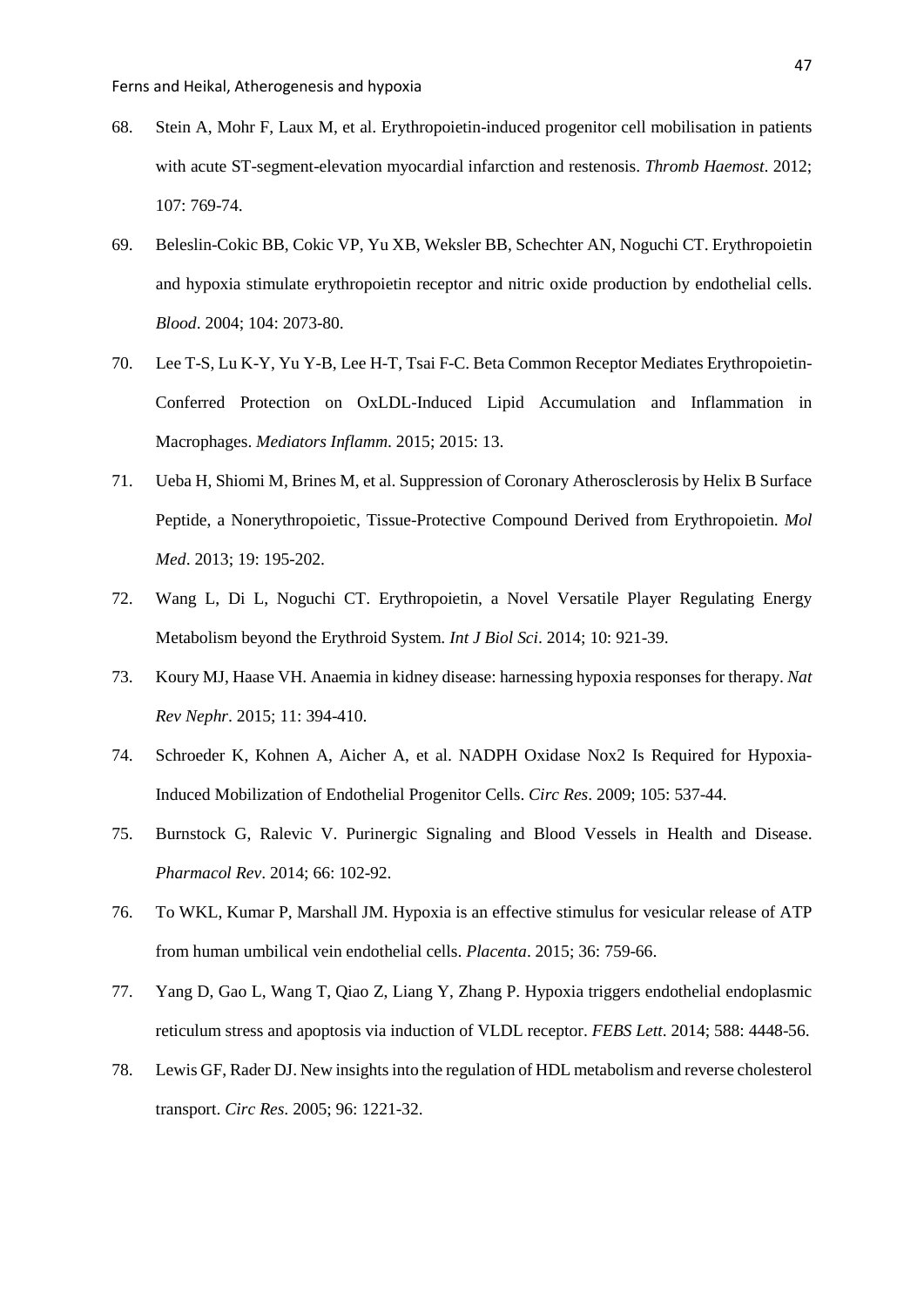68. Stein A, Mohr F, Laux M, et al. Erythropoietin-induced progenitor cell mobilisation in patients with acute ST-segment-elevation myocardial infarction and restenosis. *Thromb Haemost*. 2012; 107: 769-74.

69. Beleslin-Cokic BB, Cokic VP, Yu XB, Weksler BB, Schechter AN, Noguchi CT. Erythropoietin and hypoxia stimulate erythropoietin receptor and nitric oxide production by endothelial cells. *Blood*. 2004; 104: 2073-80.

70. Lee T-S, Lu K-Y, Yu Y-B, Lee H-T, Tsai F-C. Beta Common Receptor Mediates Erythropoietin-Conferred Protection on OxLDL-Induced Lipid Accumulation and Inflammation in Macrophages. *Mediators Inflamm*. 2015; 2015: 13.

71. Ueba H, Shiomi M, Brines M, et al. Suppression of Coronary Atherosclerosis by Helix B Surface Peptide, a Nonerythropoietic, Tissue-Protective Compound Derived from Erythropoietin. *Mol Med*. 2013; 19: 195-202.

72. Wang L, Di L, Noguchi CT. Erythropoietin, a Novel Versatile Player Regulating Energy Metabolism beyond the Erythroid System. *Int J Biol Sci*. 2014; 10: 921-39.

73. Koury MJ, Haase VH. Anaemia in kidney disease: harnessing hypoxia responses for therapy. *Nat Rev Nephr*. 2015; 11: 394-410.

74. Schroeder K, Kohnen A, Aicher A, et al. NADPH Oxidase Nox2 Is Required for Hypoxia-Induced Mobilization of Endothelial Progenitor Cells. *Circ Res*. 2009; 105: 537-44.

75. Burnstock G, Ralevic V. Purinergic Signaling and Blood Vessels in Health and Disease. *Pharmacol Rev*. 2014; 66: 102-92.

76. To WKL, Kumar P, Marshall JM. Hypoxia is an effective stimulus for vesicular release of ATP from human umbilical vein endothelial cells. *Placenta*. 2015; 36: 759-66.

77. Yang D, Gao L, Wang T, Qiao Z, Liang Y, Zhang P. Hypoxia triggers endothelial endoplasmic reticulum stress and apoptosis via induction of VLDL receptor. *FEBS Lett*. 2014; 588: 4448-56.

78. Lewis GF, Rader DJ. New insights into the regulation of HDL metabolism and reverse cholesterol transport. *Circ Res*. 2005; 96: 1221-32.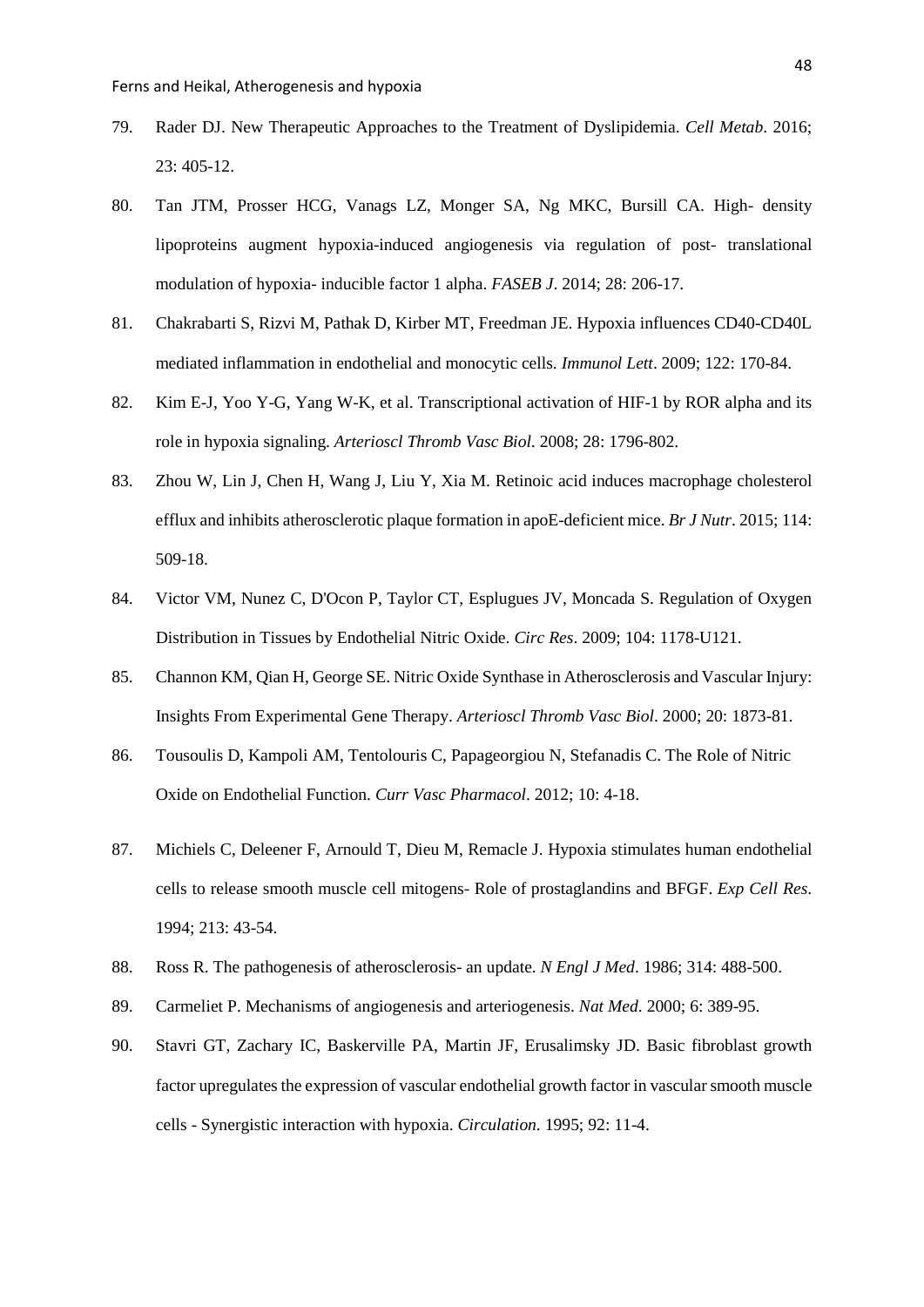79. Rader DJ. New Therapeutic Approaches to the Treatment of Dyslipidemia. *Cell Metab*. 2016; 23: 405-12.

80. Tan JTM, Prosser HCG, Vanags LZ, Monger SA, Ng MKC, Bursill CA. High- density lipoproteins augment hypoxia-induced angiogenesis via regulation of post- translational modulation of hypoxia- inducible factor 1 alpha. *FASEB J*. 2014; 28: 206-17.

81. Chakrabarti S, Rizvi M, Pathak D, Kirber MT, Freedman JE. Hypoxia influences CD40-CD40L mediated inflammation in endothelial and monocytic cells. *Immunol Lett*. 2009; 122: 170-84.

82. Kim E-J, Yoo Y-G, Yang W-K, et al. Transcriptional activation of HIF-1 by ROR alpha and its role in hypoxia signaling. *Arterioscl Thromb Vasc Biol*. 2008; 28: 1796-802.

83. Zhou W, Lin J, Chen H, Wang J, Liu Y, Xia M. Retinoic acid induces macrophage cholesterol efflux and inhibits atherosclerotic plaque formation in apoE-deficient mice. *Br J Nutr*. 2015; 114: 509-18.

84. Victor VM, Nunez C, D'Ocon P, Taylor CT, Esplugues JV, Moncada S. Regulation of Oxygen Distribution in Tissues by Endothelial Nitric Oxide. *Circ Res*. 2009; 104: 1178-U121.

85. Channon KM, Qian H, George SE. Nitric Oxide Synthase in Atherosclerosis and Vascular Injury: Insights From Experimental Gene Therapy. *Arterioscl Thromb Vasc Biol*. 2000; 20: 1873-81.

86. Tousoulis D, Kampoli AM, Tentolouris C, Papageorgiou N, Stefanadis C. The Role of Nitric Oxide on Endothelial Function. *Curr Vasc Pharmacol*. 2012; 10: 4-18.

87. Michiels C, Deleener F, Arnould T, Dieu M, Remacle J. Hypoxia stimulates human endothelial cells to release smooth muscle cell mitogens- Role of prostaglandins and BFGF. *Exp Cell Res*. 1994; 213: 43-54.

88. Ross R. The pathogenesis of atherosclerosis- an update. *N Engl J Med*. 1986; 314: 488-500.

89. Carmeliet P. Mechanisms of angiogenesis and arteriogenesis. *Nat Med*. 2000; 6: 389-95.

90. Stavri GT, Zachary IC, Baskerville PA, Martin JF, Erusalimsky JD. Basic fibroblast growth factor upregulates the expression of vascular endothelial growth factor in vascular smooth muscle cells - Synergistic interaction with hypoxia. *Circulation*. 1995; 92: 11-4.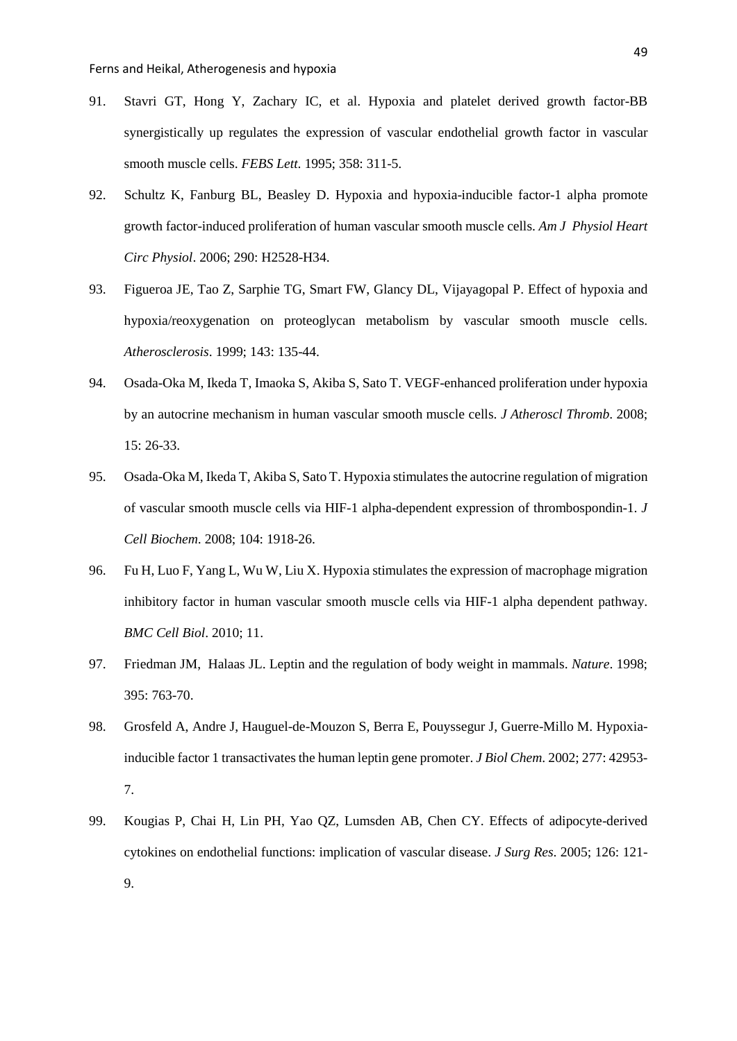91. Stavri GT, Hong Y, Zachary IC, et al. Hypoxia and platelet derived growth factor-BB synergistically up regulates the expression of vascular endothelial growth factor in vascular smooth muscle cells. *FEBS Lett*. 1995; 358: 311-5.

92. Schultz K, Fanburg BL, Beasley D. Hypoxia and hypoxia-inducible factor-1 alpha promote growth factor-induced proliferation of human vascular smooth muscle cells. *Am J Physiol Heart Circ Physiol*. 2006; 290: H2528-H34.

93. Figueroa JE, Tao Z, Sarphie TG, Smart FW, Glancy DL, Vijayagopal P. Effect of hypoxia and hypoxia/reoxygenation on proteoglycan metabolism by vascular smooth muscle cells. *Atherosclerosis*. 1999; 143: 135-44.

94. Osada-Oka M, Ikeda T, Imaoka S, Akiba S, Sato T. VEGF-enhanced proliferation under hypoxia by an autocrine mechanism in human vascular smooth muscle cells. *J Atheroscl Thromb*. 2008; 15: 26-33.

95. Osada-Oka M, Ikeda T, Akiba S, Sato T. Hypoxia stimulates the autocrine regulation of migration of vascular smooth muscle cells via HIF-1 alpha-dependent expression of thrombospondin-1. *J Cell Biochem*. 2008; 104: 1918-26.

96. Fu H, Luo F, Yang L, Wu W, Liu X. Hypoxia stimulates the expression of macrophage migration inhibitory factor in human vascular smooth muscle cells via HIF-1 alpha dependent pathway. *BMC Cell Biol*. 2010; 11.

97. Friedman JM, Halaas JL. Leptin and the regulation of body weight in mammals. *Nature*. 1998; 395: 763-70.

98. Grosfeld A, Andre J, Hauguel-de-Mouzon S, Berra E, Pouyssegur J, Guerre-Millo M. Hypoxia-inducible factor 1 transactivates the human leptin gene promoter. *J Biol Chem*. 2002; 277: 42953-7.

99. Kougias P, Chai H, Lin PH, Yao QZ, Lumsden AB, Chen CY. Effects of adipocyte-derived cytokines on endothelial functions: implication of vascular disease. *J Surg Res*. 2005; 126: 121-9.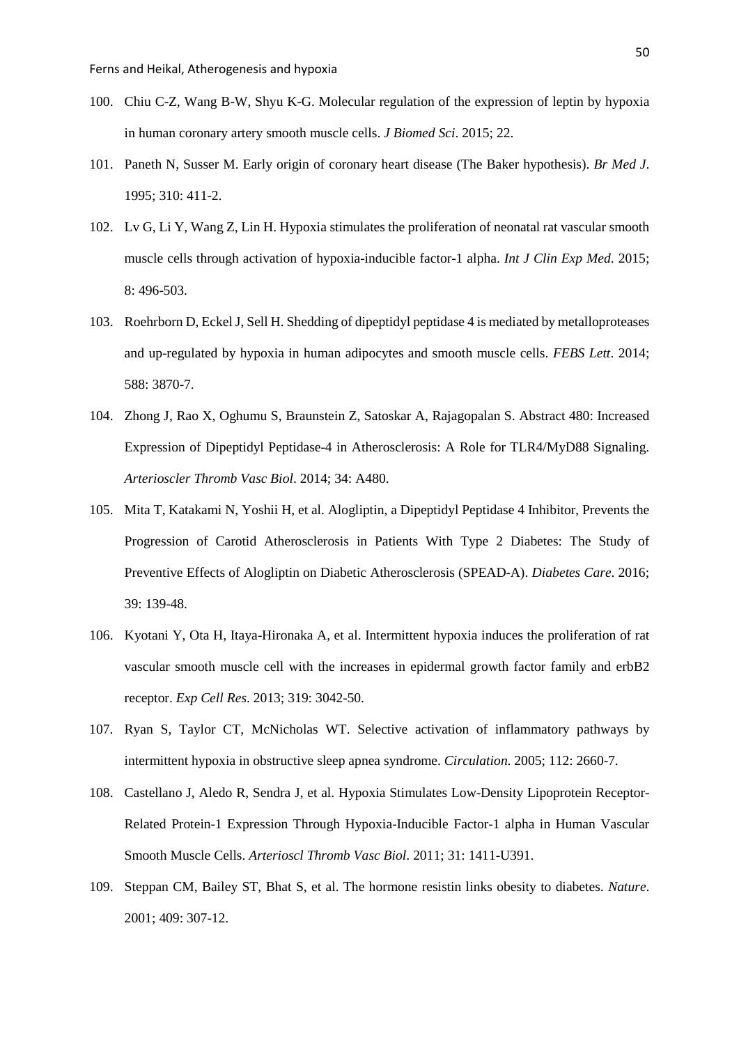100. Chiu C-Z, Wang B-W, Shyu K-G. Molecular regulation of the expression of leptin by hypoxia in human coronary artery smooth muscle cells. *J Biomed Sci*. 2015; 22.

101. Paneth N, Susser M. Early origin of coronary heart disease (The Baker hypothesis). *Br Med J*. 1995; 310: 411-2.

102. Lv G, Li Y, Wang Z, Lin H. Hypoxia stimulates the proliferation of neonatal rat vascular smooth muscle cells through activation of hypoxia-inducible factor-1 alpha. *Int J Clin Exp Med*. 2015; 8: 496-503.

103. Roehrborn D, Eckel J, Sell H. Shedding of dipeptidyl peptidase 4 is mediated by metalloproteases and up-regulated by hypoxia in human adipocytes and smooth muscle cells. *FEBS Lett*. 2014; 588: 3870-7.

104. Zhong J, Rao X, Oghumu S, Braunstein Z, Satoskar A, Rajagopalan S. Abstract 480: Increased Expression of Dipeptidyl Peptidase-4 in Atherosclerosis: A Role for TLR4/MyD88 Signaling. *Arterioscler Thromb Vasc Biol*. 2014; 34: A480.

105. Mita T, Katakami N, Yoshii H, et al. Alogliptin, a Dipeptidyl Peptidase 4 Inhibitor, Prevents the Progression of Carotid Atherosclerosis in Patients With Type 2 Diabetes: The Study of Preventive Effects of Alogliptin on Diabetic Atherosclerosis (SPEAD-A). *Diabetes Care*. 2016; 39: 139-48.

106. Kyotani Y, Ota H, Itaya-Hironaka A, et al. Intermittent hypoxia induces the proliferation of rat vascular smooth muscle cell with the increases in epidermal growth factor family and erbB2 receptor. *Exp Cell Res*. 2013; 319: 3042-50.

107. Ryan S, Taylor CT, McNicholas WT. Selective activation of inflammatory pathways by intermittent hypoxia in obstructive sleep apnea syndrome. *Circulation*. 2005; 112: 2660-7.

108. Castellano J, Aledo R, Sendra J, et al. Hypoxia Stimulates Low-Density Lipoprotein Receptor-Related Protein-1 Expression Through Hypoxia-Inducible Factor-1 alpha in Human Vascular Smooth Muscle Cells. *Arterioscl Thromb Vasc Biol*. 2011; 31: 1411-U391.

109. Steppan CM, Bailey ST, Bhat S, et al. The hormone resistin links obesity to diabetes. *Nature*. 2001; 409: 307-12.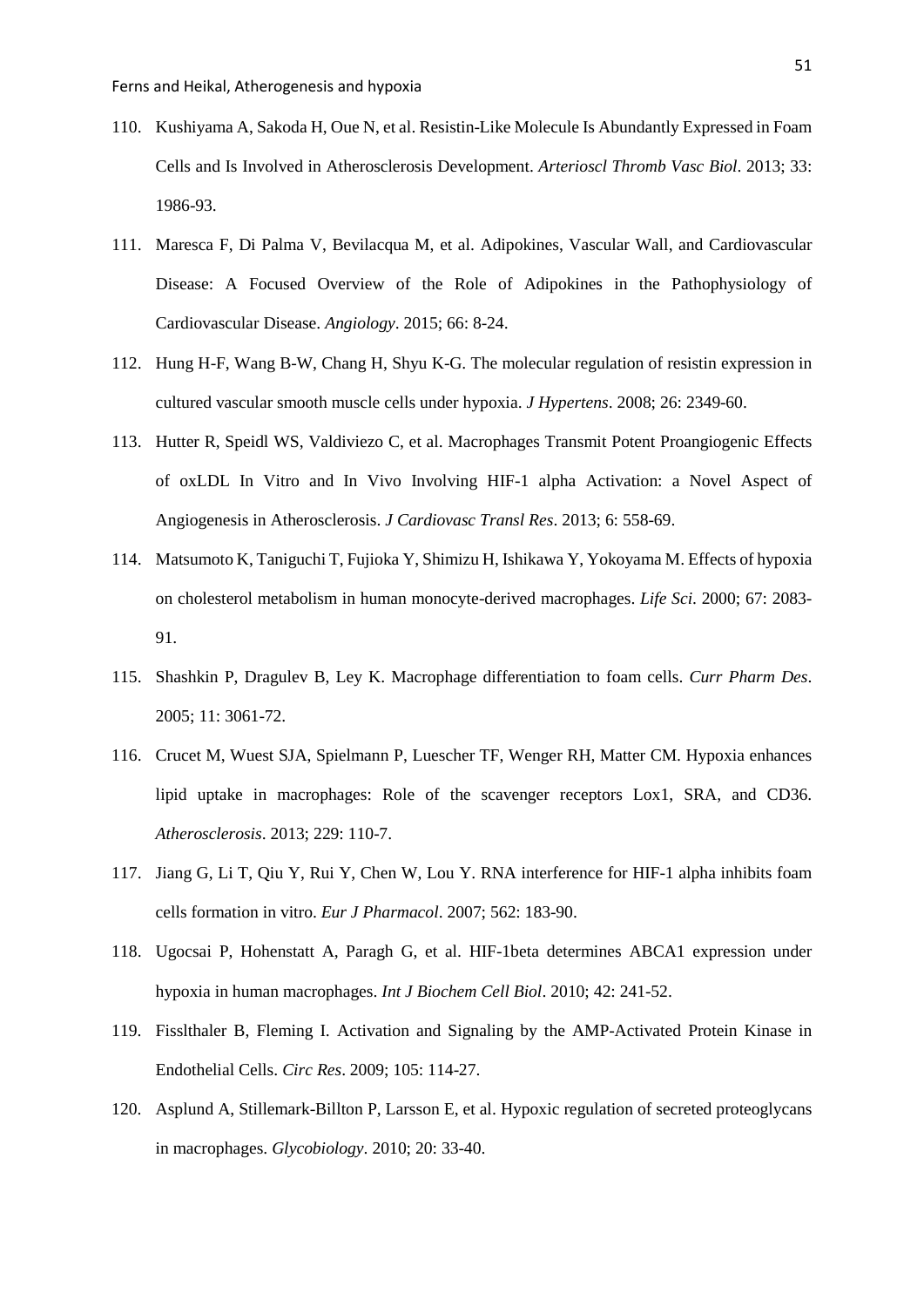110. Kushiyama A, Sakoda H, Oue N, et al. Resistin-Like Molecule Is Abundantly Expressed in Foam Cells and Is Involved in Atherosclerosis Development. *Arterioscl Thromb Vasc Biol*. 2013; 33: 1986-93.

111. Maresca F, Di Palma V, Bevilacqua M, et al. Adipokines, Vascular Wall, and Cardiovascular Disease: A Focused Overview of the Role of Adipokines in the Pathophysiology of Cardiovascular Disease. *Angiology*. 2015; 66: 8-24.

112. Hung H-F, Wang B-W, Chang H, Shyu K-G. The molecular regulation of resistin expression in cultured vascular smooth muscle cells under hypoxia. *J Hypertens*. 2008; 26: 2349-60.

113. Hutter R, Speidl WS, Valdiviezo C, et al. Macrophages Transmit Potent Proangiogenic Effects of oxLDL In Vitro and In Vivo Involving HIF-1 alpha Activation: a Novel Aspect of Angiogenesis in Atherosclerosis. *J Cardiovasc Transl Res*. 2013; 6: 558-69.

114. Matsumoto K, Taniguchi T, Fujioka Y, Shimizu H, Ishikawa Y, Yokoyama M. Effects of hypoxia on cholesterol metabolism in human monocyte-derived macrophages. *Life Sci*. 2000; 67: 2083-91.

115. Shashkin P, Dragulev B, Ley K. Macrophage differentiation to foam cells. *Curr Pharm Des*. 2005; 11: 3061-72.

116. Crucet M, Wuest SJA, Spielmann P, Luescher TF, Wenger RH, Matter CM. Hypoxia enhances lipid uptake in macrophages: Role of the scavenger receptors Lox1, SRA, and CD36. *Atherosclerosis*. 2013; 229: 110-7.

117. Jiang G, Li T, Qiu Y, Rui Y, Chen W, Lou Y. RNA interference for HIF-1 alpha inhibits foam cells formation in vitro. *Eur J Pharmacol*. 2007; 562: 183-90.

118. Ugocsai P, Hohenstatt A, Paragh G, et al. HIF-1beta determines ABCA1 expression under hypoxia in human macrophages. *Int J Biochem Cell Biol*. 2010; 42: 241-52.

119. Fisslthaler B, Fleming I. Activation and Signaling by the AMP-Activated Protein Kinase in Endothelial Cells. *Circ Res*. 2009; 105: 114-27.

120. Asplund A, Stillemark-Billton P, Larsson E, et al. Hypoxic regulation of secreted proteoglycans in macrophages. *Glycobiology*. 2010; 20: 33-40.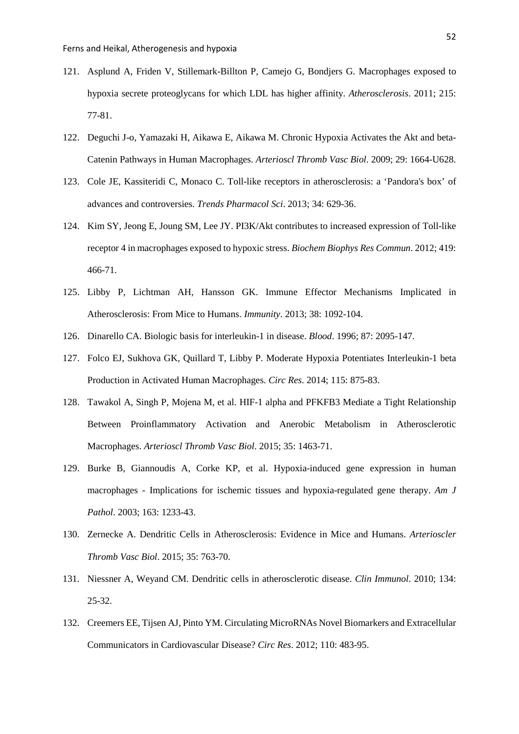121. Asplund A, Friden V, Stillemark-Billton P, Camejo G, Bondjers G. Macrophages exposed to hypoxia secrete proteoglycans for which LDL has higher affinity. *Atherosclerosis*. 2011; 215: 77-81.
122. Deguchi J-o, Yamazaki H, Aikawa E, Aikawa M. Chronic Hypoxia Activates the Akt and beta-Catenin Pathways in Human Macrophages. *Arterioscl Thromb Vasc Biol*. 2009; 29: 1664-U628.
123. Cole JE, Kassiteridi C, Monaco C. Toll-like receptors in atherosclerosis: a 'Pandora's box' of advances and controversies. *Trends Pharmacol Sci*. 2013; 34: 629-36.
124. Kim SY, Jeong E, Joung SM, Lee JY. PI3K/Akt contributes to increased expression of Toll-like receptor 4 in macrophages exposed to hypoxic stress. *Biochem Biophys Res Commun*. 2012; 419: 466-71.
125. Libby P, Lichtman AH, Hansson GK. Immune Effector Mechanisms Implicated in Atherosclerosis: From Mice to Humans. *Immunity*. 2013; 38: 1092-104.
126. Dinarello CA. Biologic basis for interleukin-1 in disease. *Blood*. 1996; 87: 2095-147.
127. Folco EJ, Sukhova GK, Quillard T, Libby P. Moderate Hypoxia Potentiates Interleukin-1 beta Production in Activated Human Macrophages. *Circ Res*. 2014; 115: 875-83.
128. Tawakol A, Singh P, Mojena M, et al. HIF-1 alpha and PFKFB3 Mediate a Tight Relationship Between Proinflammatory Activation and Anerobic Metabolism in Atherosclerotic Macrophages. *Arterioscl Thromb Vasc Biol*. 2015; 35: 1463-71.
129. Burke B, Giannoudis A, Corke KP, et al. Hypoxia-induced gene expression in human macrophages - Implications for ischemic tissues and hypoxia-regulated gene therapy. *Am J Pathol*. 2003; 163: 1233-43.
130. Zernecke A. Dendritic Cells in Atherosclerosis: Evidence in Mice and Humans. *Arterioscler Thromb Vasc Biol*. 2015; 35: 763-70.
131. Niessner A, Weyand CM. Dendritic cells in atherosclerotic disease. *Clin Immunol*. 2010; 134: 25-32.
132. Creemers EE, Tijsen AJ, Pinto YM. Circulating MicroRNAs Novel Biomarkers and Extracellular Communicators in Cardiovascular Disease? *Circ Res*. 2012; 110: 483-95.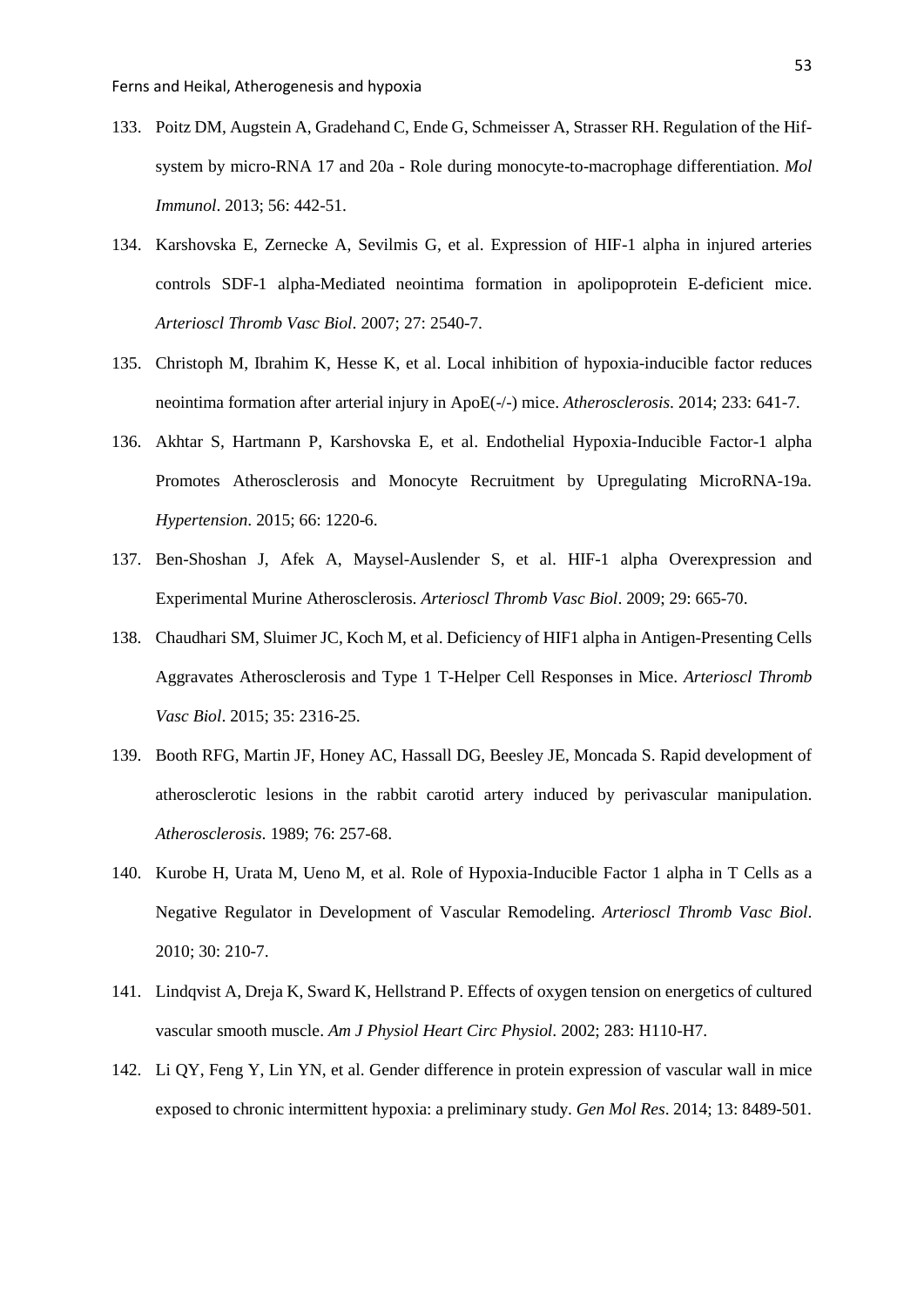133. Poitz DM, Augstein A, Gradehand C, Ende G, Schmeisser A, Strasser RH. Regulation of the Hif-system by micro-RNA 17 and 20a - Role during monocyte-to-macrophage differentiation. *Mol Immunol*. 2013; 56: 442-51.

134. Karshovska E, Zernecke A, Sevilmis G, et al. Expression of HIF-1 alpha in injured arteries controls SDF-1 alpha-Mediated neointima formation in apolipoprotein E-deficient mice. *Arterioscl Thromb Vasc Biol*. 2007; 27: 2540-7.

135. Christoph M, Ibrahim K, Hesse K, et al. Local inhibition of hypoxia-inducible factor reduces neointima formation after arterial injury in ApoE(-/-) mice. *Atherosclerosis*. 2014; 233: 641-7.

136. Akhtar S, Hartmann P, Karshovska E, et al. Endothelial Hypoxia-Inducible Factor-1 alpha Promotes Atherosclerosis and Monocyte Recruitment by Upregulating MicroRNA-19a. *Hypertension*. 2015; 66: 1220-6.

137. Ben-Shoshan J, Afek A, Maysel-Auslender S, et al. HIF-1 alpha Overexpression and Experimental Murine Atherosclerosis. *Arterioscl Thromb Vasc Biol*. 2009; 29: 665-70.

138. Chaudhari SM, Sluimer JC, Koch M, et al. Deficiency of HIF1 alpha in Antigen-Presenting Cells Aggravates Atherosclerosis and Type 1 T-Helper Cell Responses in Mice. *Arterioscl Thromb Vasc Biol*. 2015; 35: 2316-25.

139. Booth RFG, Martin JF, Honey AC, Hassall DG, Beesley JE, Moncada S. Rapid development of atherosclerotic lesions in the rabbit carotid artery induced by perivascular manipulation. *Atherosclerosis*. 1989; 76: 257-68.

140. Kurobe H, Urata M, Ueno M, et al. Role of Hypoxia-Inducible Factor 1 alpha in T Cells as a Negative Regulator in Development of Vascular Remodeling. *Arterioscl Thromb Vasc Biol*. 2010; 30: 210-7.

141. Lindqvist A, Dreja K, Sward K, Hellstrand P. Effects of oxygen tension on energetics of cultured vascular smooth muscle. *Am J Physiol Heart Circ Physiol*. 2002; 283: H110-H7.

142. Li QY, Feng Y, Lin YN, et al. Gender difference in protein expression of vascular wall in mice exposed to chronic intermittent hypoxia: a preliminary study. *Gen Mol Res*. 2014; 13: 8489-501.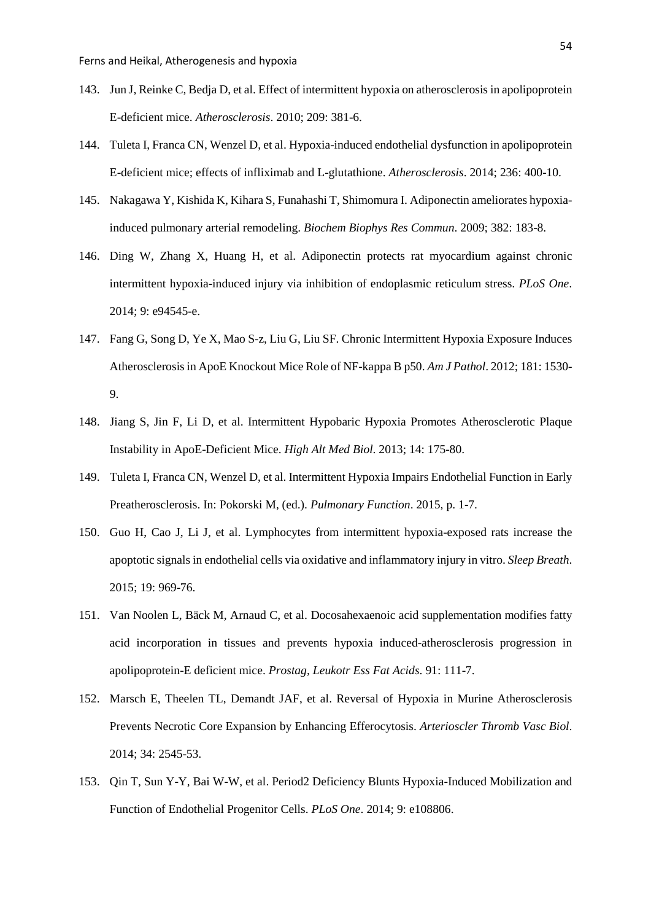143. Jun J, Reinke C, Bedja D, et al. Effect of intermittent hypoxia on atherosclerosis in apolipoprotein E-deficient mice. *Atherosclerosis*. 2010; 209: 381-6.

144. Tuleta I, Franca CN, Wenzel D, et al. Hypoxia-induced endothelial dysfunction in apolipoprotein E-deficient mice; effects of infliximab and L-glutathione. *Atherosclerosis*. 2014; 236: 400-10.

145. Nakagawa Y, Kishida K, Kihara S, Funahashi T, Shimomura I. Adiponectin ameliorates hypoxia-induced pulmonary arterial remodeling. *Biochem Biophys Res Commun*. 2009; 382: 183-8.

146. Ding W, Zhang X, Huang H, et al. Adiponectin protects rat myocardium against chronic intermittent hypoxia-induced injury via inhibition of endoplasmic reticulum stress. *PLoS One*. 2014; 9: e94545-e.

147. Fang G, Song D, Ye X, Mao S-z, Liu G, Liu SF. Chronic Intermittent Hypoxia Exposure Induces Atherosclerosis in ApoE Knockout Mice Role of NF-kappa B p50. *Am J Pathol*. 2012; 181: 1530-9.

148. Jiang S, Jin F, Li D, et al. Intermittent Hypobaric Hypoxia Promotes Atherosclerotic Plaque Instability in ApoE-Deficient Mice. *High Alt Med Biol*. 2013; 14: 175-80.

149. Tuleta I, Franca CN, Wenzel D, et al. Intermittent Hypoxia Impairs Endothelial Function in Early Preatherosclerosis. In: Pokorski M, (ed.). *Pulmonary Function*. 2015, p. 1-7.

150. Guo H, Cao J, Li J, et al. Lymphocytes from intermittent hypoxia-exposed rats increase the apoptotic signals in endothelial cells via oxidative and inflammatory injury in vitro. *Sleep Breath*. 2015; 19: 969-76.

151. Van Noolen L, Bäck M, Arnaud C, et al. Docosahexaenoic acid supplementation modifies fatty acid incorporation in tissues and prevents hypoxia induced-atherosclerosis progression in apolipoprotein-E deficient mice. *Prostag, Leukotr Ess Fat Acids*. 91: 111-7.

152. Marsch E, Theelen TL, Demandt JAF, et al. Reversal of Hypoxia in Murine Atherosclerosis Prevents Necrotic Core Expansion by Enhancing Efferocytosis. *Arterioscler Thromb Vasc Biol*. 2014; 34: 2545-53.

153. Qin T, Sun Y-Y, Bai W-W, et al. Period2 Deficiency Blunts Hypoxia-Induced Mobilization and Function of Endothelial Progenitor Cells. *PLoS One*. 2014; 9: e108806.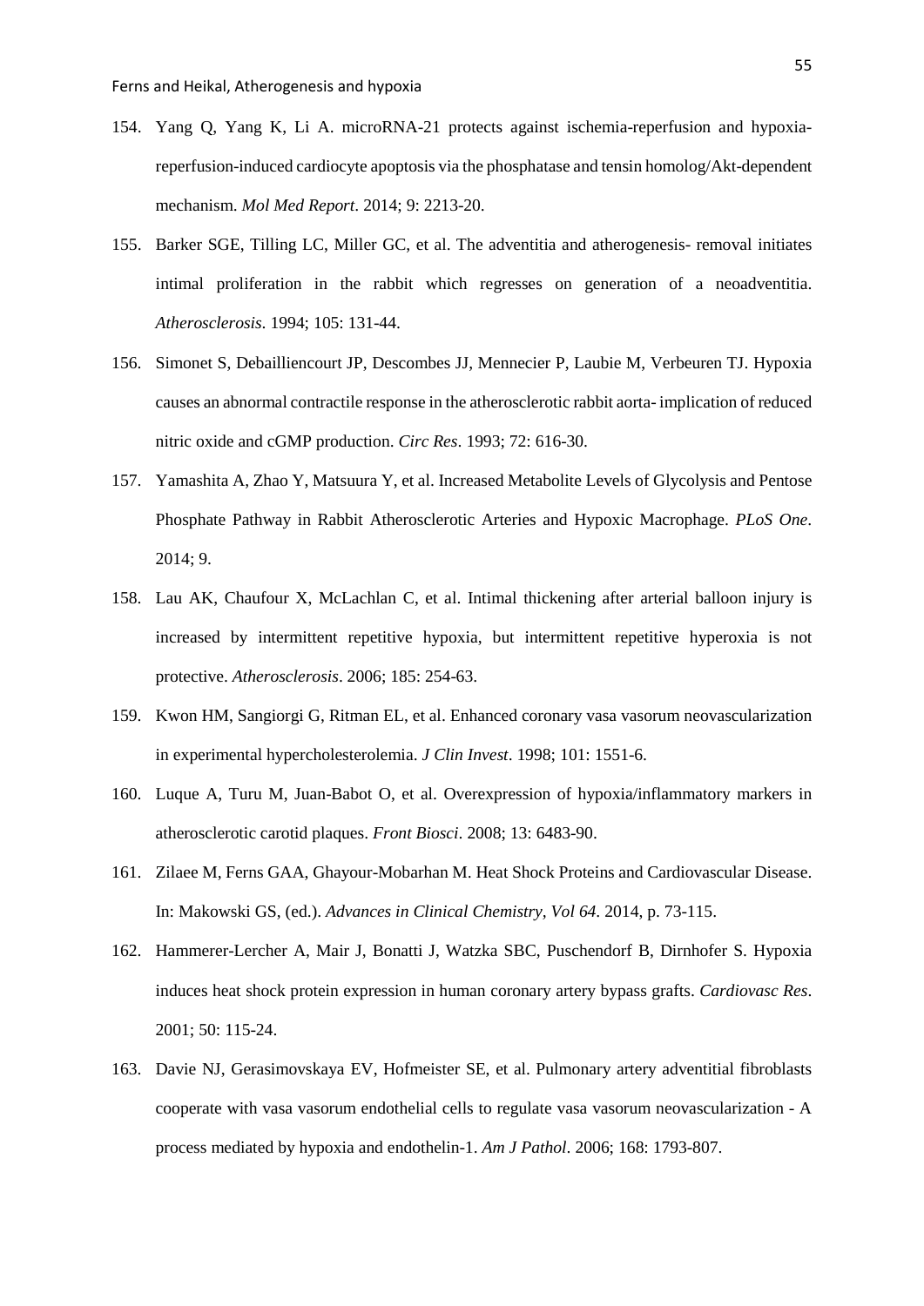154. Yang Q, Yang K, Li A. microRNA-21 protects against ischemia-reperfusion and hypoxia-reperfusion-induced cardiocyte apoptosis via the phosphatase and tensin homolog/Akt-dependent mechanism. *Mol Med Report*. 2014; 9: 2213-20.

155. Barker SGE, Tilling LC, Miller GC, et al. The adventitia and atherogenesis- removal initiates intimal proliferation in the rabbit which regresses on generation of a neoadventitia. *Atherosclerosis*. 1994; 105: 131-44.

156. Simonet S, Debailliencourt JP, Descombes JJ, Mennecier P, Laubie M, Verbeuren TJ. Hypoxia causes an abnormal contractile response in the atherosclerotic rabbit aorta- implication of reduced nitric oxide and cGMP production. *Circ Res*. 1993; 72: 616-30.

157. Yamashita A, Zhao Y, Matsuura Y, et al. Increased Metabolite Levels of Glycolysis and Pentose Phosphate Pathway in Rabbit Atherosclerotic Arteries and Hypoxic Macrophage. *PLoS One*. 2014; 9.

158. Lau AK, Chaufour X, McLachlan C, et al. Intimal thickening after arterial balloon injury is increased by intermittent repetitive hypoxia, but intermittent repetitive hyperoxia is not protective. *Atherosclerosis*. 2006; 185: 254-63.

159. Kwon HM, Sangiorgi G, Ritman EL, et al. Enhanced coronary vasa vasorum neovascularization in experimental hypercholesterolemia. *J Clin Invest*. 1998; 101: 1551-6.

160. Luque A, Turu M, Juan-Babot O, et al. Overexpression of hypoxia/inflammatory markers in atherosclerotic carotid plaques. *Front Biosci*. 2008; 13: 6483-90.

161. Zilaee M, Ferns GAA, Ghayour-Mobarhan M. Heat Shock Proteins and Cardiovascular Disease. In: Makowski GS, (ed.). *Advances in Clinical Chemistry, Vol 64*. 2014, p. 73-115.

162. Hammerer-Lercher A, Mair J, Bonatti J, Watzka SBC, Puschendorf B, Dirnhofer S. Hypoxia induces heat shock protein expression in human coronary artery bypass grafts. *Cardiovasc Res*. 2001; 50: 115-24.

163. Davie NJ, Gerasimovskaya EV, Hofmeister SE, et al. Pulmonary artery adventitial fibroblasts cooperate with vasa vasorum endothelial cells to regulate vasa vasorum neovascularization - A process mediated by hypoxia and endothelin-1. *Am J Pathol*. 2006; 168: 1793-807.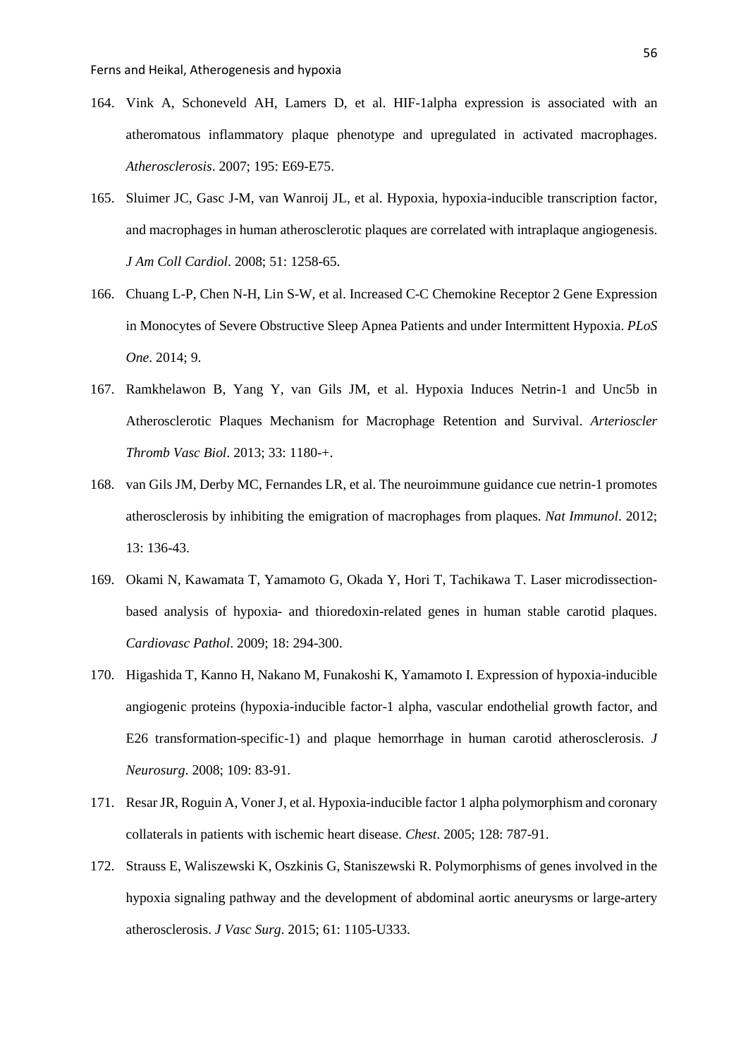164. Vink A, Schoneveld AH, Lamers D, et al. HIF-1alpha expression is associated with an atheromatous inflammatory plaque phenotype and upregulated in activated macrophages. *Atherosclerosis*. 2007; 195: E69-E75.

165. Sluimer JC, Gasc J-M, van Wanroij JL, et al. Hypoxia, hypoxia-inducible transcription factor, and macrophages in human atherosclerotic plaques are correlated with intraplaque angiogenesis. *J Am Coll Cardiol*. 2008; 51: 1258-65.

166. Chuang L-P, Chen N-H, Lin S-W, et al. Increased C-C Chemokine Receptor 2 Gene Expression in Monocytes of Severe Obstructive Sleep Apnea Patients and under Intermittent Hypoxia. *PLoS One*. 2014; 9.

167. Ramkhelawon B, Yang Y, van Gils JM, et al. Hypoxia Induces Netrin-1 and Unc5b in Atherosclerotic Plaques Mechanism for Macrophage Retention and Survival. *Arterioscler Thromb Vasc Biol*. 2013; 33: 1180-+.

168. van Gils JM, Derby MC, Fernandes LR, et al. The neuroimmune guidance cue netrin-1 promotes atherosclerosis by inhibiting the emigration of macrophages from plaques. *Nat Immunol*. 2012; 13: 136-43.

169. Okami N, Kawamata T, Yamamoto G, Okada Y, Hori T, Tachikawa T. Laser microdissection-based analysis of hypoxia- and thioredoxin-related genes in human stable carotid plaques. *Cardiovasc Pathol*. 2009; 18: 294-300.

170. Higashida T, Kanno H, Nakano M, Funakoshi K, Yamamoto I. Expression of hypoxia-inducible angiogenic proteins (hypoxia-inducible factor-1 alpha, vascular endothelial growth factor, and E26 transformation-specific-1) and plaque hemorrhage in human carotid atherosclerosis. *J Neurosurg*. 2008; 109: 83-91.

171. Resar JR, Roguin A, Voner J, et al. Hypoxia-inducible factor 1 alpha polymorphism and coronary collaterals in patients with ischemic heart disease. *Chest*. 2005; 128: 787-91.

172. Strauss E, Waliszewski K, Oszkinis G, Staniszewski R. Polymorphisms of genes involved in the hypoxia signaling pathway and the development of abdominal aortic aneurysms or large-artery atherosclerosis. *J Vasc Surg*. 2015; 61: 1105-U333.